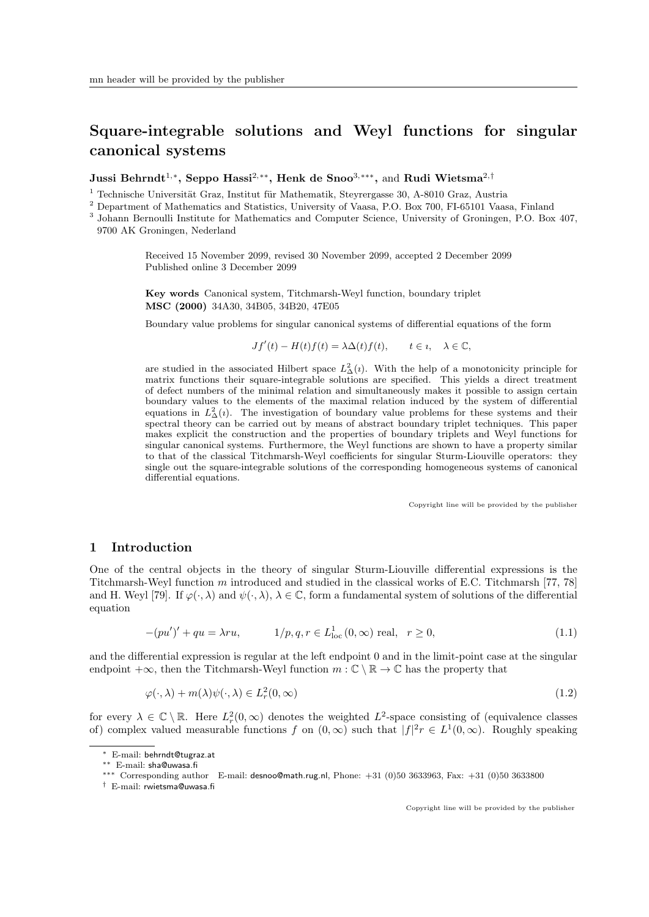# Square-integrable solutions and Weyl functions for singular canonical systems

**Jussi Behrndt**[1,*], **Seppo Hassi**[2,**], **Henk de Snoo**[3,***], and **Rudi Wietsma**[2,†]

[1] Technische Universität Graz, Institut für Mathematik, Steyrergasse 30, A-8010 Graz, Austria

[2] Department of Mathematics and Statistics, University of Vaasa, P.O. Box 700, FI-65101 Vaasa, Finland

[3] Johann Bernoulli Institute for Mathematics and Computer Science, University of Groningen, P.O. Box 407, 9700 AK Groningen, Nederland

Received 15 November 2099, revised 30 November 2099, accepted 2 December 2099
Published online 3 December 2099

**Key words** Canonical system, Titchmarsh-Weyl function, boundary triplet
**MSC (2000)** 34A30, 34B05, 34B20, 47E05

Boundary value problems for singular canonical systems of differential equations of the form

$$Jf'(t) - H(t)f(t) = \lambda\Delta(t)f(t), \qquad t \in \imath, \quad \lambda \in \mathbb{C},$$

are studied in the associated Hilbert space $L^2_\Delta(\imath)$. With the help of a monotonicity principle for matrix functions their square-integrable solutions are specified. This yields a direct treatment of defect numbers of the minimal relation and simultaneously makes it possible to assign certain boundary values to the elements of the maximal relation induced by the system of differential equations in $L^2_\Delta(\imath)$. The investigation of boundary value problems for these systems and their spectral theory can be carried out by means of abstract boundary triplet techniques. This paper makes explicit the construction and the properties of boundary triplets and Weyl functions for singular canonical systems. Furthermore, the Weyl functions are shown to have a property similar to that of the classical Titchmarsh-Weyl coefficients for singular Sturm-Liouville operators: they single out the square-integrable solutions of the corresponding homogeneous systems of canonical differential equations.

## 1 Introduction

One of the central objects in the theory of singular Sturm-Liouville differential expressions is the Titchmarsh-Weyl function $m$ introduced and studied in the classical works of E.C. Titchmarsh [77, 78] and H. Weyl [79]. If $\varphi(\cdot,\lambda)$ and $\psi(\cdot,\lambda)$, $\lambda \in \mathbb{C}$, form a fundamental system of solutions of the differential equation

$$-(pu')' + qu = \lambda ru, \qquad 1/p, q, r \in L^1_{\mathrm{loc}}(0,\infty) \text{ real}, \quad r \geq 0, \tag{1.1}$$

and the differential expression is regular at the left endpoint 0 and in the limit-point case at the singular endpoint $+\infty$, then the Titchmarsh-Weyl function $m : \mathbb{C}\setminus\mathbb{R} \to \mathbb{C}$ has the property that

$$\varphi(\cdot,\lambda) + m(\lambda)\psi(\cdot,\lambda) \in L^2_r(0,\infty) \tag{1.2}$$

for every $\lambda \in \mathbb{C}\setminus\mathbb{R}$. Here $L^2_r(0,\infty)$ denotes the weighted $L^2$-space consisting of (equivalence classes of) complex valued measurable functions $f$ on $(0,\infty)$ such that $|f|^2 r \in L^1(0,\infty)$. Roughly speaking

---

\* E-mail: behrndt@tugraz.at

\*\* E-mail: sha@uwasa.fi

\*\*\* Corresponding author E-mail: desnoo@math.rug.nl, Phone: +31 (0)50 3633963, Fax: +31 (0)50 3633800

† E-mail: rwietsma@uwasa.fi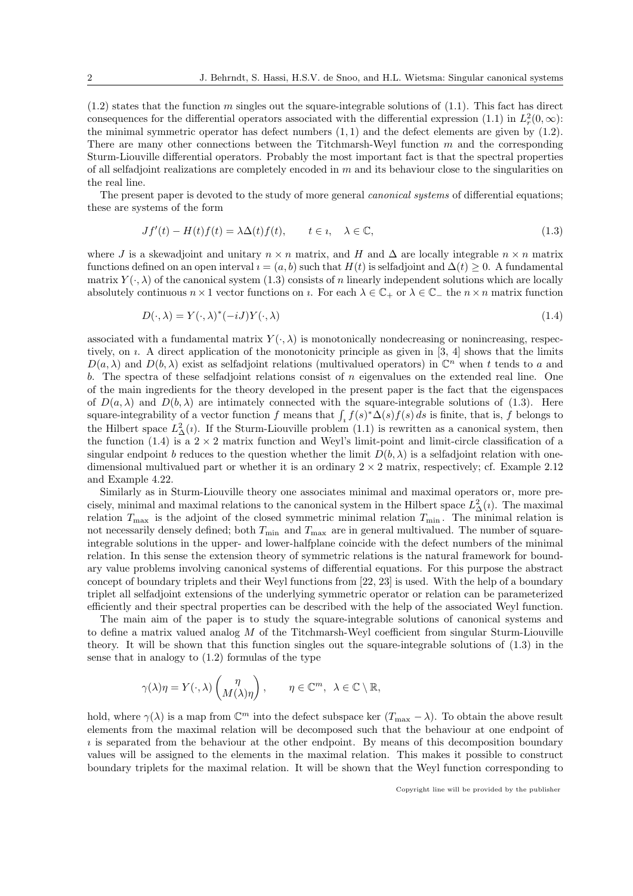(1.2) states that the function $m$ singles out the square-integrable solutions of (1.1). This fact has direct consequences for the differential operators associated with the differential expression (1.1) in $L^2_r(0,\infty)$: the minimal symmetric operator has defect numbers $(1,1)$ and the defect elements are given by (1.2). There are many other connections between the Titchmarsh-Weyl function $m$ and the corresponding Sturm-Liouville differential operators. Probably the most important fact is that the spectral properties of all selfadjoint realizations are completely encoded in $m$ and its behaviour close to the singularities on the real line.

The present paper is devoted to the study of more general *canonical systems* of differential equations; these are systems of the form

$$Jf'(t) - H(t)f(t) = \lambda\Delta(t)f(t), \qquad t \in \imath, \quad \lambda \in \mathbb{C}, \tag{1.3}$$

where $J$ is a skewadjoint and unitary $n \times n$ matrix, and $H$ and $\Delta$ are locally integrable $n \times n$ matrix functions defined on an open interval $\imath = (a,b)$ such that $H(t)$ is selfadjoint and $\Delta(t) \geq 0$. A fundamental matrix $Y(\cdot,\lambda)$ of the canonical system (1.3) consists of $n$ linearly independent solutions which are locally absolutely continuous $n \times 1$ vector functions on $\imath$. For each $\lambda \in \mathbb{C}_+$ or $\lambda \in \mathbb{C}_-$ the $n \times n$ matrix function

$$D(\cdot,\lambda) = Y(\cdot,\lambda)^*(-iJ)Y(\cdot,\lambda) \tag{1.4}$$

associated with a fundamental matrix $Y(\cdot,\lambda)$ is monotonically nondecreasing or nonincreasing, respectively, on $\imath$. A direct application of the monotonicity principle as given in [3, 4] shows that the limits $D(a,\lambda)$ and $D(b,\lambda)$ exist as selfadjoint relations (multivalued operators) in $\mathbb{C}^n$ when $t$ tends to $a$ and $b$. The spectra of these selfadjoint relations consist of $n$ eigenvalues on the extended real line. One of the main ingredients for the theory developed in the present paper is the fact that the eigenspaces of $D(a,\lambda)$ and $D(b,\lambda)$ are intimately connected with the square-integrable solutions of (1.3). Here square-integrability of a vector function $f$ means that $\int_\imath f(s)^*\Delta(s)f(s)\,ds$ is finite, that is, $f$ belongs to the Hilbert space $L^2_\Delta(\imath)$. If the Sturm-Liouville problem (1.1) is rewritten as a canonical system, then the function (1.4) is a $2 \times 2$ matrix function and Weyl's limit-point and limit-circle classification of a singular endpoint $b$ reduces to the question whether the limit $D(b,\lambda)$ is a selfadjoint relation with one-dimensional multivalued part or whether it is an ordinary $2 \times 2$ matrix, respectively; cf. Example 2.12 and Example 4.22.

Similarly as in Sturm-Liouville theory one associates minimal and maximal operators or, more precisely, minimal and maximal relations to the canonical system in the Hilbert space $L^2_\Delta(\imath)$. The maximal relation $T_{\max}$ is the adjoint of the closed symmetric minimal relation $T_{\min}$. The minimal relation is not necessarily densely defined; both $T_{\min}$ and $T_{\max}$ are in general multivalued. The number of square-integrable solutions in the upper- and lower-halfplane coincide with the defect numbers of the minimal relation. In this sense the extension theory of symmetric relations is the natural framework for boundary value problems involving canonical systems of differential equations. For this purpose the abstract concept of boundary triplets and their Weyl functions from [22, 23] is used. With the help of a boundary triplet all selfadjoint extensions of the underlying symmetric operator or relation can be parameterized efficiently and their spectral properties can be described with the help of the associated Weyl function.

The main aim of the paper is to study the square-integrable solutions of canonical systems and to define a matrix valued analog $M$ of the Titchmarsh-Weyl coefficient from singular Sturm-Liouville theory. It will be shown that this function singles out the square-integrable solutions of (1.3) in the sense that in analogy to (1.2) formulas of the type

$$\gamma(\lambda)\eta = Y(\cdot,\lambda)\begin{pmatrix} \eta \\ M(\lambda)\eta \end{pmatrix}, \qquad \eta \in \mathbb{C}^m, \ \ \lambda \in \mathbb{C}\setminus\mathbb{R},$$

hold, where $\gamma(\lambda)$ is a map from $\mathbb{C}^m$ into the defect subspace $\ker\,(T_{\max} - \lambda)$. To obtain the above result elements from the maximal relation will be decomposed such that the behaviour at one endpoint of $\imath$ is separated from the behaviour at the other endpoint. By means of this decomposition boundary values will be assigned to the elements in the maximal relation. This makes it possible to construct boundary triplets for the maximal relation. It will be shown that the Weyl function corresponding to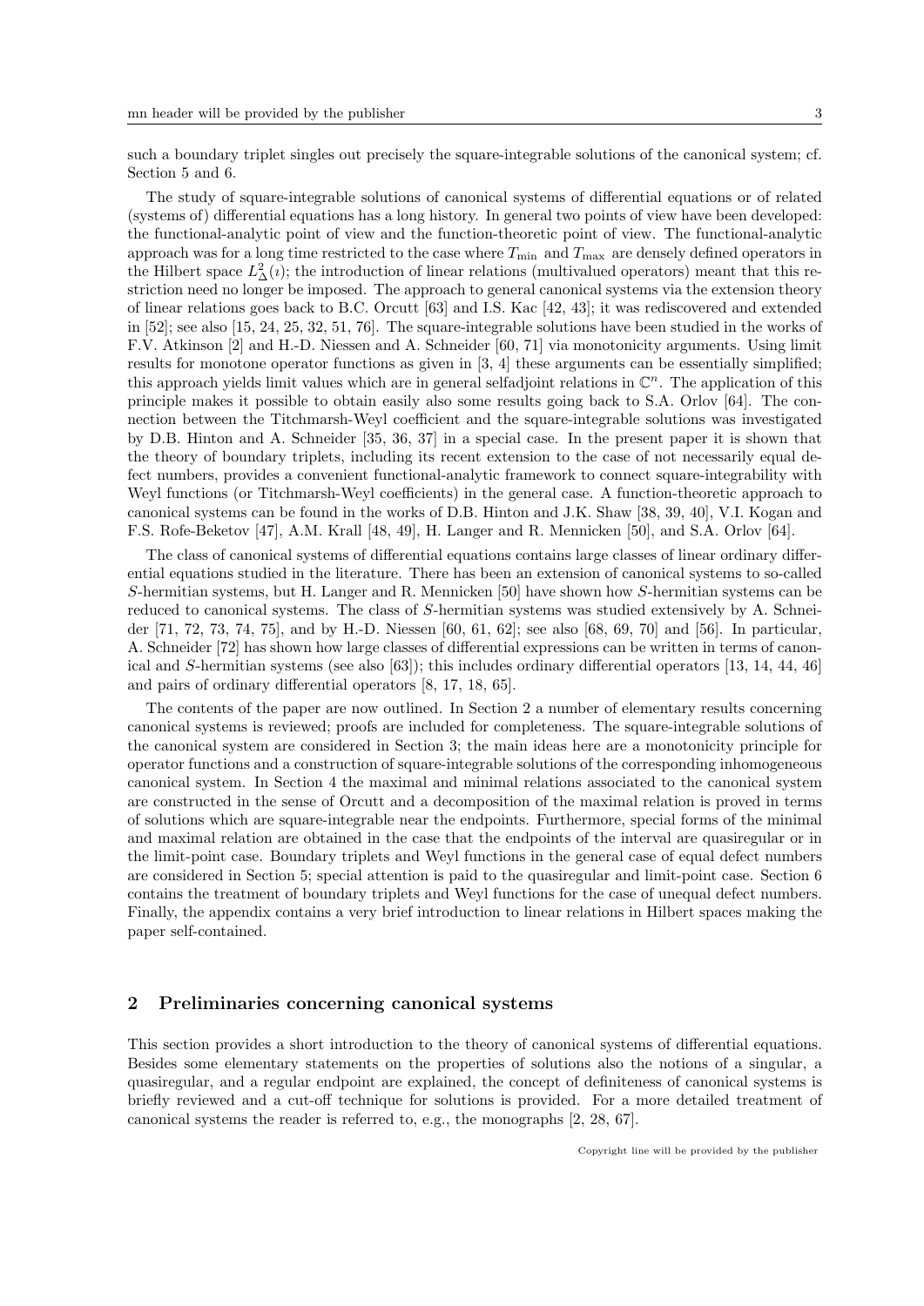such a boundary triplet singles out precisely the square-integrable solutions of the canonical system; cf. Section 5 and 6.

The study of square-integrable solutions of canonical systems of differential equations or of related (systems of) differential equations has a long history. In general two points of view have been developed: the functional-analytic point of view and the function-theoretic point of view. The functional-analytic approach was for a long time restricted to the case where $T_{\min}$ and $T_{\max}$ are densely defined operators in the Hilbert space $L^2_\Delta(\imath)$; the introduction of linear relations (multivalued operators) meant that this restriction need no longer be imposed. The approach to general canonical systems via the extension theory of linear relations goes back to B.C. Orcutt [63] and I.S. Kac [42, 43]; it was rediscovered and extended in [52]; see also [15, 24, 25, 32, 51, 76]. The square-integrable solutions have been studied in the works of F.V. Atkinson [2] and H.-D. Niessen and A. Schneider [60, 71] via monotonicity arguments. Using limit results for monotone operator functions as given in [3, 4] these arguments can be essentially simplified; this approach yields limit values which are in general selfadjoint relations in $\mathbb{C}^n$. The application of this principle makes it possible to obtain easily also some results going back to S.A. Orlov [64]. The connection between the Titchmarsh-Weyl coefficient and the square-integrable solutions was investigated by D.B. Hinton and A. Schneider [35, 36, 37] in a special case. In the present paper it is shown that the theory of boundary triplets, including its recent extension to the case of not necessarily equal defect numbers, provides a convenient functional-analytic framework to connect square-integrability with Weyl functions (or Titchmarsh-Weyl coefficients) in the general case. A function-theoretic approach to canonical systems can be found in the works of D.B. Hinton and J.K. Shaw [38, 39, 40], V.I. Kogan and F.S. Rofe-Beketov [47], A.M. Krall [48, 49], H. Langer and R. Mennicken [50], and S.A. Orlov [64].

The class of canonical systems of differential equations contains large classes of linear ordinary differential equations studied in the literature. There has been an extension of canonical systems to so-called $S$-hermitian systems, but H. Langer and R. Mennicken [50] have shown how $S$-hermitian systems can be reduced to canonical systems. The class of $S$-hermitian systems was studied extensively by A. Schneider [71, 72, 73, 74, 75], and by H.-D. Niessen [60, 61, 62]; see also [68, 69, 70] and [56]. In particular, A. Schneider [72] has shown how large classes of differential expressions can be written in terms of canonical and $S$-hermitian systems (see also [63]); this includes ordinary differential operators [13, 14, 44, 46] and pairs of ordinary differential operators [8, 17, 18, 65].

The contents of the paper are now outlined. In Section 2 a number of elementary results concerning canonical systems is reviewed; proofs are included for completeness. The square-integrable solutions of the canonical system are considered in Section 3; the main ideas here are a monotonicity principle for operator functions and a construction of square-integrable solutions of the corresponding inhomogeneous canonical system. In Section 4 the maximal and minimal relations associated to the canonical system are constructed in the sense of Orcutt and a decomposition of the maximal relation is proved in terms of solutions which are square-integrable near the endpoints. Furthermore, special forms of the minimal and maximal relation are obtained in the case that the endpoints of the interval are quasiregular or in the limit-point case. Boundary triplets and Weyl functions in the general case of equal defect numbers are considered in Section 5; special attention is paid to the quasiregular and limit-point case. Section 6 contains the treatment of boundary triplets and Weyl functions for the case of unequal defect numbers. Finally, the appendix contains a very brief introduction to linear relations in Hilbert spaces making the paper self-contained.

## 2 Preliminaries concerning canonical systems

This section provides a short introduction to the theory of canonical systems of differential equations. Besides some elementary statements on the properties of solutions also the notions of a singular, a quasiregular, and a regular endpoint are explained, the concept of definiteness of canonical systems is briefly reviewed and a cut-off technique for solutions is provided. For a more detailed treatment of canonical systems the reader is referred to, e.g., the monographs [2, 28, 67].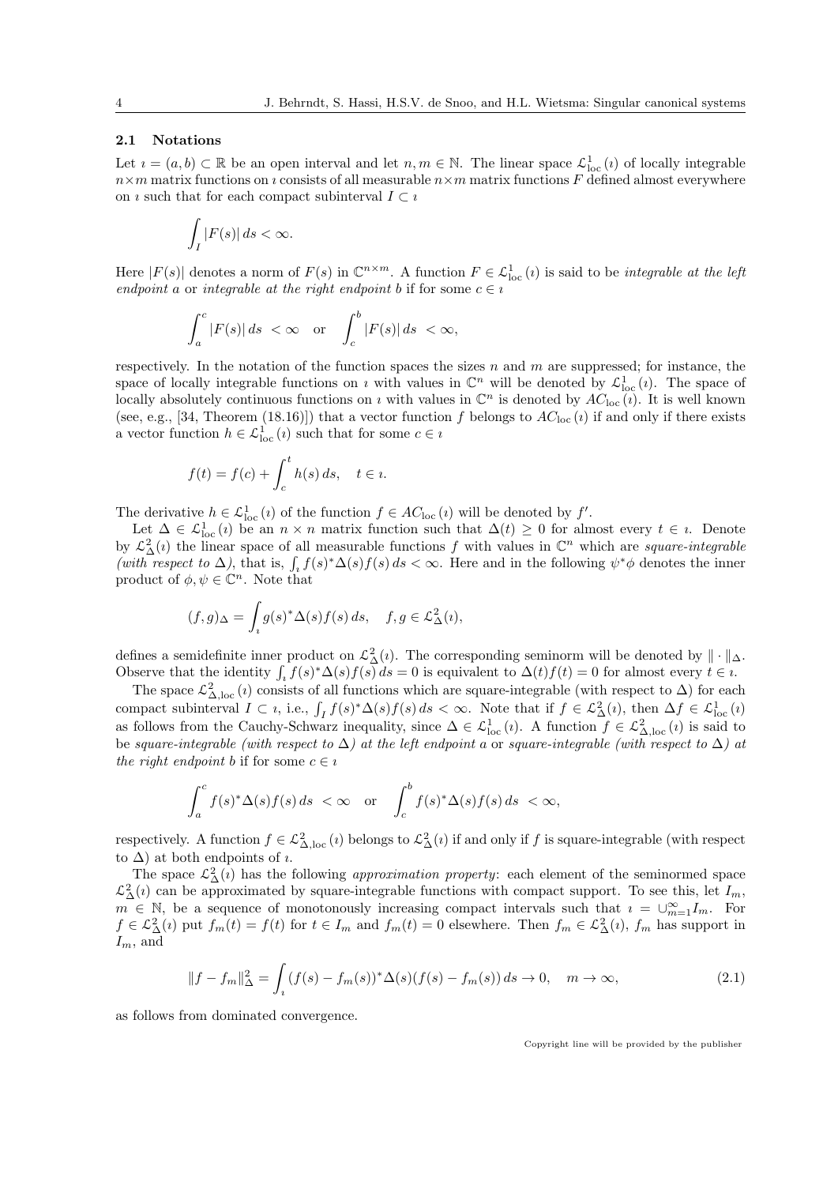### 2.1 Notations

Let $\imath = (a,b) \subset \mathbb{R}$ be an open interval and let $n, m \in \mathbb{N}$. The linear space $\mathcal{L}^1_{\rm loc}(\imath)$ of locally integrable $n \times m$ matrix functions on $\imath$ consists of all measurable $n \times m$ matrix functions $F$ defined almost everywhere on $\imath$ such that for each compact subinterval $I \subset \imath$

$$\int_I |F(s)|\, ds < \infty.$$

Here $|F(s)|$ denotes a norm of $F(s)$ in $\mathbb{C}^{n\times m}$. A function $F \in \mathcal{L}^1_{\rm loc}(\imath)$ is said to be *integrable at the left endpoint* $a$ or *integrable at the right endpoint* $b$ if for some $c \in \imath$

$$\int_a^c |F(s)|\, ds \ < \infty \quad \text{or} \quad \int_c^b |F(s)|\, ds \ < \infty,$$

respectively. In the notation of the function spaces the sizes $n$ and $m$ are suppressed; for instance, the space of locally integrable functions on $\imath$ with values in $\mathbb{C}^n$ will be denoted by $\mathcal{L}^1_{\rm loc}(\imath)$. The space of locally absolutely continuous functions on $\imath$ with values in $\mathbb{C}^n$ is denoted by $AC_{\rm loc}(\imath)$. It is well known (see, e.g., [34, Theorem (18.16)]) that a vector function $f$ belongs to $AC_{\rm loc}(\imath)$ if and only if there exists a vector function $h \in \mathcal{L}^1_{\rm loc}(\imath)$ such that for some $c \in \imath$

$$f(t) = f(c) + \int_c^t h(s)\, ds, \quad t \in \imath.$$

The derivative $h \in \mathcal{L}^1_{\rm loc}(\imath)$ of the function $f \in AC_{\rm loc}(\imath)$ will be denoted by $f'$.

Let $\Delta \in \mathcal{L}^1_{\rm loc}(\imath)$ be an $n \times n$ matrix function such that $\Delta(t) \geq 0$ for almost every $t \in \imath$. Denote by $\mathcal{L}^2_\Delta(\imath)$ the linear space of all measurable functions $f$ with values in $\mathbb{C}^n$ which are *square-integrable (with respect to* $\Delta$*)*, that is, $\int_\imath f(s)^*\Delta(s)f(s)\, ds < \infty$. Here and in the following $\psi^*\phi$ denotes the inner product of $\phi, \psi \in \mathbb{C}^n$. Note that

$$(f,g)_\Delta = \int_\imath g(s)^*\Delta(s)f(s)\, ds, \quad f, g \in \mathcal{L}^2_\Delta(\imath),$$

defines a semidefinite inner product on $\mathcal{L}^2_\Delta(\imath)$. The corresponding seminorm will be denoted by $\|\cdot\|_\Delta$. Observe that the identity $\int_\imath f(s)^*\Delta(s)f(s)\, ds = 0$ is equivalent to $\Delta(t)f(t) = 0$ for almost every $t \in \imath$.

The space $\mathcal{L}^2_{\Delta,\rm loc}(\imath)$ consists of all functions which are square-integrable (with respect to $\Delta$) for each compact subinterval $I \subset \imath$, i.e., $\int_I f(s)^*\Delta(s)f(s)\, ds < \infty$. Note that if $f \in \mathcal{L}^2_\Delta(\imath)$, then $\Delta f \in \mathcal{L}^1_{\rm loc}(\imath)$ as follows from the Cauchy-Schwarz inequality, since $\Delta \in \mathcal{L}^1_{\rm loc}(\imath)$. A function $f \in \mathcal{L}^2_{\Delta,\rm loc}(\imath)$ is said to be *square-integrable (with respect to* $\Delta$*) at the left endpoint* $a$ or *square-integrable (with respect to* $\Delta$*) at the right endpoint* $b$ if for some $c \in \imath$

$$\int_a^c f(s)^*\Delta(s)f(s)\, ds \ < \infty \quad \text{or} \quad \int_c^b f(s)^*\Delta(s)f(s)\, ds \ < \infty,$$

respectively. A function $f \in \mathcal{L}^2_{\Delta,\rm loc}(\imath)$ belongs to $\mathcal{L}^2_\Delta(\imath)$ if and only if $f$ is square-integrable (with respect to $\Delta$) at both endpoints of $\imath$.

The space $\mathcal{L}^2_\Delta(\imath)$ has the following *approximation property*: each element of the seminormed space $\mathcal{L}^2_\Delta(\imath)$ can be approximated by square-integrable functions with compact support. To see this, let $I_m$, $m \in \mathbb{N}$, be a sequence of monotonously increasing compact intervals such that $\imath = \cup_{m=1}^\infty I_m$. For $f \in \mathcal{L}^2_\Delta(\imath)$ put $f_m(t) = f(t)$ for $t \in I_m$ and $f_m(t) = 0$ elsewhere. Then $f_m \in \mathcal{L}^2_\Delta(\imath)$, $f_m$ has support in $I_m$, and

$$\|f - f_m\|^2_\Delta = \int_\imath (f(s) - f_m(s))^*\Delta(s)(f(s) - f_m(s))\, ds \to 0, \quad m \to \infty, \tag{2.1}$$

as follows from dominated convergence.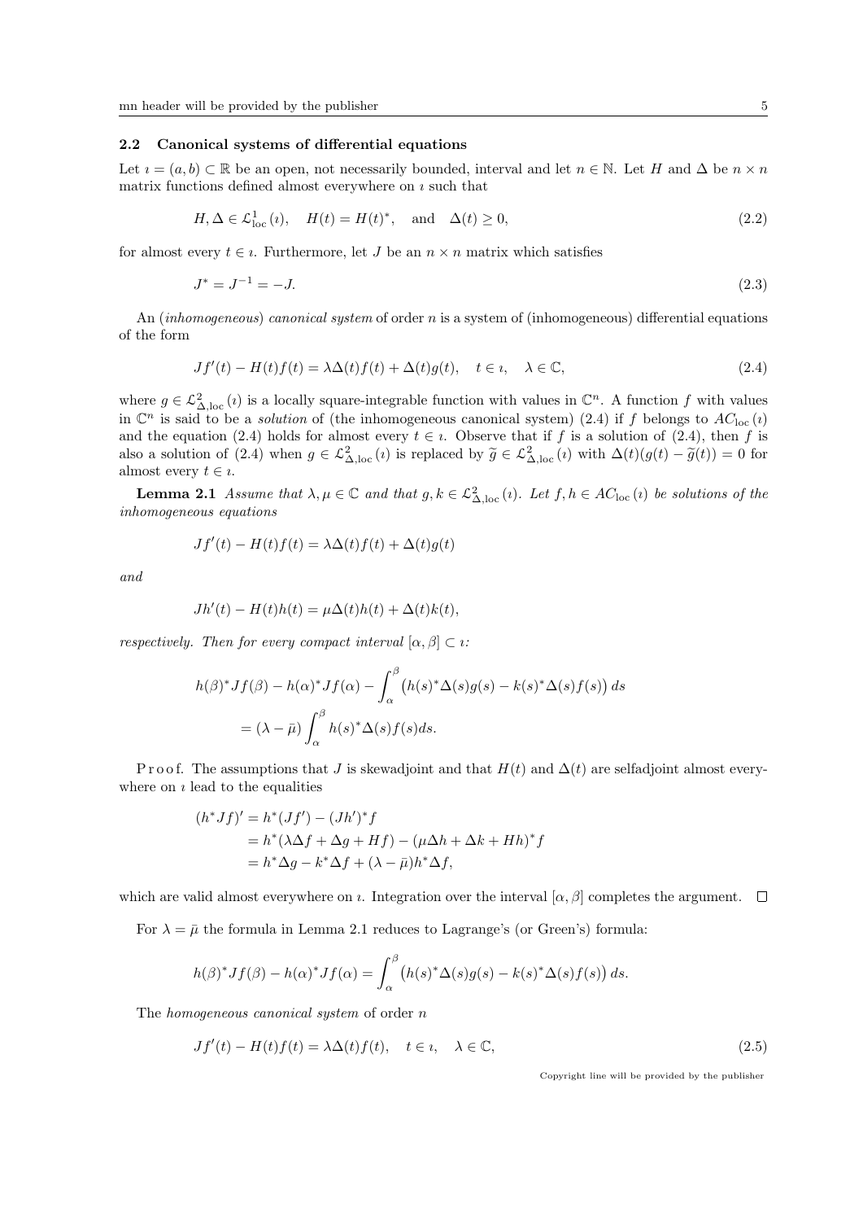### 2.2 Canonical systems of differential equations

Let $\imath = (a, b) \subset \mathbb{R}$ be an open, not necessarily bounded, interval and let $n \in \mathbb{N}$. Let $H$ and $\Delta$ be $n \times n$ matrix functions defined almost everywhere on $\imath$ such that

$$H, \Delta \in \mathcal{L}^1_{\rm loc}(\imath), \quad H(t) = H(t)^*, \quad \text{and} \quad \Delta(t) \geq 0, \tag{2.2}$$

for almost every $t \in \imath$. Furthermore, let $J$ be an $n \times n$ matrix which satisfies

$$J^* = J^{-1} = -J. \tag{2.3}$$

An (*inhomogeneous*) *canonical system* of order $n$ is a system of (inhomogeneous) differential equations of the form

$$Jf'(t) - H(t)f(t) = \lambda \Delta(t) f(t) + \Delta(t) g(t), \quad t \in \imath, \quad \lambda \in \mathbb{C}, \tag{2.4}$$

where $g \in \mathcal{L}^2_{\Delta,\rm loc}(\imath)$ is a locally square-integrable function with values in $\mathbb{C}^n$. A function $f$ with values in $\mathbb{C}^n$ is said to be a *solution* of (the inhomogeneous canonical system) (2.4) if $f$ belongs to $AC_{\rm loc}(\imath)$ and the equation (2.4) holds for almost every $t \in \imath$. Observe that if $f$ is a solution of (2.4), then $f$ is also a solution of (2.4) when $g \in \mathcal{L}^2_{\Delta,\rm loc}(\imath)$ is replaced by $\widetilde{g} \in \mathcal{L}^2_{\Delta,\rm loc}(\imath)$ with $\Delta(t)(g(t) - \widetilde{g}(t)) = 0$ for almost every $t \in \imath$.

**Lemma 2.1** *Assume that $\lambda, \mu \in \mathbb{C}$ and that $g, k \in \mathcal{L}^2_{\Delta,\rm loc}(\imath)$. Let $f, h \in AC_{\rm loc}(\imath)$ be solutions of the inhomogeneous equations*

$$Jf'(t) - H(t)f(t) = \lambda \Delta(t) f(t) + \Delta(t) g(t)$$

*and*

$$Jh'(t) - H(t)h(t) = \mu \Delta(t) h(t) + \Delta(t) k(t),$$

*respectively. Then for every compact interval $[\alpha, \beta] \subset \imath$:*

$$\begin{aligned} h(\beta)^* J f(\beta) - h(\alpha)^* J f(\alpha) - \int_\alpha^\beta \big(h(s)^* \Delta(s) g(s) - k(s)^* \Delta(s) f(s)\big)\, ds \\ = (\lambda - \bar{\mu}) \int_\alpha^\beta h(s)^* \Delta(s) f(s) ds. \end{aligned}$$

Proof. The assumptions that $J$ is skewadjoint and that $H(t)$ and $\Delta(t)$ are selfadjoint almost everywhere on $\imath$ lead to the equalities

$$\begin{aligned} (h^* J f)' &= h^*(Jf') - (Jh')^* f \\ &= h^*(\lambda \Delta f + \Delta g + Hf) - (\mu \Delta h + \Delta k + Hh)^* f \\ &= h^* \Delta g - k^* \Delta f + (\lambda - \bar{\mu}) h^* \Delta f, \end{aligned}$$

which are valid almost everywhere on $\imath$. Integration over the interval $[\alpha, \beta]$ completes the argument. $\square$

For $\lambda = \bar{\mu}$ the formula in Lemma 2.1 reduces to Lagrange's (or Green's) formula:

$$h(\beta)^* J f(\beta) - h(\alpha)^* J f(\alpha) = \int_\alpha^\beta \big(h(s)^* \Delta(s) g(s) - k(s)^* \Delta(s) f(s)\big)\, ds.$$

The *homogeneous canonical system* of order $n$

$$Jf'(t) - H(t)f(t) = \lambda \Delta(t) f(t), \quad t \in \imath, \quad \lambda \in \mathbb{C}, \tag{2.5}$$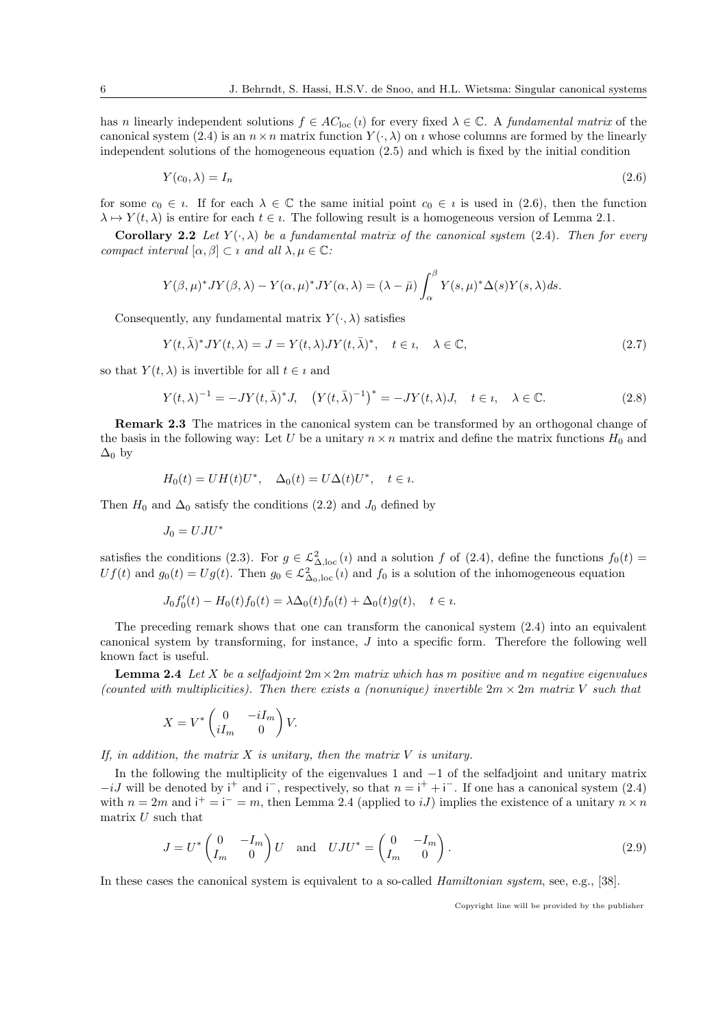has $n$ linearly independent solutions $f \in AC_{\rm loc}(\imath)$ for every fixed $\lambda \in \mathbb{C}$. A *fundamental matrix* of the canonical system (2.4) is an $n \times n$ matrix function $Y(\cdot, \lambda)$ on $\imath$ whose columns are formed by the linearly independent solutions of the homogeneous equation (2.5) and which is fixed by the initial condition

$$Y(c_0, \lambda) = I_n \tag{2.6}$$

for some $c_0 \in \imath$. If for each $\lambda \in \mathbb{C}$ the same initial point $c_0 \in \imath$ is used in (2.6), then the function $\lambda \mapsto Y(t, \lambda)$ is entire for each $t \in \imath$. The following result is a homogeneous version of Lemma 2.1.

**Corollary 2.2** *Let $Y(\cdot, \lambda)$ be a fundamental matrix of the canonical system (2.4). Then for every compact interval $[\alpha, \beta] \subset \imath$ and all $\lambda, \mu \in \mathbb{C}$:*

$$Y(\beta, \mu)^* J Y(\beta, \lambda) - Y(\alpha, \mu)^* J Y(\alpha, \lambda) = (\lambda - \bar{\mu}) \int_\alpha^\beta Y(s, \mu)^* \Delta(s) Y(s, \lambda) ds.$$

Consequently, any fundamental matrix $Y(\cdot, \lambda)$ satisfies

$$Y(t, \bar{\lambda})^* J Y(t, \lambda) = J = Y(t, \lambda) J Y(t, \bar{\lambda})^*, \quad t \in \imath, \quad \lambda \in \mathbb{C}, \tag{2.7}$$

so that $Y(t, \lambda)$ is invertible for all $t \in \imath$ and

$$Y(t, \lambda)^{-1} = -J Y(t, \bar{\lambda})^* J, \quad \left(Y(t, \bar{\lambda})^{-1}\right)^* = -J Y(t, \lambda) J, \quad t \in \imath, \quad \lambda \in \mathbb{C}. \tag{2.8}$$

**Remark 2.3** The matrices in the canonical system can be transformed by an orthogonal change of the basis in the following way: Let $U$ be a unitary $n \times n$ matrix and define the matrix functions $H_0$ and $\Delta_0$ by

$$H_0(t) = U H(t) U^*, \quad \Delta_0(t) = U \Delta(t) U^*, \quad t \in \imath.$$

Then $H_0$ and $\Delta_0$ satisfy the conditions (2.2) and $J_0$ defined by

$$J_0 = U J U^*$$

satisfies the conditions (2.3). For $g \in \mathcal{L}^2_{\Delta, \rm loc}(\imath)$ and a solution $f$ of (2.4), define the functions $f_0(t) = U f(t)$ and $g_0(t) = U g(t)$. Then $g_0 \in \mathcal{L}^2_{\Delta_0, \rm loc}(\imath)$ and $f_0$ is a solution of the inhomogeneous equation

$$J_0 f_0'(t) - H_0(t) f_0(t) = \lambda \Delta_0(t) f_0(t) + \Delta_0(t) g(t), \quad t \in \imath.$$

The preceding remark shows that one can transform the canonical system (2.4) into an equivalent canonical system by transforming, for instance, $J$ into a specific form. Therefore the following well known fact is useful.

**Lemma 2.4** *Let $X$ be a selfadjoint $2m \times 2m$ matrix which has $m$ positive and $m$ negative eigenvalues (counted with multiplicities). Then there exists a (nonunique) invertible $2m \times 2m$ matrix $V$ such that*

$$X = V^* \begin{pmatrix} 0 & -iI_m \\ iI_m & 0 \end{pmatrix} V.$$

*If, in addition, the matrix $X$ is unitary, then the matrix $V$ is unitary.*

In the following the multiplicity of the eigenvalues 1 and $-1$ of the selfadjoint and unitary matrix $-iJ$ will be denoted by $\mathfrak{i}^+$ and $\mathfrak{i}^-$, respectively, so that $n = \mathfrak{i}^+ + \mathfrak{i}^-$. If one has a canonical system (2.4) with $n = 2m$ and $\mathfrak{i}^+ = \mathfrak{i}^- = m$, then Lemma 2.4 (applied to $iJ$) implies the existence of a unitary $n \times n$ matrix $U$ such that

$$J = U^* \begin{pmatrix} 0 & -I_m \\ I_m & 0 \end{pmatrix} U \quad \text{and} \quad U J U^* = \begin{pmatrix} 0 & -I_m \\ I_m & 0 \end{pmatrix}. \tag{2.9}$$

In these cases the canonical system is equivalent to a so-called *Hamiltonian system*, see, e.g., [38].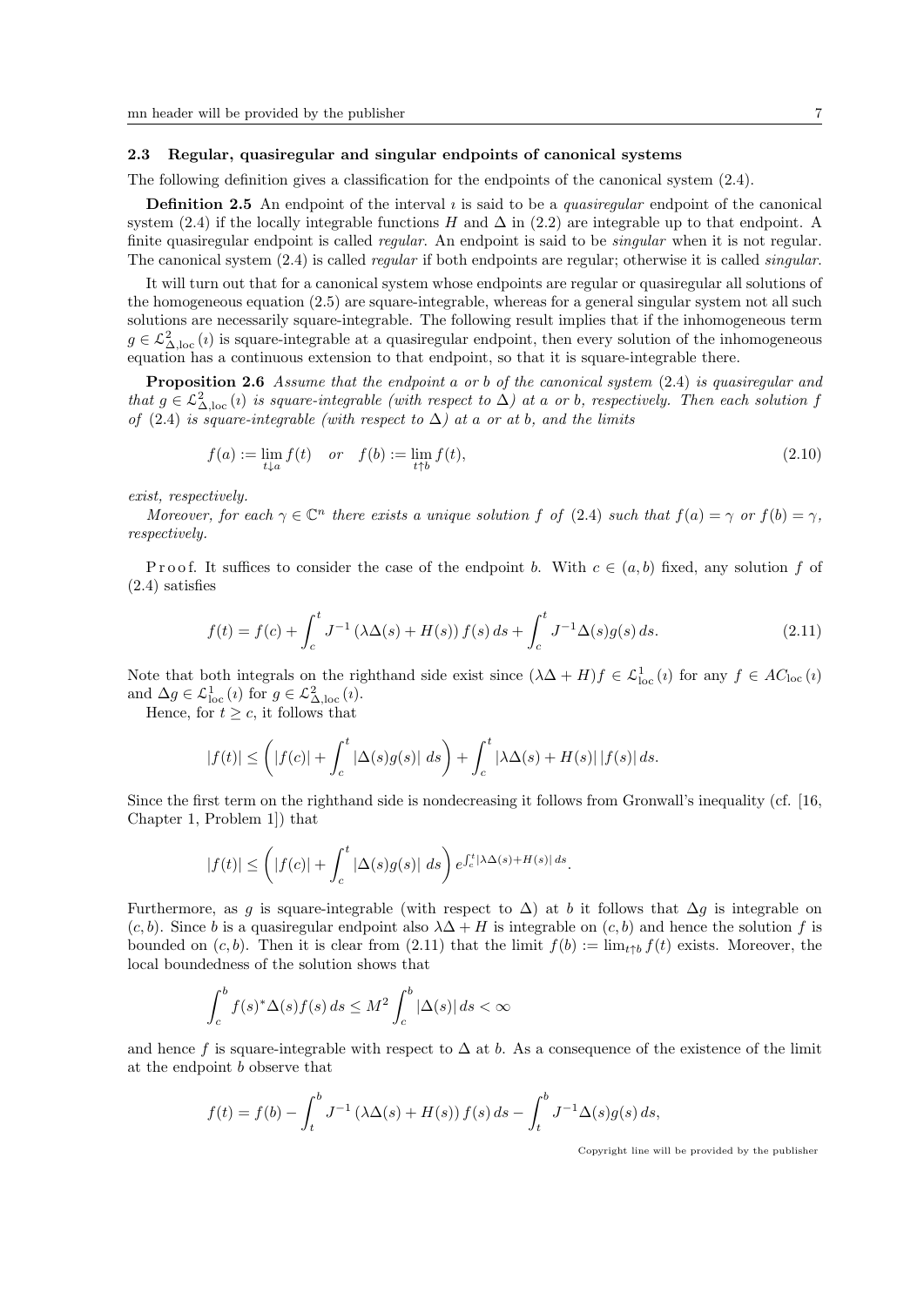### 2.3 Regular, quasiregular and singular endpoints of canonical systems

The following definition gives a classification for the endpoints of the canonical system (2.4).

**Definition 2.5** An endpoint of the interval $\imath$ is said to be a *quasiregular* endpoint of the canonical system (2.4) if the locally integrable functions $H$ and $\Delta$ in (2.2) are integrable up to that endpoint. A finite quasiregular endpoint is called *regular*. An endpoint is said to be *singular* when it is not regular. The canonical system (2.4) is called *regular* if both endpoints are regular; otherwise it is called *singular*.

It will turn out that for a canonical system whose endpoints are regular or quasiregular all solutions of the homogeneous equation (2.5) are square-integrable, whereas for a general singular system not all such solutions are necessarily square-integrable. The following result implies that if the inhomogeneous term $g \in \mathcal{L}^2_{\Delta,\mathrm{loc}}(\imath)$ is square-integrable at a quasiregular endpoint, then every solution of the inhomogeneous equation has a continuous extension to that endpoint, so that it is square-integrable there.

**Proposition 2.6** *Assume that the endpoint $a$ or $b$ of the canonical system (2.4) is quasiregular and that $g \in \mathcal{L}^2_{\Delta,\mathrm{loc}}(\imath)$ is square-integrable (with respect to $\Delta$) at $a$ or $b$, respectively. Then each solution $f$ of (2.4) is square-integrable (with respect to $\Delta$) at $a$ or at $b$, and the limits*

$$f(a) := \lim_{t \downarrow a} f(t) \quad \text{or} \quad f(b) := \lim_{t \uparrow b} f(t), \tag{2.10}$$

*exist, respectively.*

*Moreover, for each $\gamma \in \mathbb{C}^n$ there exists a unique solution $f$ of (2.4) such that $f(a) = \gamma$ or $f(b) = \gamma$, respectively.*

Proof. It suffices to consider the case of the endpoint $b$. With $c \in (a,b)$ fixed, any solution $f$ of (2.4) satisfies

$$f(t) = f(c) + \int_c^t J^{-1}\left(\lambda\Delta(s) + H(s)\right) f(s)\, ds + \int_c^t J^{-1}\Delta(s) g(s)\, ds. \tag{2.11}$$

Note that both integrals on the righthand side exist since $(\lambda\Delta + H)f \in \mathcal{L}^1_{\mathrm{loc}}(\imath)$ for any $f \in AC_{\mathrm{loc}}(\imath)$ and $\Delta g \in \mathcal{L}^1_{\mathrm{loc}}(\imath)$ for $g \in \mathcal{L}^2_{\Delta,\mathrm{loc}}(\imath)$.

Hence, for $t \geq c$, it follows that

$$|f(t)| \leq \left( |f(c)| + \int_c^t |\Delta(s) g(s)|\, ds \right) + \int_c^t |\lambda\Delta(s) + H(s)|\, |f(s)|\, ds.$$

Since the first term on the righthand side is nondecreasing it follows from Gronwall's inequality (cf. [16, Chapter 1, Problem 1]) that

$$|f(t)| \leq \left( |f(c)| + \int_c^t |\Delta(s) g(s)|\, ds \right) e^{\int_c^t |\lambda\Delta(s) + H(s)|\, ds}.$$

Furthermore, as $g$ is square-integrable (with respect to $\Delta$) at $b$ it follows that $\Delta g$ is integrable on $(c,b)$. Since $b$ is a quasiregular endpoint also $\lambda\Delta + H$ is integrable on $(c,b)$ and hence the solution $f$ is bounded on $(c,b)$. Then it is clear from (2.11) that the limit $f(b) := \lim_{t\uparrow b} f(t)$ exists. Moreover, the local boundedness of the solution shows that

$$\int_c^b f(s)^* \Delta(s) f(s)\, ds \leq M^2 \int_c^b |\Delta(s)|\, ds < \infty$$

and hence $f$ is square-integrable with respect to $\Delta$ at $b$. As a consequence of the existence of the limit at the endpoint $b$ observe that

$$f(t) = f(b) - \int_t^b J^{-1}\left(\lambda\Delta(s) + H(s)\right) f(s)\, ds - \int_t^b J^{-1}\Delta(s) g(s)\, ds,$$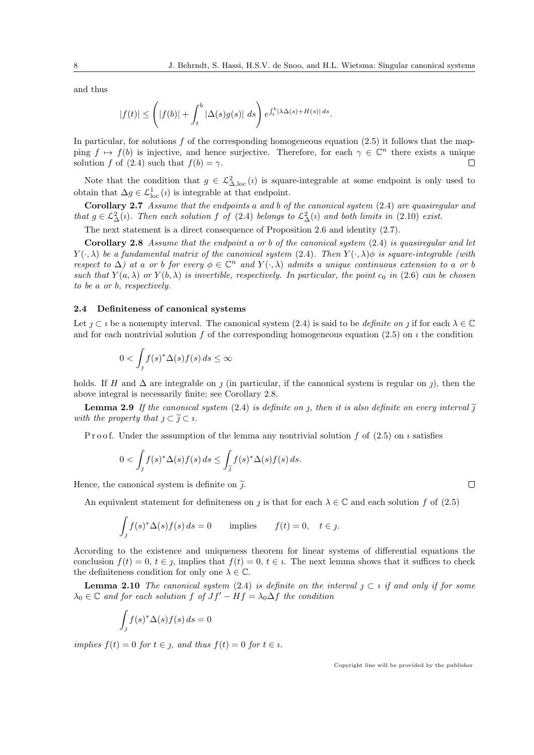and thus

$$|f(t)| \leq \left( |f(b)| + \int_t^b |\Delta(s)g(s)| \, ds \right) e^{\int_t^b |\lambda \Delta(s) + H(s)| \, ds}.$$

In particular, for solutions $f$ of the corresponding homogeneous equation (2.5) it follows that the mapping $f \mapsto f(b)$ is injective, and hence surjective. Therefore, for each $\gamma \in \mathbb{C}^n$ there exists a unique solution $f$ of (2.4) such that $f(b) = \gamma$. $\square$

Note that the condition that $g \in \mathcal{L}^2_{\Delta,\mathrm{loc}}(\imath)$ is square-integrable at some endpoint is only used to obtain that $\Delta g \in \mathcal{L}^1_{\mathrm{loc}}(\imath)$ is integrable at that endpoint.

**Corollary 2.7** *Assume that the endpoints $a$ and $b$ of the canonical system* (2.4) *are quasiregular and that $g \in \mathcal{L}^2_{\Delta}(\imath)$. Then each solution $f$ of* (2.4) *belongs to $\mathcal{L}^2_{\Delta}(\imath)$ and both limits in* (2.10) *exist.*

The next statement is a direct consequence of Proposition 2.6 and identity (2.7).

**Corollary 2.8** *Assume that the endpoint $a$ or $b$ of the canonical system* (2.4) *is quasiregular and let $Y(\cdot, \lambda)$ be a fundamental matrix of the canonical system* (2.4)*. Then $Y(\cdot, \lambda)\phi$ is square-integrable (with respect to $\Delta$) at $a$ or $b$ for every $\phi \in \mathbb{C}^n$ and $Y(\cdot, \lambda)$ admits a unique continuous extension to $a$ or $b$ such that $Y(a, \lambda)$ or $Y(b, \lambda)$ is invertible, respectively. In particular, the point $c_0$ in* (2.6) *can be chosen to be $a$ or $b$, respectively.*

### 2.4 Definiteness of canonical systems

Let $\jmath \subset \imath$ be a nonempty interval. The canonical system (2.4) is said to be *definite on $\jmath$* if for each $\lambda \in \mathbb{C}$ and for each nontrivial solution $f$ of the corresponding homogeneous equation (2.5) on $\imath$ the condition

$$0 < \int_\jmath f(s)^* \Delta(s) f(s) \, ds \leq \infty$$

holds. If $H$ and $\Delta$ are integrable on $\jmath$ (in particular, if the canonical system is regular on $\jmath$), then the above integral is necessarily finite; see Corollary 2.8.

**Lemma 2.9** *If the canonical system* (2.4) *is definite on $\jmath$, then it is also definite on every interval $\widetilde{\jmath}$ with the property that $\jmath \subset \widetilde{\jmath} \subset \imath$.*

Proof. Under the assumption of the lemma any nontrivial solution $f$ of (2.5) on $\imath$ satisfies

$$0 < \int_\jmath f(s)^* \Delta(s) f(s) \, ds \leq \int_{\widetilde{\jmath}} f(s)^* \Delta(s) f(s) \, ds.$$

Hence, the canonical system is definite on $\widetilde{\jmath}$. $\square$

An equivalent statement for definiteness on $\jmath$ is that for each $\lambda \in \mathbb{C}$ and each solution $f$ of (2.5)

$$\int_\jmath f(s)^* \Delta(s) f(s) \, ds = 0 \qquad \text{implies} \qquad f(t) = 0, \quad t \in \jmath.$$

According to the existence and uniqueness theorem for linear systems of differential equations the conclusion $f(t) = 0$, $t \in \jmath$, implies that $f(t) = 0$, $t \in \imath$. The next lemma shows that it suffices to check the definiteness condition for only one $\lambda \in \mathbb{C}$.

**Lemma 2.10** *The canonical system* (2.4) *is definite on the interval $\jmath \subset \imath$ if and only if for some $\lambda_0 \in \mathbb{C}$ and for each solution $f$ of $Jf' - Hf = \lambda_0 \Delta f$ the condition*

$$\int_\jmath f(s)^* \Delta(s) f(s) \, ds = 0$$

*implies $f(t) = 0$ for $t \in \jmath$, and thus $f(t) = 0$ for $t \in \imath$.*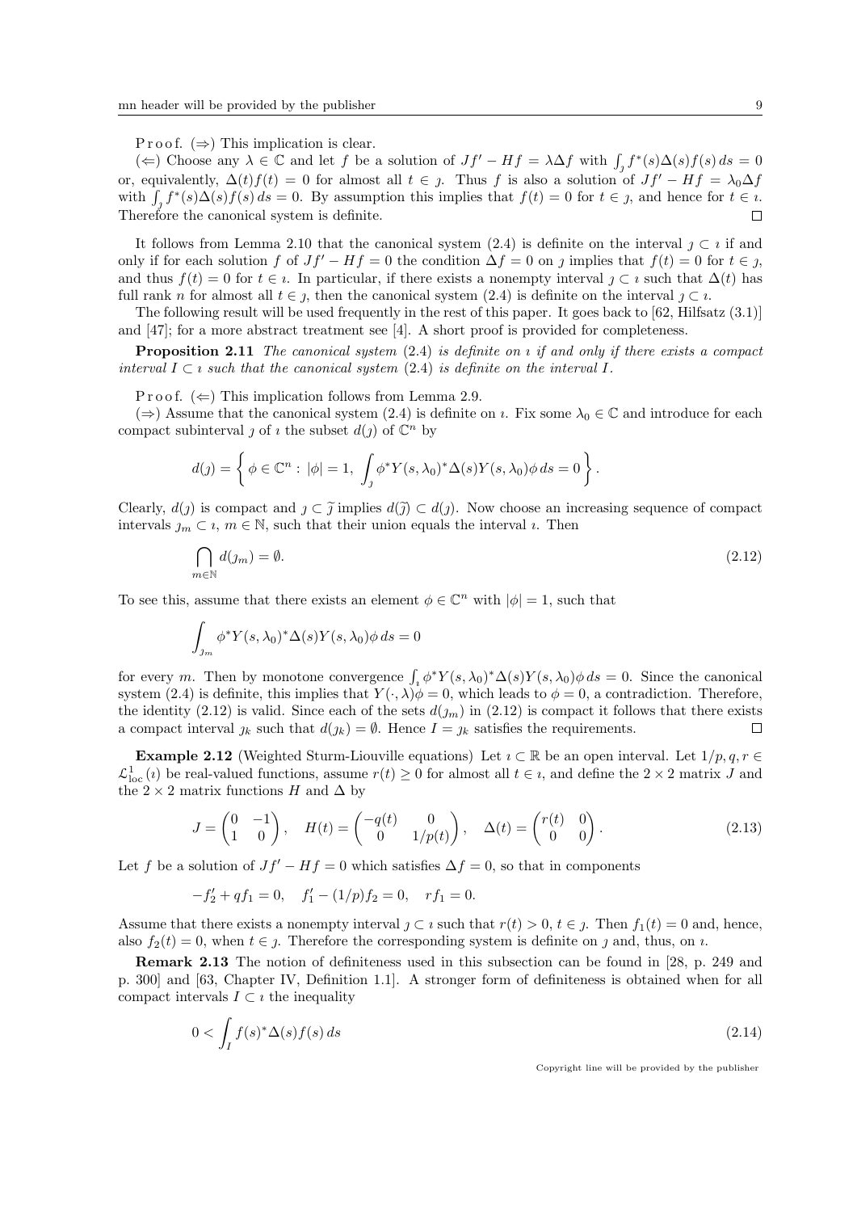P r o o f. ($\Rightarrow$) This implication is clear.

($\Leftarrow$) Choose any $\lambda \in \mathbb{C}$ and let $f$ be a solution of $Jf' - Hf = \lambda \Delta f$ with $\int_\jmath f^*(s)\Delta(s)f(s)\,ds = 0$ or, equivalently, $\Delta(t)f(t) = 0$ for almost all $t \in \jmath$. Thus $f$ is also a solution of $Jf' - Hf = \lambda_0 \Delta f$ with $\int_\jmath f^*(s)\Delta(s)f(s)\,ds = 0$. By assumption this implies that $f(t) = 0$ for $t \in \jmath$, and hence for $t \in \imath$. Therefore the canonical system is definite. $\square$

It follows from Lemma 2.10 that the canonical system (2.4) is definite on the interval $\jmath \subset \imath$ if and only if for each solution $f$ of $Jf' - Hf = 0$ the condition $\Delta f = 0$ on $\jmath$ implies that $f(t) = 0$ for $t \in \jmath$, and thus $f(t) = 0$ for $t \in \imath$. In particular, if there exists a nonempty interval $\jmath \subset \imath$ such that $\Delta(t)$ has full rank $n$ for almost all $t \in \jmath$, then the canonical system (2.4) is definite on the interval $\jmath \subset \imath$.

The following result will be used frequently in the rest of this paper. It goes back to [62, Hilfsatz (3.1)] and [47]; for a more abstract treatment see [4]. A short proof is provided for completeness.

**Proposition 2.11** *The canonical system* (2.4) *is definite on* $\imath$ *if and only if there exists a compact interval* $I \subset \imath$ *such that the canonical system* (2.4) *is definite on the interval* $I$.

P r o o f. ($\Leftarrow$) This implication follows from Lemma 2.9.

($\Rightarrow$) Assume that the canonical system (2.4) is definite on $\imath$. Fix some $\lambda_0 \in \mathbb{C}$ and introduce for each compact subinterval $\jmath$ of $\imath$ the subset $d(\jmath)$ of $\mathbb{C}^n$ by

$$
d(\jmath) = \left\{ \phi \in \mathbb{C}^n : |\phi| = 1, \int_\jmath \phi^* Y(s,\lambda_0)^* \Delta(s) Y(s,\lambda_0)\phi \, ds = 0 \right\}.
$$

Clearly, $d(\jmath)$ is compact and $\jmath \subset \widetilde{\jmath}$ implies $d(\widetilde{\jmath}) \subset d(\jmath)$. Now choose an increasing sequence of compact intervals $\jmath_m \subset \imath$, $m \in \mathbb{N}$, such that their union equals the interval $\imath$. Then

$$
\bigcap_{m \in \mathbb{N}} d(\jmath_m) = \emptyset. \tag{2.12}
$$

To see this, assume that there exists an element $\phi \in \mathbb{C}^n$ with $|\phi| = 1$, such that

$$
\int_{\jmath_m} \phi^* Y(s,\lambda_0)^* \Delta(s) Y(s,\lambda_0)\phi \, ds = 0
$$

for every $m$. Then by monotone convergence $\int_\imath \phi^* Y(s,\lambda_0)^* \Delta(s) Y(s,\lambda_0)\phi \, ds = 0$. Since the canonical system (2.4) is definite, this implies that $Y(\cdot,\lambda)\phi = 0$, which leads to $\phi = 0$, a contradiction. Therefore, the identity (2.12) is valid. Since each of the sets $d(\jmath_m)$ in (2.12) is compact it follows that there exists a compact interval $\jmath_k$ such that $d(\jmath_k) = \emptyset$. Hence $I = \jmath_k$ satisfies the requirements. $\square$

**Example 2.12** (Weighted Sturm-Liouville equations) Let $\imath \subset \mathbb{R}$ be an open interval. Let $1/p, q, r \in \mathcal{L}^1_{\rm loc}(\imath)$ be real-valued functions, assume $r(t) \geq 0$ for almost all $t \in \imath$, and define the $2 \times 2$ matrix $J$ and the $2 \times 2$ matrix functions $H$ and $\Delta$ by

$$
J = \begin{pmatrix} 0 & -1 \\ 1 & 0 \end{pmatrix}, \quad H(t) = \begin{pmatrix} -q(t) & 0 \\ 0 & 1/p(t) \end{pmatrix}, \quad \Delta(t) = \begin{pmatrix} r(t) & 0 \\ 0 & 0 \end{pmatrix}. \tag{2.13}
$$

Let $f$ be a solution of $Jf' - Hf = 0$ which satisfies $\Delta f = 0$, so that in components

$$
-f_2' + qf_1 = 0, \quad f_1' - (1/p)f_2 = 0, \quad rf_1 = 0.
$$

Assume that there exists a nonempty interval $\jmath \subset \imath$ such that $r(t) > 0$, $t \in \jmath$. Then $f_1(t) = 0$ and, hence, also $f_2(t) = 0$, when $t \in \jmath$. Therefore the corresponding system is definite on $\jmath$ and, thus, on $\imath$.

**Remark 2.13** The notion of definiteness used in this subsection can be found in [28, p. 249 and p. 300] and [63, Chapter IV, Definition 1.1]. A stronger form of definiteness is obtained when for all compact intervals $I \subset \imath$ the inequality

$$
0 < \int_I f(s)^* \Delta(s) f(s)\, ds \tag{2.14}
$$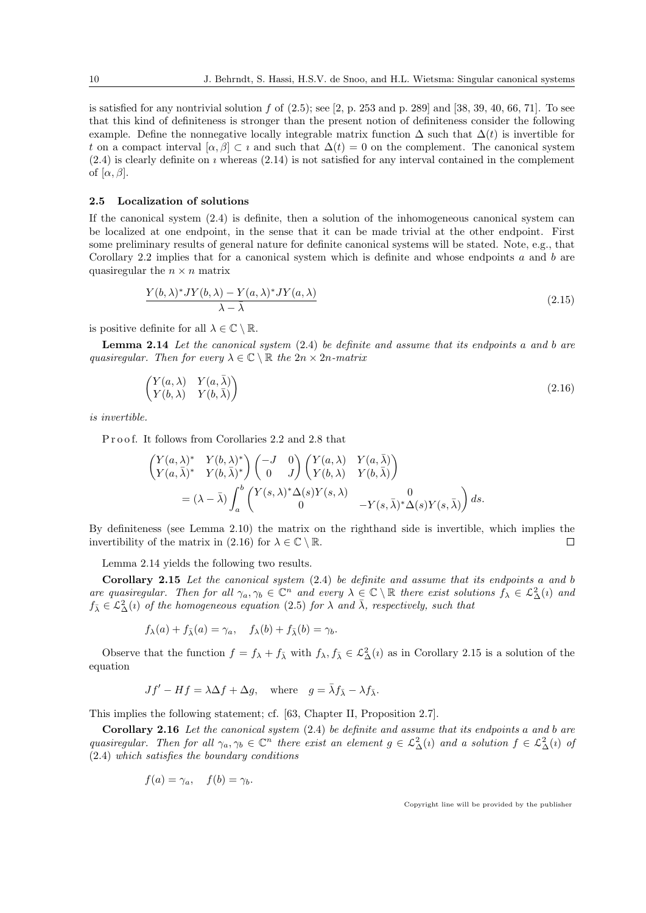is satisfied for any nontrivial solution $f$ of (2.5); see [2, p. 253 and p. 289] and [38, 39, 40, 66, 71]. To see that this kind of definiteness is stronger than the present notion of definiteness consider the following example. Define the nonnegative locally integrable matrix function $\Delta$ such that $\Delta(t)$ is invertible for $t$ on a compact interval $[\alpha, \beta] \subset \imath$ and such that $\Delta(t) = 0$ on the complement. The canonical system (2.4) is clearly definite on $\imath$ whereas (2.14) is not satisfied for any interval contained in the complement of $[\alpha, \beta]$.

### 2.5 Localization of solutions

If the canonical system (2.4) is definite, then a solution of the inhomogeneous canonical system can be localized at one endpoint, in the sense that it can be made trivial at the other endpoint. First some preliminary results of general nature for definite canonical systems will be stated. Note, e.g., that Corollary 2.2 implies that for a canonical system which is definite and whose endpoints $a$ and $b$ are quasiregular the $n \times n$ matrix

$$\frac{Y(b,\lambda)^* JY(b,\lambda) - Y(a,\lambda)^* JY(a,\lambda)}{\lambda - \bar{\lambda}} \tag{2.15}$$

is positive definite for all $\lambda \in \mathbb{C} \setminus \mathbb{R}$.

**Lemma 2.14** *Let the canonical system* (2.4) *be definite and assume that its endpoints $a$ and $b$ are quasiregular. Then for every $\lambda \in \mathbb{C} \setminus \mathbb{R}$ the $2n \times 2n$-matrix*

$$\begin{pmatrix} Y(a,\lambda) & Y(a,\bar{\lambda}) \\ Y(b,\lambda) & Y(b,\bar{\lambda}) \end{pmatrix} \tag{2.16}$$

*is invertible.*

Proof. It follows from Corollaries 2.2 and 2.8 that

$$\begin{pmatrix} Y(a,\lambda)^* & Y(b,\lambda)^* \\ Y(a,\bar{\lambda})^* & Y(b,\bar{\lambda})^* \end{pmatrix} \begin{pmatrix} -J & 0 \\ 0 & J \end{pmatrix} \begin{pmatrix} Y(a,\lambda) & Y(a,\bar{\lambda}) \\ Y(b,\lambda) & Y(b,\bar{\lambda}) \end{pmatrix}$$
$$= (\lambda - \bar{\lambda}) \int_a^b \begin{pmatrix} Y(s,\lambda)^* \Delta(s) Y(s,\lambda) & 0 \\ 0 & -Y(s,\bar{\lambda})^* \Delta(s) Y(s,\bar{\lambda}) \end{pmatrix} ds.$$

By definiteness (see Lemma 2.10) the matrix on the righthand side is invertible, which implies the invertibility of the matrix in (2.16) for $\lambda \in \mathbb{C} \setminus \mathbb{R}$. $\square$

Lemma 2.14 yields the following two results.

**Corollary 2.15** *Let the canonical system* (2.4) *be definite and assume that its endpoints $a$ and $b$ are quasiregular. Then for all $\gamma_a, \gamma_b \in \mathbb{C}^n$ and every $\lambda \in \mathbb{C} \setminus \mathbb{R}$ there exist solutions $f_\lambda \in \mathcal{L}^2_\Delta(\imath)$ and $f_{\bar{\lambda}} \in \mathcal{L}^2_\Delta(\imath)$ of the homogeneous equation* (2.5) *for $\lambda$ and $\bar{\lambda}$, respectively, such that*

$$f_\lambda(a) + f_{\bar{\lambda}}(a) = \gamma_a, \quad f_\lambda(b) + f_{\bar{\lambda}}(b) = \gamma_b.$$

Observe that the function $f = f_\lambda + f_{\bar{\lambda}}$ with $f_\lambda, f_{\bar{\lambda}} \in \mathcal{L}^2_\Delta(\imath)$ as in Corollary 2.15 is a solution of the equation

$$Jf' - Hf = \lambda \Delta f + \Delta g, \quad \text{where} \quad g = \bar{\lambda} f_{\bar{\lambda}} - \lambda f_{\bar{\lambda}}.$$

This implies the following statement; cf. [63, Chapter II, Proposition 2.7].

**Corollary 2.16** *Let the canonical system* (2.4) *be definite and assume that its endpoints $a$ and $b$ are quasiregular. Then for all $\gamma_a, \gamma_b \in \mathbb{C}^n$ there exist an element $g \in \mathcal{L}^2_\Delta(\imath)$ and a solution $f \in \mathcal{L}^2_\Delta(\imath)$ of* (2.4) *which satisfies the boundary conditions*

$$f(a) = \gamma_a, \quad f(b) = \gamma_b.$$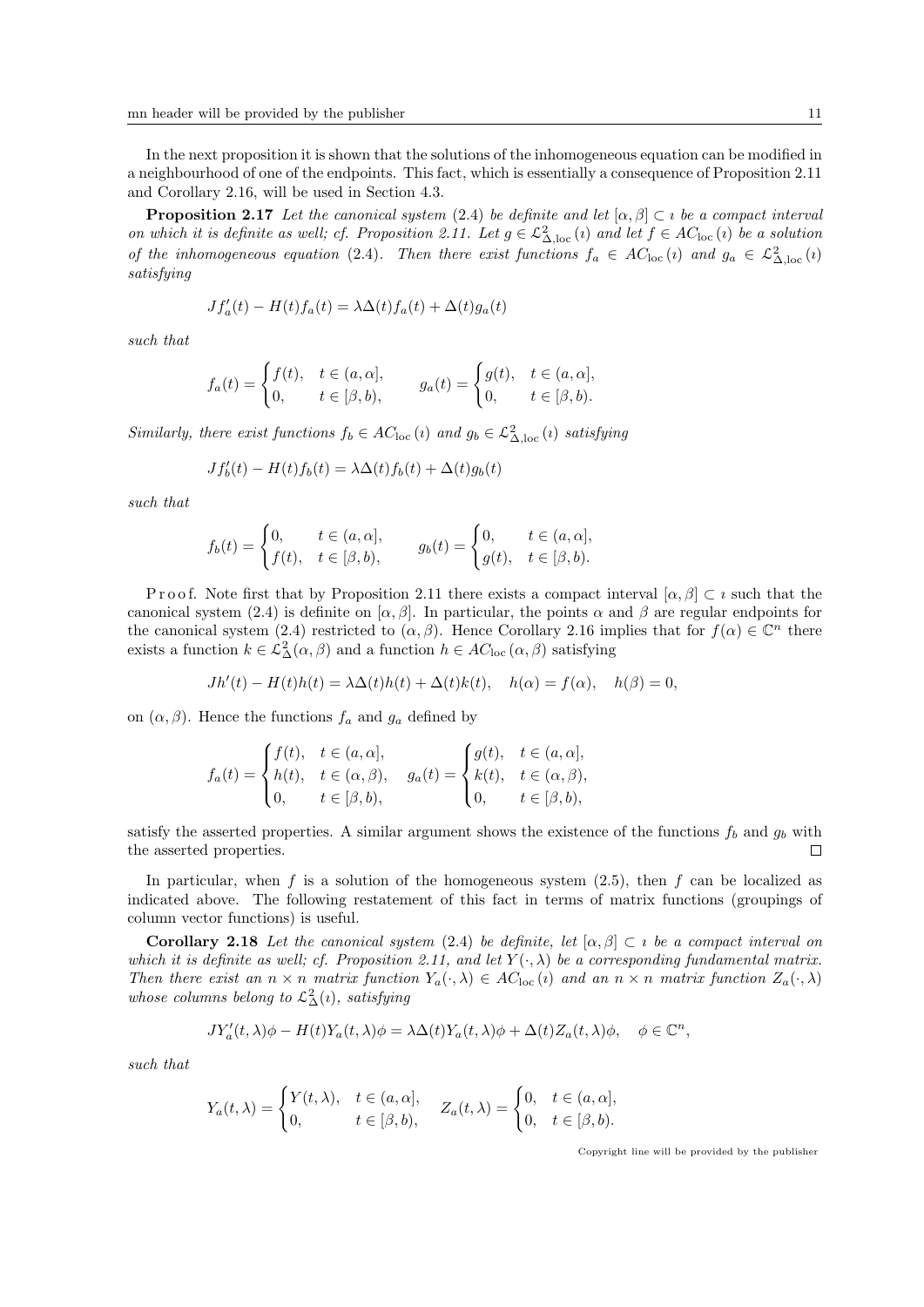In the next proposition it is shown that the solutions of the inhomogeneous equation can be modified in a neighbourhood of one of the endpoints. This fact, which is essentially a consequence of Proposition 2.11 and Corollary 2.16, will be used in Section 4.3.

**Proposition 2.17** *Let the canonical system* (2.4) *be definite and let $[\alpha,\beta] \subset \imath$ be a compact interval on which it is definite as well; cf. Proposition 2.11. Let $g \in \mathcal{L}^2_{\Delta,\mathrm{loc}}(\imath)$ and let $f \in AC_{\mathrm{loc}}(\imath)$ be a solution of the inhomogeneous equation* (2.4)*. Then there exist functions $f_a \in AC_{\mathrm{loc}}(\imath)$ and $g_a \in \mathcal{L}^2_{\Delta,\mathrm{loc}}(\imath)$ satisfying*

$$Jf_a'(t) - H(t)f_a(t) = \lambda\Delta(t)f_a(t) + \Delta(t)g_a(t)$$

*such that*

$$f_a(t) = \begin{cases} f(t), & t \in (a,\alpha], \\ 0, & t \in [\beta, b), \end{cases} \qquad g_a(t) = \begin{cases} g(t), & t \in (a,\alpha], \\ 0, & t \in [\beta, b). \end{cases}$$

*Similarly, there exist functions $f_b \in AC_{\mathrm{loc}}(\imath)$ and $g_b \in \mathcal{L}^2_{\Delta,\mathrm{loc}}(\imath)$ satisfying*

$$Jf_b'(t) - H(t)f_b(t) = \lambda\Delta(t)f_b(t) + \Delta(t)g_b(t)$$

*such that*

$$f_b(t) = \begin{cases} 0, & t \in (a,\alpha], \\ f(t), & t \in [\beta, b), \end{cases} \qquad g_b(t) = \begin{cases} 0, & t \in (a,\alpha], \\ g(t), & t \in [\beta, b). \end{cases}$$

Proof. Note first that by Proposition 2.11 there exists a compact interval $[\alpha,\beta] \subset \imath$ such that the canonical system (2.4) is definite on $[\alpha,\beta]$. In particular, the points $\alpha$ and $\beta$ are regular endpoints for the canonical system (2.4) restricted to $(\alpha,\beta)$. Hence Corollary 2.16 implies that for $f(\alpha) \in \mathbb{C}^n$ there exists a function $k \in \mathcal{L}^2_\Delta(\alpha,\beta)$ and a function $h \in AC_{\mathrm{loc}}(\alpha,\beta)$ satisfying

$$Jh'(t) - H(t)h(t) = \lambda\Delta(t)h(t) + \Delta(t)k(t), \quad h(\alpha) = f(\alpha), \quad h(\beta) = 0,$$

on $(\alpha,\beta)$. Hence the functions $f_a$ and $g_a$ defined by

$$f_a(t) = \begin{cases} f(t), & t \in (a,\alpha], \\ h(t), & t \in (\alpha,\beta), \\ 0, & t \in [\beta, b), \end{cases} \qquad g_a(t) = \begin{cases} g(t), & t \in (a,\alpha], \\ k(t), & t \in (\alpha,\beta), \\ 0, & t \in [\beta, b), \end{cases}$$

satisfy the asserted properties. A similar argument shows the existence of the functions $f_b$ and $g_b$ with the asserted properties. $\square$

In particular, when $f$ is a solution of the homogeneous system (2.5), then $f$ can be localized as indicated above. The following restatement of this fact in terms of matrix functions (groupings of column vector functions) is useful.

**Corollary 2.18** *Let the canonical system* (2.4) *be definite, let $[\alpha,\beta] \subset \imath$ be a compact interval on which it is definite as well; cf. Proposition 2.11, and let $Y(\cdot,\lambda)$ be a corresponding fundamental matrix. Then there exist an $n \times n$ matrix function $Y_a(\cdot,\lambda) \in AC_{\mathrm{loc}}(\imath)$ and an $n \times n$ matrix function $Z_a(\cdot,\lambda)$ whose columns belong to $\mathcal{L}^2_\Delta(\imath)$, satisfying*

$$JY_a'(t,\lambda)\phi - H(t)Y_a(t,\lambda)\phi = \lambda\Delta(t)Y_a(t,\lambda)\phi + \Delta(t)Z_a(t,\lambda)\phi, \quad \phi \in \mathbb{C}^n,$$

*such that*

$$Y_a(t,\lambda) = \begin{cases} Y(t,\lambda), & t \in (a,\alpha], \\ 0, & t \in [\beta, b), \end{cases} \quad Z_a(t,\lambda) = \begin{cases} 0, & t \in (a,\alpha], \\ 0, & t \in [\beta, b). \end{cases}$$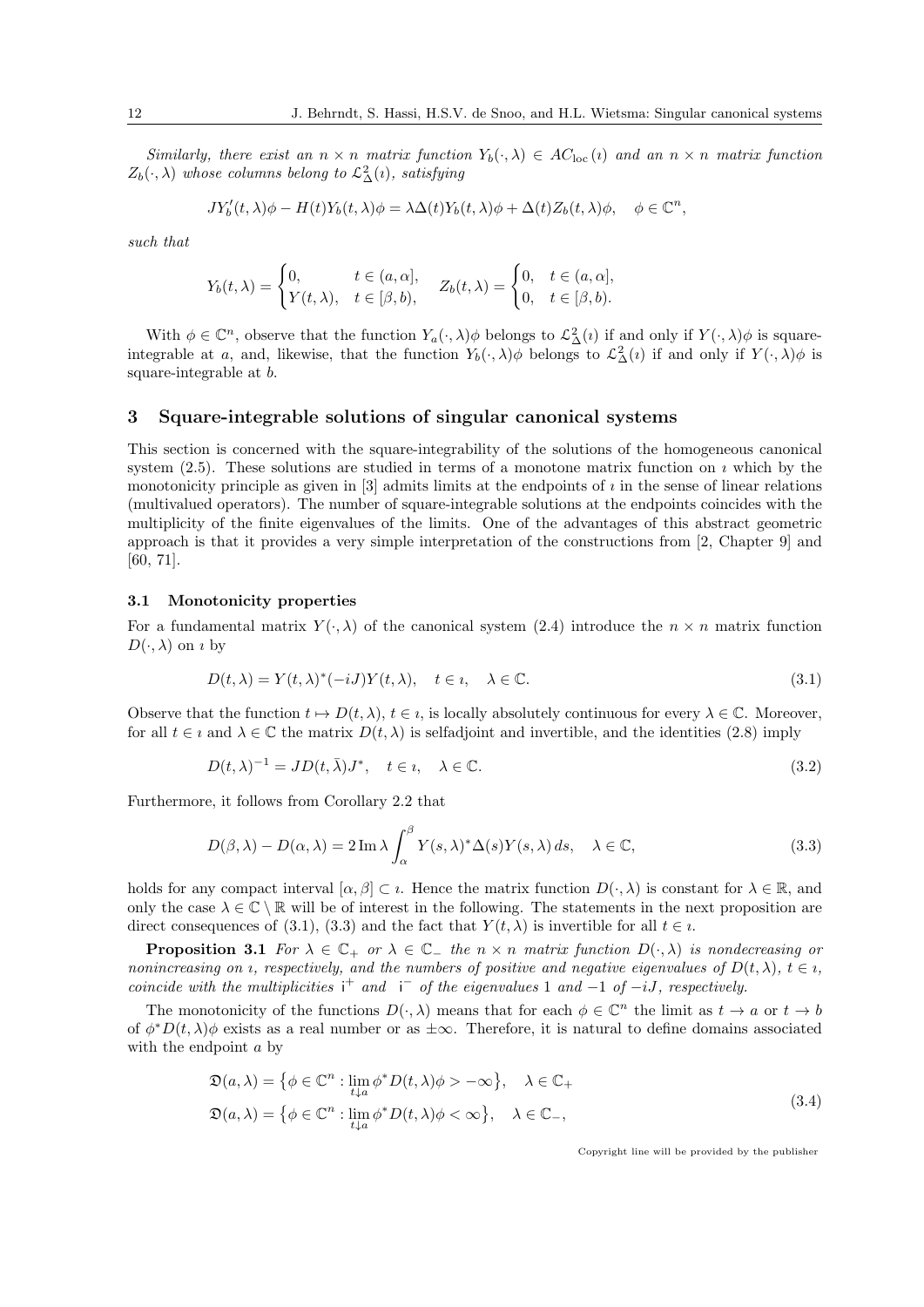*Similarly, there exist an $n \times n$ matrix function $Y_b(\cdot,\lambda) \in AC_{\rm loc}(\imath)$ and an $n \times n$ matrix function $Z_b(\cdot,\lambda)$ whose columns belong to $\mathcal{L}^2_\Delta(\imath)$, satisfying*

$$JY_b'(t,\lambda)\phi - H(t)Y_b(t,\lambda)\phi = \lambda\Delta(t)Y_b(t,\lambda)\phi + \Delta(t)Z_b(t,\lambda)\phi, \quad \phi \in \mathbb{C}^n,$$

*such that*

$$Y_b(t,\lambda) = \begin{cases} 0, & t \in (a,\alpha], \\ Y(t,\lambda), & t \in [\beta,b), \end{cases} \quad Z_b(t,\lambda) = \begin{cases} 0, & t \in (a,\alpha], \\ 0, & t \in [\beta,b). \end{cases}$$

With $\phi \in \mathbb{C}^n$, observe that the function $Y_a(\cdot,\lambda)\phi$ belongs to $\mathcal{L}^2_\Delta(\imath)$ if and only if $Y(\cdot,\lambda)\phi$ is square-integrable at $a$, and, likewise, that the function $Y_b(\cdot,\lambda)\phi$ belongs to $\mathcal{L}^2_\Delta(\imath)$ if and only if $Y(\cdot,\lambda)\phi$ is square-integrable at $b$.

## 3 Square-integrable solutions of singular canonical systems

This section is concerned with the square-integrability of the solutions of the homogeneous canonical system (2.5). These solutions are studied in terms of a monotone matrix function on $\imath$ which by the monotonicity principle as given in [3] admits limits at the endpoints of $\imath$ in the sense of linear relations (multivalued operators). The number of square-integrable solutions at the endpoints coincides with the multiplicity of the finite eigenvalues of the limits. One of the advantages of this abstract geometric approach is that it provides a very simple interpretation of the constructions from [2, Chapter 9] and [60, 71].

### 3.1 Monotonicity properties

For a fundamental matrix $Y(\cdot,\lambda)$ of the canonical system (2.4) introduce the $n \times n$ matrix function $D(\cdot,\lambda)$ on $\imath$ by

$$D(t,\lambda) = Y(t,\lambda)^*(-iJ)Y(t,\lambda), \quad t \in \imath, \quad \lambda \in \mathbb{C}. \tag{3.1}$$

Observe that the function $t \mapsto D(t,\lambda)$, $t \in \imath$, is locally absolutely continuous for every $\lambda \in \mathbb{C}$. Moreover, for all $t \in \imath$ and $\lambda \in \mathbb{C}$ the matrix $D(t,\lambda)$ is selfadjoint and invertible, and the identities (2.8) imply

$$D(t,\lambda)^{-1} = JD(t,\bar{\lambda})J^*, \quad t \in \imath, \quad \lambda \in \mathbb{C}. \tag{3.2}$$

Furthermore, it follows from Corollary 2.2 that

$$D(\beta,\lambda) - D(\alpha,\lambda) = 2\,\mathrm{Im}\,\lambda \int_\alpha^\beta Y(s,\lambda)^*\Delta(s)Y(s,\lambda)\,ds, \quad \lambda \in \mathbb{C}, \tag{3.3}$$

holds for any compact interval $[\alpha,\beta] \subset \imath$. Hence the matrix function $D(\cdot,\lambda)$ is constant for $\lambda \in \mathbb{R}$, and only the case $\lambda \in \mathbb{C} \setminus \mathbb{R}$ will be of interest in the following. The statements in the next proposition are direct consequences of (3.1), (3.3) and the fact that $Y(t,\lambda)$ is invertible for all $t \in \imath$.

**Proposition 3.1** *For $\lambda \in \mathbb{C}_+$ or $\lambda \in \mathbb{C}_-$ the $n \times n$ matrix function $D(\cdot,\lambda)$ is nondecreasing or nonincreasing on $\imath$, respectively, and the numbers of positive and negative eigenvalues of $D(t,\lambda)$, $t \in \imath$, coincide with the multiplicities $\mathrm{i}^+$ and $\mathrm{i}^-$ of the eigenvalues $1$ and $-1$ of $-iJ$, respectively.*

The monotonicity of the functions $D(\cdot,\lambda)$ means that for each $\phi \in \mathbb{C}^n$ the limit as $t \to a$ or $t \to b$ of $\phi^*D(t,\lambda)\phi$ exists as a real number or as $\pm\infty$. Therefore, it is natural to define domains associated with the endpoint $a$ by

$$\begin{aligned} \mathfrak{D}(a,\lambda) &= \big\{\phi \in \mathbb{C}^n : \lim_{t\downarrow a} \phi^*D(t,\lambda)\phi > -\infty\big\}, \quad \lambda \in \mathbb{C}_+ \\ \mathfrak{D}(a,\lambda) &= \big\{\phi \in \mathbb{C}^n : \lim_{t\downarrow a} \phi^*D(t,\lambda)\phi < \infty\big\}, \quad \lambda \in \mathbb{C}_-, \end{aligned} \tag{3.4}$$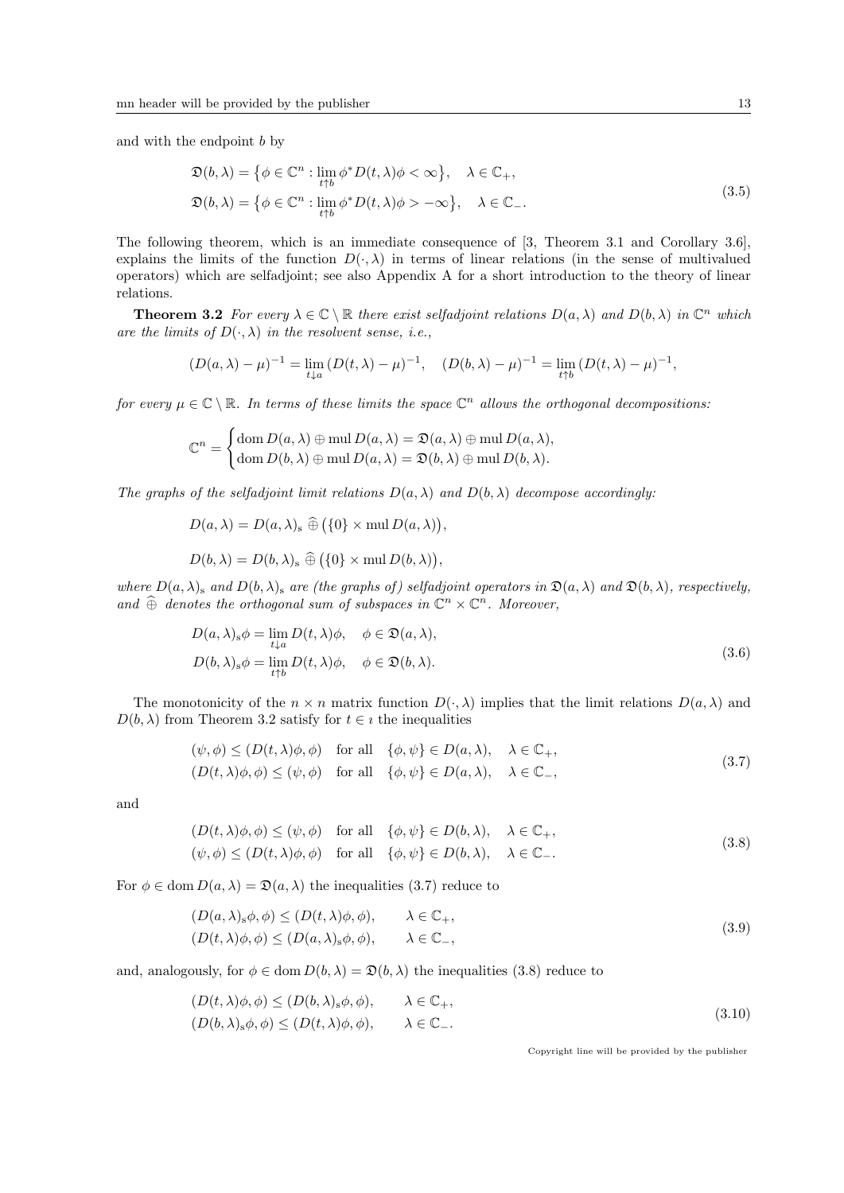and with the endpoint $b$ by

$$
\begin{aligned}
\mathfrak{D}(b,\lambda) &= \big\{\phi\in\mathbb{C}^n : \lim_{t\uparrow b}\phi^* D(t,\lambda)\phi<\infty\big\}, \quad \lambda\in\mathbb{C}_+,\\
\mathfrak{D}(b,\lambda) &= \big\{\phi\in\mathbb{C}^n : \lim_{t\uparrow b}\phi^* D(t,\lambda)\phi>-\infty\big\}, \quad \lambda\in\mathbb{C}_-.
\end{aligned}
\tag{3.5}
$$

The following theorem, which is an immediate consequence of [3, Theorem 3.1 and Corollary 3.6], explains the limits of the function $D(\cdot,\lambda)$ in terms of linear relations (in the sense of multivalued operators) which are selfadjoint; see also Appendix A for a short introduction to the theory of linear relations.

**Theorem 3.2** *For every $\lambda\in\mathbb{C}\setminus\mathbb{R}$ there exist selfadjoint relations $D(a,\lambda)$ and $D(b,\lambda)$ in $\mathbb{C}^n$ which are the limits of $D(\cdot,\lambda)$ in the resolvent sense, i.e.,*

$$
(D(a,\lambda)-\mu)^{-1}=\lim_{t\downarrow a}(D(t,\lambda)-\mu)^{-1}, \quad (D(b,\lambda)-\mu)^{-1}=\lim_{t\uparrow b}(D(t,\lambda)-\mu)^{-1},
$$

*for every $\mu\in\mathbb{C}\setminus\mathbb{R}$. In terms of these limits the space $\mathbb{C}^n$ allows the orthogonal decompositions:*

$$
\mathbb{C}^n=\begin{cases}\operatorname{dom}D(a,\lambda)\oplus\operatorname{mul}D(a,\lambda)=\mathfrak{D}(a,\lambda)\oplus\operatorname{mul}D(a,\lambda),\\ \operatorname{dom}D(b,\lambda)\oplus\operatorname{mul}D(a,\lambda)=\mathfrak{D}(b,\lambda)\oplus\operatorname{mul}D(b,\lambda).\end{cases}
$$

*The graphs of the selfadjoint limit relations $D(a,\lambda)$ and $D(b,\lambda)$ decompose accordingly:*

$$
D(a,\lambda)=D(a,\lambda)_{\rm s}\ \widehat{\oplus}\ \big(\{0\}\times\operatorname{mul}D(a,\lambda)\big),
$$

$$
D(b,\lambda)=D(b,\lambda)_{\rm s}\ \widehat{\oplus}\ \big(\{0\}\times\operatorname{mul}D(b,\lambda)\big),
$$

*where $D(a,\lambda)_{\rm s}$ and $D(b,\lambda)_{\rm s}$ are (the graphs of) selfadjoint operators in $\mathfrak{D}(a,\lambda)$ and $\mathfrak{D}(b,\lambda)$, respectively, and $\widehat{\oplus}$ denotes the orthogonal sum of subspaces in $\mathbb{C}^n\times\mathbb{C}^n$. Moreover,*

$$
\begin{aligned}
D(a,\lambda)_{\rm s}\phi&=\lim_{t\downarrow a}D(t,\lambda)\phi, \quad \phi\in\mathfrak{D}(a,\lambda),\\
D(b,\lambda)_{\rm s}\phi&=\lim_{t\uparrow b}D(t,\lambda)\phi, \quad \phi\in\mathfrak{D}(b,\lambda).
\end{aligned}
\tag{3.6}
$$

The monotonicity of the $n\times n$ matrix function $D(\cdot,\lambda)$ implies that the limit relations $D(a,\lambda)$ and $D(b,\lambda)$ from Theorem 3.2 satisfy for $t\in\imath$ the inequalities

$$
\begin{aligned}
(\psi,\phi)&\le(D(t,\lambda)\phi,\phi) \quad \text{for all} \quad \{\phi,\psi\}\in D(a,\lambda), \quad \lambda\in\mathbb{C}_+,\\
(D(t,\lambda)\phi,\phi)&\le(\psi,\phi) \quad \text{for all} \quad \{\phi,\psi\}\in D(a,\lambda), \quad \lambda\in\mathbb{C}_-,
\end{aligned}
\tag{3.7}
$$

and

$$
\begin{aligned}
(D(t,\lambda)\phi,\phi)&\le(\psi,\phi) \quad \text{for all} \quad \{\phi,\psi\}\in D(b,\lambda), \quad \lambda\in\mathbb{C}_+,\\
(\psi,\phi)&\le(D(t,\lambda)\phi,\phi) \quad \text{for all} \quad \{\phi,\psi\}\in D(b,\lambda), \quad \lambda\in\mathbb{C}_-.
\end{aligned}
\tag{3.8}
$$

For $\phi\in\operatorname{dom}D(a,\lambda)=\mathfrak{D}(a,\lambda)$ the inequalities (3.7) reduce to

$$
\begin{aligned}
(D(a,\lambda)_{\rm s}\phi,\phi)&\le(D(t,\lambda)\phi,\phi), \qquad \lambda\in\mathbb{C}_+,\\
(D(t,\lambda)\phi,\phi)&\le(D(a,\lambda)_{\rm s}\phi,\phi), \qquad \lambda\in\mathbb{C}_-,
\end{aligned}
\tag{3.9}
$$

and, analogously, for $\phi\in\operatorname{dom}D(b,\lambda)=\mathfrak{D}(b,\lambda)$ the inequalities (3.8) reduce to

$$
\begin{aligned}
(D(t,\lambda)\phi,\phi)&\le(D(b,\lambda)_{\rm s}\phi,\phi), \qquad \lambda\in\mathbb{C}_+,\\
(D(b,\lambda)_{\rm s}\phi,\phi)&\le(D(t,\lambda)\phi,\phi), \qquad \lambda\in\mathbb{C}_-.
\end{aligned}
\tag{3.10}
$$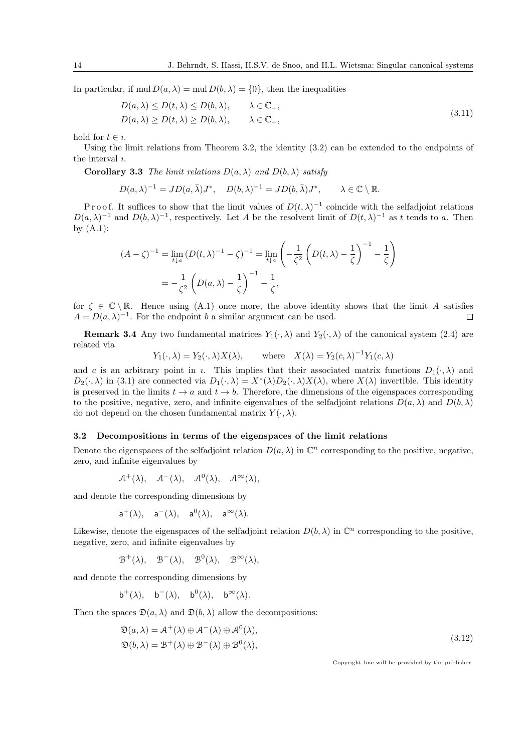In particular, if $\operatorname{mul} D(a,\lambda) = \operatorname{mul} D(b,\lambda) = \{0\}$, then the inequalities

$$
\begin{aligned}
D(a,\lambda) &\le D(t,\lambda) \le D(b,\lambda), \qquad \lambda \in \mathbb{C}_+,\\
D(a,\lambda) &\ge D(t,\lambda) \ge D(b,\lambda), \qquad \lambda \in \mathbb{C}_-,
\end{aligned}
\tag{3.11}
$$

hold for $t \in \imath$.

Using the limit relations from Theorem 3.2, the identity (3.2) can be extended to the endpoints of the interval $\imath$.

**Corollary 3.3** *The limit relations $D(a,\lambda)$ and $D(b,\lambda)$ satisfy*

$$
D(a,\lambda)^{-1} = JD(a,\bar\lambda)J^*, \quad D(b,\lambda)^{-1} = JD(b,\bar\lambda)J^*, \qquad \lambda \in \mathbb{C}\setminus\mathbb{R}.
$$

Proof. It suffices to show that the limit values of $D(t,\lambda)^{-1}$ coincide with the selfadjoint relations $D(a,\lambda)^{-1}$ and $D(b,\lambda)^{-1}$, respectively. Let $A$ be the resolvent limit of $D(t,\lambda)^{-1}$ as $t$ tends to $a$. Then by (A.1):

$$
\begin{aligned}
(A-\zeta)^{-1} &= \lim_{t\downarrow a}\,(D(t,\lambda)^{-1}-\zeta)^{-1} = \lim_{t\downarrow a}\left(-\frac{1}{\zeta^2}\left(D(t,\lambda)-\frac{1}{\zeta}\right)^{-1}-\frac{1}{\zeta}\right)\\
&= -\frac{1}{\zeta^2}\left(D(a,\lambda)-\frac{1}{\zeta}\right)^{-1}-\frac{1}{\zeta},
\end{aligned}
$$

for $\zeta \in \mathbb{C}\setminus\mathbb{R}$. Hence using (A.1) once more, the above identity shows that the limit $A$ satisfies $A = D(a,\lambda)^{-1}$. For the endpoint $b$ a similar argument can be used. $\square$

**Remark 3.4** Any two fundamental matrices $Y_1(\cdot,\lambda)$ and $Y_2(\cdot,\lambda)$ of the canonical system (2.4) are related via

$$
Y_1(\cdot,\lambda) = Y_2(\cdot,\lambda)X(\lambda), \qquad \text{where} \quad X(\lambda) = Y_2(c,\lambda)^{-1}Y_1(c,\lambda)
$$

and $c$ is an arbitrary point in $\imath$. This implies that their associated matrix functions $D_1(\cdot,\lambda)$ and $D_2(\cdot,\lambda)$ in (3.1) are connected via $D_1(\cdot,\lambda) = X^*(\lambda)D_2(\cdot,\lambda)X(\lambda)$, where $X(\lambda)$ invertible. This identity is preserved in the limits $t\to a$ and $t\to b$. Therefore, the dimensions of the eigenspaces corresponding to the positive, negative, zero, and infinite eigenvalues of the selfadjoint relations $D(a,\lambda)$ and $D(b,\lambda)$ do not depend on the chosen fundamental matrix $Y(\cdot,\lambda)$.

### 3.2 Decompositions in terms of the eigenspaces of the limit relations

Denote the eigenspaces of the selfadjoint relation $D(a,\lambda)$ in $\mathbb{C}^n$ corresponding to the positive, negative, zero, and infinite eigenvalues by

$$
\mathcal{A}^+(\lambda), \quad \mathcal{A}^-(\lambda), \quad \mathcal{A}^0(\lambda), \quad \mathcal{A}^\infty(\lambda),
$$

and denote the corresponding dimensions by

$$
\mathsf{a}^+(\lambda), \quad \mathsf{a}^-(\lambda), \quad \mathsf{a}^0(\lambda), \quad \mathsf{a}^\infty(\lambda).
$$

Likewise, denote the eigenspaces of the selfadjoint relation $D(b,\lambda)$ in $\mathbb{C}^n$ corresponding to the positive, negative, zero, and infinite eigenvalues by

$$
\mathcal{B}^+(\lambda), \quad \mathcal{B}^-(\lambda), \quad \mathcal{B}^0(\lambda), \quad \mathcal{B}^\infty(\lambda),
$$

and denote the corresponding dimensions by

$$
\mathsf{b}^+(\lambda), \quad \mathsf{b}^-(\lambda), \quad \mathsf{b}^0(\lambda), \quad \mathsf{b}^\infty(\lambda).
$$

Then the spaces $\mathfrak{D}(a,\lambda)$ and $\mathfrak{D}(b,\lambda)$ allow the decompositions:

$$
\begin{aligned}
\mathfrak{D}(a,\lambda) &= \mathcal{A}^+(\lambda)\oplus\mathcal{A}^-(\lambda)\oplus\mathcal{A}^0(\lambda),\\
\mathfrak{D}(b,\lambda) &= \mathcal{B}^+(\lambda)\oplus\mathcal{B}^-(\lambda)\oplus\mathcal{B}^0(\lambda),
\end{aligned}
\tag{3.12}
$$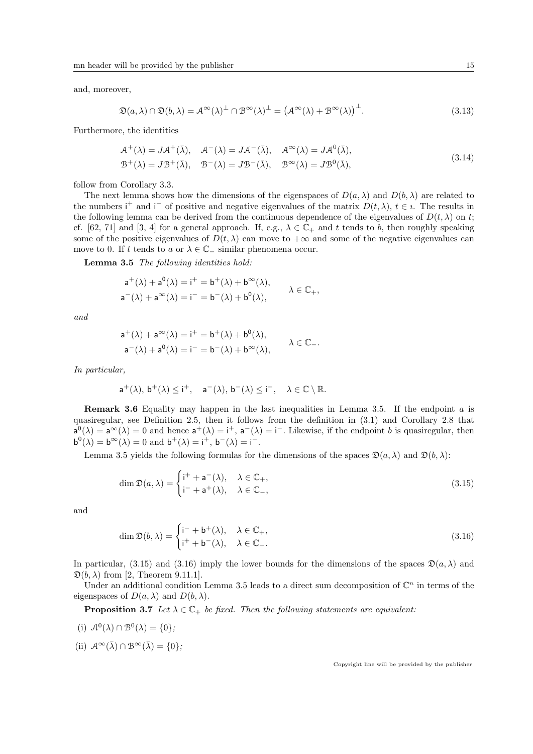and, moreover,

$$\mathfrak{D}(a,\lambda) \cap \mathfrak{D}(b,\lambda) = \mathcal{A}^\infty(\lambda)^\perp \cap \mathcal{B}^\infty(\lambda)^\perp = \big(\mathcal{A}^\infty(\lambda) + \mathcal{B}^\infty(\lambda)\big)^\perp. \tag{3.13}$$

Furthermore, the identities

$$\begin{aligned} &\mathcal{A}^+(\lambda) = J\mathcal{A}^+(\bar\lambda), \quad \mathcal{A}^-(\lambda) = J\mathcal{A}^-(\bar\lambda), \quad \mathcal{A}^\infty(\lambda) = J\mathcal{A}^0(\bar\lambda), \\ &\mathcal{B}^+(\lambda) = J\mathcal{B}^+(\bar\lambda), \quad \mathcal{B}^-(\lambda) = J\mathcal{B}^-(\bar\lambda), \quad \mathcal{B}^\infty(\lambda) = J\mathcal{B}^0(\bar\lambda), \end{aligned} \tag{3.14}$$

follow from Corollary 3.3.

The next lemma shows how the dimensions of the eigenspaces of $D(a,\lambda)$ and $D(b,\lambda)$ are related to the numbers $\mathsf{i}^+$ and $\mathsf{i}^-$ of positive and negative eigenvalues of the matrix $D(t,\lambda)$, $t \in \imath$. The results in the following lemma can be derived from the continuous dependence of the eigenvalues of $D(t,\lambda)$ on $t$; cf. [62, 71] and [3, 4] for a general approach. If, e.g., $\lambda \in \mathbb{C}_+$ and $t$ tends to $b$, then roughly speaking some of the positive eigenvalues of $D(t,\lambda)$ can move to $+\infty$ and some of the negative eigenvalues can move to 0. If $t$ tends to $a$ or $\lambda \in \mathbb{C}_-$ similar phenomena occur.

**Lemma 3.5** *The following identities hold:*

$$\begin{aligned} &\mathsf{a}^+(\lambda) + \mathsf{a}^0(\lambda) = \mathsf{i}^+ = \mathsf{b}^+(\lambda) + \mathsf{b}^\infty(\lambda), \\ &\mathsf{a}^-(\lambda) + \mathsf{a}^\infty(\lambda) = \mathsf{i}^- = \mathsf{b}^-(\lambda) + \mathsf{b}^0(\lambda), \end{aligned} \qquad \lambda \in \mathbb{C}_+,$$

*and*

$$\begin{aligned} &\mathsf{a}^+(\lambda) + \mathsf{a}^\infty(\lambda) = \mathsf{i}^+ = \mathsf{b}^+(\lambda) + \mathsf{b}^0(\lambda), \\ &\mathsf{a}^-(\lambda) + \mathsf{a}^0(\lambda) = \mathsf{i}^- = \mathsf{b}^-(\lambda) + \mathsf{b}^\infty(\lambda), \end{aligned} \qquad \lambda \in \mathbb{C}_-.$$

*In particular,*

$$\mathsf{a}^+(\lambda),\, \mathsf{b}^+(\lambda) \le \mathsf{i}^+, \quad \mathsf{a}^-(\lambda),\, \mathsf{b}^-(\lambda) \le \mathsf{i}^-, \quad \lambda \in \mathbb{C}\setminus\mathbb{R}.$$

**Remark 3.6** Equality may happen in the last inequalities in Lemma 3.5. If the endpoint $a$ is quasiregular, see Definition 2.5, then it follows from the definition in (3.1) and Corollary 2.8 that $\mathsf{a}^0(\lambda) = \mathsf{a}^\infty(\lambda) = 0$ and hence $\mathsf{a}^+(\lambda) = \mathsf{i}^+$, $\mathsf{a}^-(\lambda) = \mathsf{i}^-$. Likewise, if the endpoint $b$ is quasiregular, then $\mathsf{b}^0(\lambda) = \mathsf{b}^\infty(\lambda) = 0$ and $\mathsf{b}^+(\lambda) = \mathsf{i}^+$, $\mathsf{b}^-(\lambda) = \mathsf{i}^-$.

Lemma 3.5 yields the following formulas for the dimensions of the spaces $\mathfrak{D}(a,\lambda)$ and $\mathfrak{D}(b,\lambda)$:

$$\dim \mathfrak{D}(a,\lambda) = \begin{cases} \mathsf{i}^+ + \mathsf{a}^-(\lambda), & \lambda \in \mathbb{C}_+, \\ \mathsf{i}^- + \mathsf{a}^+(\lambda), & \lambda \in \mathbb{C}_-, \end{cases} \tag{3.15}$$

and

$$\dim \mathfrak{D}(b,\lambda) = \begin{cases} \mathsf{i}^- + \mathsf{b}^+(\lambda), & \lambda \in \mathbb{C}_+, \\ \mathsf{i}^+ + \mathsf{b}^-(\lambda), & \lambda \in \mathbb{C}_-. \end{cases} \tag{3.16}$$

In particular, (3.15) and (3.16) imply the lower bounds for the dimensions of the spaces $\mathfrak{D}(a,\lambda)$ and $\mathfrak{D}(b,\lambda)$ from [2, Theorem 9.11.1].

Under an additional condition Lemma 3.5 leads to a direct sum decomposition of $\mathbb{C}^n$ in terms of the eigenspaces of $D(a,\lambda)$ and $D(b,\lambda)$.

**Proposition 3.7** *Let $\lambda \in \mathbb{C}_+$ be fixed. Then the following statements are equivalent:*

(i) $\mathcal{A}^0(\lambda) \cap \mathcal{B}^0(\lambda) = \{0\}$*;*

(ii) $\mathcal{A}^\infty(\bar\lambda) \cap \mathcal{B}^\infty(\bar\lambda) = \{0\}$*;*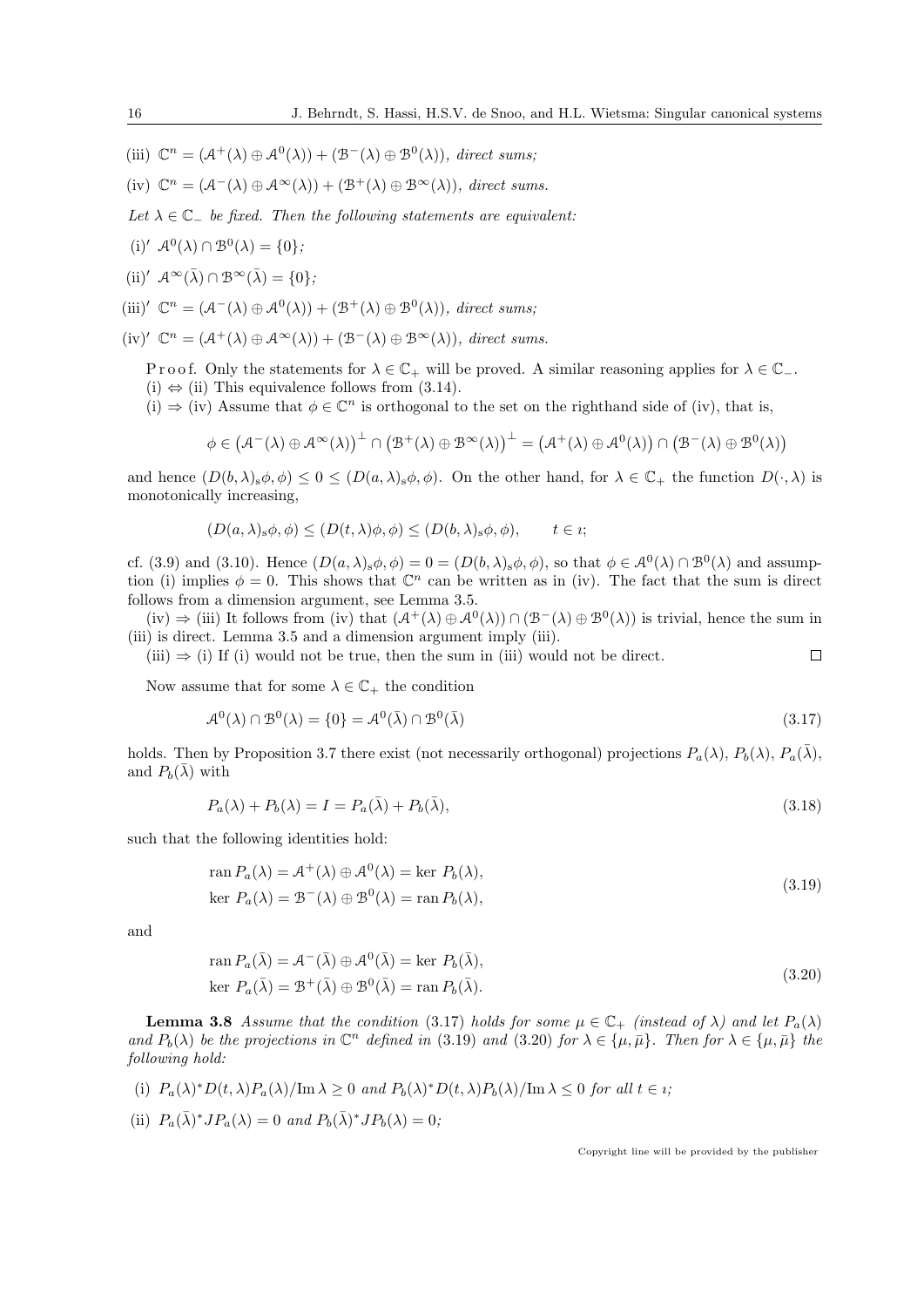(iii) $\mathbb{C}^n = (\mathcal{A}^+(\lambda) \oplus \mathcal{A}^0(\lambda)) + (\mathcal{B}^-(\lambda) \oplus \mathcal{B}^0(\lambda))$, *direct sums;*

(iv) $\mathbb{C}^n = (\mathcal{A}^-(\lambda) \oplus \mathcal{A}^\infty(\lambda)) + (\mathcal{B}^+(\lambda) \oplus \mathcal{B}^\infty(\lambda))$, *direct sums.*

*Let $\lambda \in \mathbb{C}_-$ be fixed. Then the following statements are equivalent:*

(i)′ $\mathcal{A}^0(\lambda) \cap \mathcal{B}^0(\lambda) = \{0\}$*;*

(ii)′ $\mathcal{A}^\infty(\bar\lambda) \cap \mathcal{B}^\infty(\bar\lambda) = \{0\}$*;*

(iii)′ $\mathbb{C}^n = (\mathcal{A}^-(\lambda) \oplus \mathcal{A}^0(\lambda)) + (\mathcal{B}^+(\lambda) \oplus \mathcal{B}^0(\lambda))$, *direct sums;*

(iv)′ $\mathbb{C}^n = (\mathcal{A}^+(\lambda) \oplus \mathcal{A}^\infty(\lambda)) + (\mathcal{B}^-(\lambda) \oplus \mathcal{B}^\infty(\lambda))$, *direct sums.*

P r o o f. Only the statements for $\lambda \in \mathbb{C}_+$ will be proved. A similar reasoning applies for $\lambda \in \mathbb{C}_-$.

(i) $\Leftrightarrow$ (ii) This equivalence follows from (3.14).

(i) $\Rightarrow$ (iv) Assume that $\phi \in \mathbb{C}^n$ is orthogonal to the set on the righthand side of (iv), that is,

$$\phi \in \big(\mathcal{A}^-(\lambda) \oplus \mathcal{A}^\infty(\lambda)\big)^\perp \cap \big(\mathcal{B}^+(\lambda) \oplus \mathcal{B}^\infty(\lambda)\big)^\perp = \big(\mathcal{A}^+(\lambda) \oplus \mathcal{A}^0(\lambda)\big) \cap \big(\mathcal{B}^-(\lambda) \oplus \mathcal{B}^0(\lambda)\big)$$

and hence $(D(b,\lambda)_s\phi,\phi) \leq 0 \leq (D(a,\lambda)_s\phi,\phi)$. On the other hand, for $\lambda \in \mathbb{C}_+$ the function $D(\cdot,\lambda)$ is monotonically increasing,

$$(D(a,\lambda)_s\phi,\phi) \leq (D(t,\lambda)\phi,\phi) \leq (D(b,\lambda)_s\phi,\phi), \qquad t \in \imath;$$

cf. (3.9) and (3.10). Hence $(D(a,\lambda)_s\phi,\phi) = 0 = (D(b,\lambda)_s\phi,\phi)$, so that $\phi \in \mathcal{A}^0(\lambda) \cap \mathcal{B}^0(\lambda)$ and assumption (i) implies $\phi = 0$. This shows that $\mathbb{C}^n$ can be written as in (iv). The fact that the sum is direct follows from a dimension argument, see Lemma 3.5.

(iv) $\Rightarrow$ (iii) It follows from (iv) that $(\mathcal{A}^+(\lambda) \oplus \mathcal{A}^0(\lambda)) \cap (\mathcal{B}^-(\lambda) \oplus \mathcal{B}^0(\lambda))$ is trivial, hence the sum in (iii) is direct. Lemma 3.5 and a dimension argument imply (iii).

(iii) $\Rightarrow$ (i) If (i) would not be true, then the sum in (iii) would not be direct. □

Now assume that for some $\lambda \in \mathbb{C}_+$ the condition

$$\mathcal{A}^0(\lambda) \cap \mathcal{B}^0(\lambda) = \{0\} = \mathcal{A}^0(\bar\lambda) \cap \mathcal{B}^0(\bar\lambda) \tag{3.17}$$

holds. Then by Proposition 3.7 there exist (not necessarily orthogonal) projections $P_a(\lambda)$, $P_b(\lambda)$, $P_a(\bar\lambda)$, and $P_b(\bar\lambda)$ with

$$P_a(\lambda) + P_b(\lambda) = I = P_a(\bar\lambda) + P_b(\bar\lambda), \tag{3.18}$$

such that the following identities hold:

$$\begin{aligned} \operatorname{ran} P_a(\lambda) &= \mathcal{A}^+(\lambda) \oplus \mathcal{A}^0(\lambda) = \ker\, P_b(\lambda), \\ \ker\, P_a(\lambda) &= \mathcal{B}^-(\lambda) \oplus \mathcal{B}^0(\lambda) = \operatorname{ran} P_b(\lambda), \end{aligned} \tag{3.19}$$

and

$$\begin{aligned} \operatorname{ran} P_a(\bar\lambda) &= \mathcal{A}^-(\bar\lambda) \oplus \mathcal{A}^0(\bar\lambda) = \ker\, P_b(\bar\lambda), \\ \ker\, P_a(\bar\lambda) &= \mathcal{B}^+(\bar\lambda) \oplus \mathcal{B}^0(\bar\lambda) = \operatorname{ran} P_b(\bar\lambda). \end{aligned} \tag{3.20}$$

**Lemma 3.8** *Assume that the condition* (3.17) *holds for some $\mu \in \mathbb{C}_+$ (instead of $\lambda$) and let $P_a(\lambda)$ and $P_b(\lambda)$ be the projections in $\mathbb{C}^n$ defined in* (3.19) *and* (3.20) *for $\lambda \in \{\mu,\bar\mu\}$. Then for $\lambda \in \{\mu,\bar\mu\}$ the following hold:*

(i) $P_a(\lambda)^* D(t,\lambda) P_a(\lambda)/\operatorname{Im}\lambda \geq 0$ *and* $P_b(\lambda)^* D(t,\lambda) P_b(\lambda)/\operatorname{Im}\lambda \leq 0$ *for all $t \in \imath$;*

(ii) $P_a(\bar\lambda)^* J P_a(\lambda) = 0$ *and* $P_b(\bar\lambda)^* J P_b(\lambda) = 0$*;*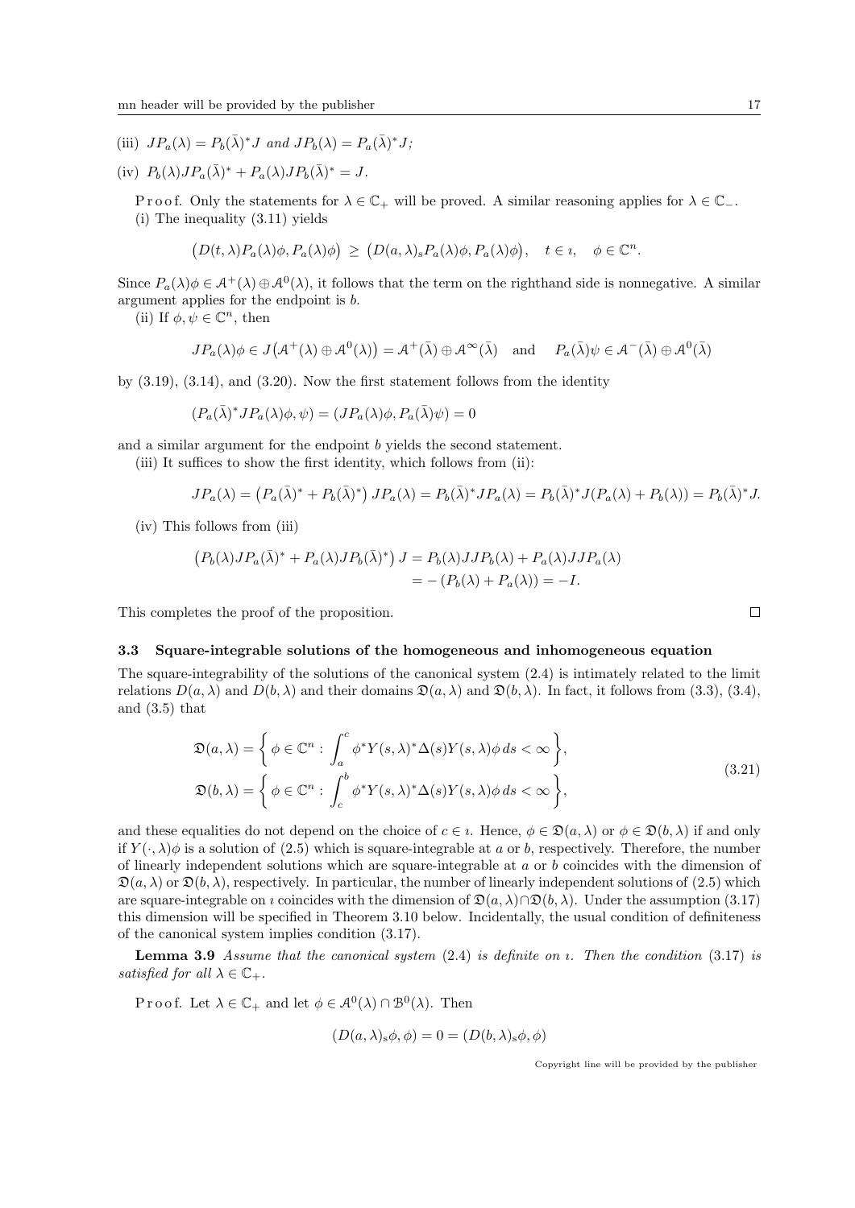(iii) $JP_a(\lambda) = P_b(\bar\lambda)^* J$ *and* $JP_b(\lambda) = P_a(\bar\lambda)^* J$*;*

(iv) $P_b(\lambda) J P_a(\bar\lambda)^* + P_a(\lambda) J P_b(\bar\lambda)^* = J$.

Proof. Only the statements for $\lambda \in \mathbb{C}_+$ will be proved. A similar reasoning applies for $\lambda \in \mathbb{C}_-$.

(i) The inequality (3.11) yields

$$\big(D(t,\lambda)P_a(\lambda)\phi, P_a(\lambda)\phi\big) \geq \big(D(a,\lambda)_{\rm s} P_a(\lambda)\phi, P_a(\lambda)\phi\big), \quad t \in \imath, \quad \phi \in \mathbb{C}^n.$$

Since $P_a(\lambda)\phi \in \mathcal{A}^+(\lambda) \oplus \mathcal{A}^0(\lambda)$, it follows that the term on the righthand side is nonnegative. A similar argument applies for the endpoint is $b$.

(ii) If $\phi, \psi \in \mathbb{C}^n$, then

$$JP_a(\lambda)\phi \in J\big(\mathcal{A}^+(\lambda) \oplus \mathcal{A}^0(\lambda)\big) = \mathcal{A}^+(\bar\lambda) \oplus \mathcal{A}^\infty(\bar\lambda) \quad \text{and} \quad P_a(\bar\lambda)\psi \in \mathcal{A}^-(\bar\lambda) \oplus \mathcal{A}^0(\bar\lambda)$$

by (3.19), (3.14), and (3.20). Now the first statement follows from the identity

$$(P_a(\bar\lambda)^* J P_a(\lambda)\phi, \psi) = (JP_a(\lambda)\phi, P_a(\bar\lambda)\psi) = 0$$

and a similar argument for the endpoint $b$ yields the second statement.

(iii) It suffices to show the first identity, which follows from (ii):

$$JP_a(\lambda) = \big(P_a(\bar\lambda)^* + P_b(\bar\lambda)^*\big) JP_a(\lambda) = P_b(\bar\lambda)^* JP_a(\lambda) = P_b(\bar\lambda)^* J (P_a(\lambda) + P_b(\lambda)) = P_b(\bar\lambda)^* J.$$

(iv) This follows from (iii)

$$\begin{aligned}\big(P_b(\lambda)JP_a(\bar\lambda)^* + P_a(\lambda)JP_b(\bar\lambda)^*\big) J &= P_b(\lambda)JJP_b(\lambda) + P_a(\lambda)JJP_a(\lambda) \\ &= -(P_b(\lambda) + P_a(\lambda)) = -I.\end{aligned}$$

This completes the proof of the proposition. □

### 3.3 Square-integrable solutions of the homogeneous and inhomogeneous equation

The square-integrability of the solutions of the canonical system (2.4) is intimately related to the limit relations $D(a,\lambda)$ and $D(b,\lambda)$ and their domains $\mathfrak{D}(a,\lambda)$ and $\mathfrak{D}(b,\lambda)$. In fact, it follows from (3.3), (3.4), and (3.5) that

$$\begin{aligned}\mathfrak{D}(a,\lambda) &= \left\{ \phi \in \mathbb{C}^n : \int_a^c \phi^* Y(s,\lambda)^* \Delta(s) Y(s,\lambda)\phi \, ds < \infty \right\}, \\ \mathfrak{D}(b,\lambda) &= \left\{ \phi \in \mathbb{C}^n : \int_c^b \phi^* Y(s,\lambda)^* \Delta(s) Y(s,\lambda)\phi \, ds < \infty \right\},\end{aligned} \tag{3.21}$$

and these equalities do not depend on the choice of $c \in \imath$. Hence, $\phi \in \mathfrak{D}(a,\lambda)$ or $\phi \in \mathfrak{D}(b,\lambda)$ if and only if $Y(\cdot,\lambda)\phi$ is a solution of (2.5) which is square-integrable at $a$ or $b$, respectively. Therefore, the number of linearly independent solutions which are square-integrable at $a$ or $b$ coincides with the dimension of $\mathfrak{D}(a,\lambda)$ or $\mathfrak{D}(b,\lambda)$, respectively. In particular, the number of linearly independent solutions of (2.5) which are square-integrable on $\imath$ coincides with the dimension of $\mathfrak{D}(a,\lambda) \cap \mathfrak{D}(b,\lambda)$. Under the assumption (3.17) this dimension will be specified in Theorem 3.10 below. Incidentally, the usual condition of definiteness of the canonical system implies condition (3.17).

**Lemma 3.9** *Assume that the canonical system* (2.4) *is definite on* $\imath$*. Then the condition* (3.17) *is satisfied for all* $\lambda \in \mathbb{C}_+$.

Proof. Let $\lambda \in \mathbb{C}_+$ and let $\phi \in \mathcal{A}^0(\lambda) \cap \mathcal{B}^0(\lambda)$. Then

$$(D(a,\lambda)_{\rm s}\phi, \phi) = 0 = (D(b,\lambda)_{\rm s}\phi, \phi)$$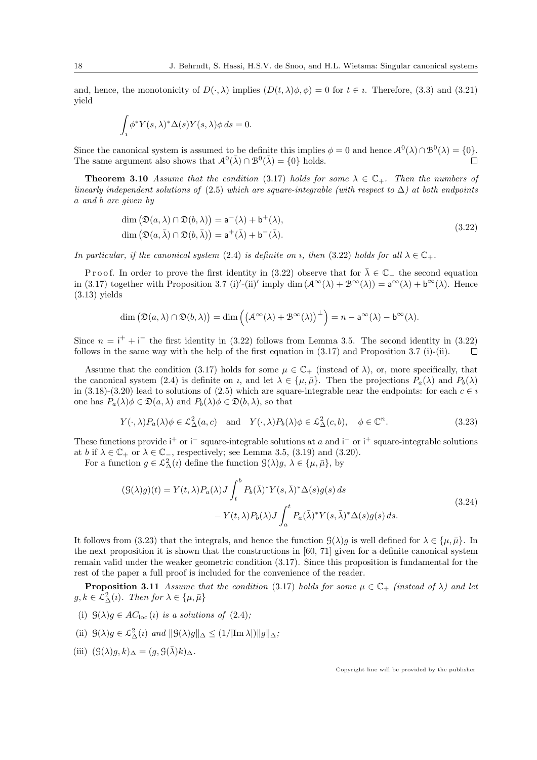and, hence, the monotonicity of $D(\cdot,\lambda)$ implies $(D(t,\lambda)\phi,\phi)=0$ for $t\in\imath$. Therefore, (3.3) and (3.21) yield

$$\int_\imath \phi^* Y(s,\lambda)^*\Delta(s)Y(s,\lambda)\phi\,ds=0.$$

Since the canonical system is assumed to be definite this implies $\phi=0$ and hence $\mathcal{A}^0(\lambda)\cap\mathcal{B}^0(\lambda)=\{0\}$. The same argument also shows that $\mathcal{A}^0(\bar\lambda)\cap\mathcal{B}^0(\bar\lambda)=\{0\}$ holds. $\square$

**Theorem 3.10** *Assume that the condition (3.17) holds for some $\lambda\in\mathbb{C}_+$. Then the numbers of linearly independent solutions of (2.5) which are square-integrable (with respect to $\Delta$) at both endpoints $a$ and $b$ are given by*

$$\begin{aligned}\dim\big(\mathfrak{D}(a,\lambda)\cap\mathfrak{D}(b,\lambda)\big)&=\mathsf{a}^-(\lambda)+\mathsf{b}^+(\lambda),\\ \dim\big(\mathfrak{D}(a,\bar\lambda)\cap\mathfrak{D}(b,\bar\lambda)\big)&=\mathsf{a}^+(\bar\lambda)+\mathsf{b}^-(\bar\lambda).\end{aligned}\tag{3.22}$$

*In particular, if the canonical system (2.4) is definite on $\imath$, then (3.22) holds for all $\lambda\in\mathbb{C}_+$.*

Proof. In order to prove the first identity in (3.22) observe that for $\bar\lambda\in\mathbb{C}_-$ the second equation in (3.17) together with Proposition 3.7 (i)$'$-(ii)$'$ imply $\dim(\mathcal{A}^\infty(\lambda)+\mathcal{B}^\infty(\lambda))=\mathsf{a}^\infty(\lambda)+\mathsf{b}^\infty(\lambda)$. Hence (3.13) yields

$$\dim\big(\mathfrak{D}(a,\lambda)\cap\mathfrak{D}(b,\lambda)\big)=\dim\Big(\big(\mathcal{A}^\infty(\lambda)+\mathcal{B}^\infty(\lambda)\big)^\perp\Big)=n-\mathsf{a}^\infty(\lambda)-\mathsf{b}^\infty(\lambda).$$

Since $n=\mathsf{i}^++\mathsf{i}^-$ the first identity in (3.22) follows from Lemma 3.5. The second identity in (3.22) follows in the same way with the help of the first equation in (3.17) and Proposition 3.7 (i)-(ii). $\square$

Assume that the condition (3.17) holds for some $\mu\in\mathbb{C}_+$ (instead of $\lambda$), or, more specifically, that the canonical system (2.4) is definite on $\imath$, and let $\lambda\in\{\mu,\bar\mu\}$. Then the projections $P_a(\lambda)$ and $P_b(\lambda)$ in (3.18)-(3.20) lead to solutions of (2.5) which are square-integrable near the endpoints: for each $c\in\imath$ one has $P_a(\lambda)\phi\in\mathfrak{D}(a,\lambda)$ and $P_b(\lambda)\phi\in\mathfrak{D}(b,\lambda)$, so that

$$Y(\cdot,\lambda)P_a(\lambda)\phi\in\mathcal{L}^2_\Delta(a,c)\quad\text{and}\quad Y(\cdot,\lambda)P_b(\lambda)\phi\in\mathcal{L}^2_\Delta(c,b),\quad \phi\in\mathbb{C}^n.\tag{3.23}$$

These functions provide $\mathsf{i}^+$ or $\mathsf{i}^-$ square-integrable solutions at $a$ and $\mathsf{i}^-$ or $\mathsf{i}^+$ square-integrable solutions at $b$ if $\lambda\in\mathbb{C}_+$ or $\lambda\in\mathbb{C}_-$, respectively; see Lemma 3.5, (3.19) and (3.20).

For a function $g\in\mathcal{L}^2_\Delta(\imath)$ define the function $\mathcal{G}(\lambda)g$, $\lambda\in\{\mu,\bar\mu\}$, by

$$\begin{aligned}(\mathcal{G}(\lambda)g)(t)&=Y(t,\lambda)P_a(\lambda)J\int_t^b P_b(\bar\lambda)^*Y(s,\bar\lambda)^*\Delta(s)g(s)\,ds\\ &\quad-Y(t,\lambda)P_b(\lambda)J\int_a^t P_a(\bar\lambda)^*Y(s,\bar\lambda)^*\Delta(s)g(s)\,ds.\end{aligned}\tag{3.24}$$

It follows from (3.23) that the integrals, and hence the function $\mathcal{G}(\lambda)g$ is well defined for $\lambda\in\{\mu,\bar\mu\}$. In the next proposition it is shown that the constructions in [60, 71] given for a definite canonical system remain valid under the weaker geometric condition (3.17). Since this proposition is fundamental for the rest of the paper a full proof is included for the convenience of the reader.

**Proposition 3.11** *Assume that the condition (3.17) holds for some $\mu\in\mathbb{C}_+$ (instead of $\lambda$) and let $g,k\in\mathcal{L}^2_\Delta(\imath)$. Then for $\lambda\in\{\mu,\bar\mu\}$*

(i) *$\mathcal{G}(\lambda)g\in AC_{\rm loc}(\imath)$ is a solutions of (2.4);*

(ii) *$\mathcal{G}(\lambda)g\in\mathcal{L}^2_\Delta(\imath)$ and $\|\mathcal{G}(\lambda)g\|_\Delta\le(1/|{\rm Im}\,\lambda|)\|g\|_\Delta$;*

(iii) *$(\mathcal{G}(\lambda)g,k)_\Delta=(g,\mathcal{G}(\bar\lambda)k)_\Delta$.*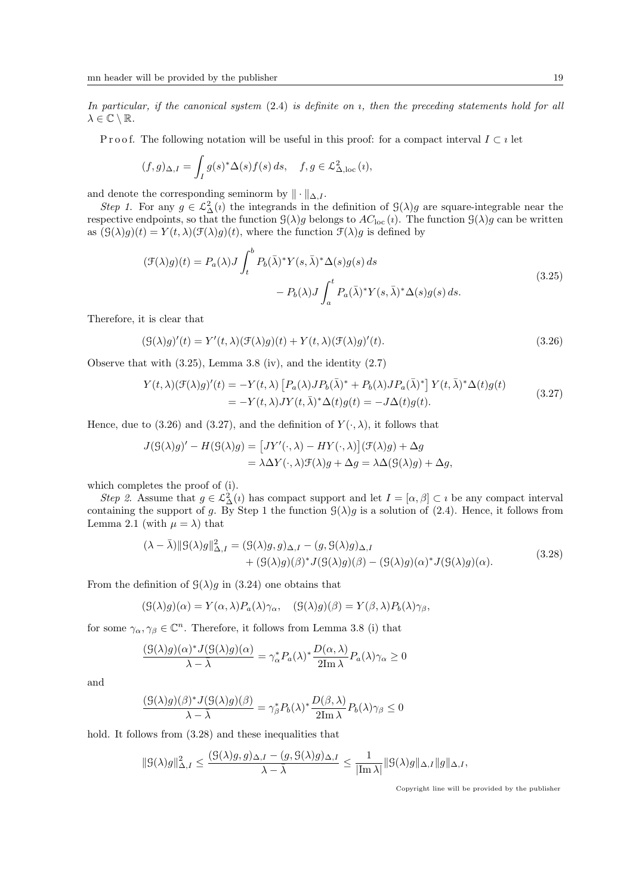*In particular, if the canonical system* (2.4) *is definite on* $\imath$*, then the preceding statements hold for all* $\lambda \in \mathbb{C} \setminus \mathbb{R}$.

P r o o f. The following notation will be useful in this proof: for a compact interval $I \subset \imath$ let

$$(f,g)_{\Delta,I} = \int_I g(s)^* \Delta(s) f(s)\, ds, \quad f,g \in \mathcal{L}^2_{\Delta,\mathrm{loc}}(\imath),$$

and denote the corresponding seminorm by $\|\cdot\|_{\Delta,I}$.

*Step 1.* For any $g \in \mathcal{L}^2_\Delta(\imath)$ the integrands in the definition of $\mathcal{G}(\lambda)g$ are square-integrable near the respective endpoints, so that the function $\mathcal{G}(\lambda)g$ belongs to $AC_{\mathrm{loc}}(\imath)$. The function $\mathcal{G}(\lambda)g$ can be written as $(\mathcal{G}(\lambda)g)(t) = Y(t,\lambda)(\mathcal{F}(\lambda)g)(t)$, where the function $\mathcal{F}(\lambda)g$ is defined by

$$\begin{aligned}(\mathcal{F}(\lambda)g)(t) = P_a(\lambda) J \int_t^b P_b(\bar\lambda)^* Y(s,\bar\lambda)^* \Delta(s) g(s)\, ds \\ - P_b(\lambda) J \int_a^t P_a(\bar\lambda)^* Y(s,\bar\lambda)^* \Delta(s) g(s)\, ds.\end{aligned} \tag{3.25}$$

Therefore, it is clear that

$$(\mathcal{G}(\lambda)g)'(t) = Y'(t,\lambda)(\mathcal{F}(\lambda)g)(t) + Y(t,\lambda)(\mathcal{F}(\lambda)g)'(t). \tag{3.26}$$

Observe that with (3.25), Lemma 3.8 (iv), and the identity (2.7)

$$\begin{aligned}Y(t,\lambda)(\mathcal{F}(\lambda)g)'(t) &= -Y(t,\lambda)\left[P_a(\lambda) J P_b(\bar\lambda)^* + P_b(\lambda) J P_a(\bar\lambda)^*\right] Y(t,\bar\lambda)^* \Delta(t) g(t) \\ &= -Y(t,\lambda) J Y(t,\bar\lambda)^* \Delta(t) g(t) = -J\Delta(t) g(t).\end{aligned} \tag{3.27}$$

Hence, due to (3.26) and (3.27), and the definition of $Y(\cdot,\lambda)$, it follows that

$$\begin{aligned}J(\mathcal{G}(\lambda)g)' - H(\mathcal{G}(\lambda)g) &= \left[JY'(\cdot,\lambda) - HY(\cdot,\lambda)\right](\mathcal{F}(\lambda)g) + \Delta g \\ &= \lambda \Delta Y(\cdot,\lambda)\mathcal{F}(\lambda)g + \Delta g = \lambda\Delta(\mathcal{G}(\lambda)g) + \Delta g,\end{aligned}$$

which completes the proof of (i).

*Step 2.* Assume that $g \in \mathcal{L}^2_\Delta(\imath)$ has compact support and let $I = [\alpha,\beta] \subset \imath$ be any compact interval containing the support of $g$. By Step 1 the function $\mathcal{G}(\lambda)g$ is a solution of (2.4). Hence, it follows from Lemma 2.1 (with $\mu = \lambda$) that

$$\begin{aligned}(\lambda - \bar\lambda)\|\mathcal{G}(\lambda)g\|^2_{\Delta,I} = (\mathcal{G}(\lambda)g, g)_{\Delta,I} - (g, \mathcal{G}(\lambda)g)_{\Delta,I} \\ + (\mathcal{G}(\lambda)g)(\beta)^* J (\mathcal{G}(\lambda)g)(\beta) - (\mathcal{G}(\lambda)g)(\alpha)^* J (\mathcal{G}(\lambda)g)(\alpha).\end{aligned} \tag{3.28}$$

From the definition of $\mathcal{G}(\lambda)g$ in (3.24) one obtains that

$$(\mathcal{G}(\lambda)g)(\alpha) = Y(\alpha,\lambda) P_a(\lambda)\gamma_\alpha, \quad (\mathcal{G}(\lambda)g)(\beta) = Y(\beta,\lambda) P_b(\lambda)\gamma_\beta,$$

for some $\gamma_\alpha, \gamma_\beta \in \mathbb{C}^n$. Therefore, it follows from Lemma 3.8 (i) that

$$\frac{(\mathcal{G}(\lambda)g)(\alpha)^* J (\mathcal{G}(\lambda)g)(\alpha)}{\lambda - \bar\lambda} = \gamma_\alpha^* P_a(\lambda)^* \frac{D(\alpha,\lambda)}{2\mathrm{Im}\,\lambda} P_a(\lambda)\gamma_\alpha \geq 0$$

and

$$\frac{(\mathcal{G}(\lambda)g)(\beta)^* J (\mathcal{G}(\lambda)g)(\beta)}{\lambda - \bar\lambda} = \gamma_\beta^* P_b(\lambda)^* \frac{D(\beta,\lambda)}{2\mathrm{Im}\,\lambda} P_b(\lambda)\gamma_\beta \leq 0$$

hold. It follows from (3.28) and these inequalities that

$$\|\mathcal{G}(\lambda)g\|^2_{\Delta,I} \leq \frac{(\mathcal{G}(\lambda)g, g)_{\Delta,I} - (g, \mathcal{G}(\lambda)g)_{\Delta,I}}{\lambda - \bar\lambda} \leq \frac{1}{|\mathrm{Im}\,\lambda|}\|\mathcal{G}(\lambda)g\|_{\Delta,I}\|g\|_{\Delta,I},$$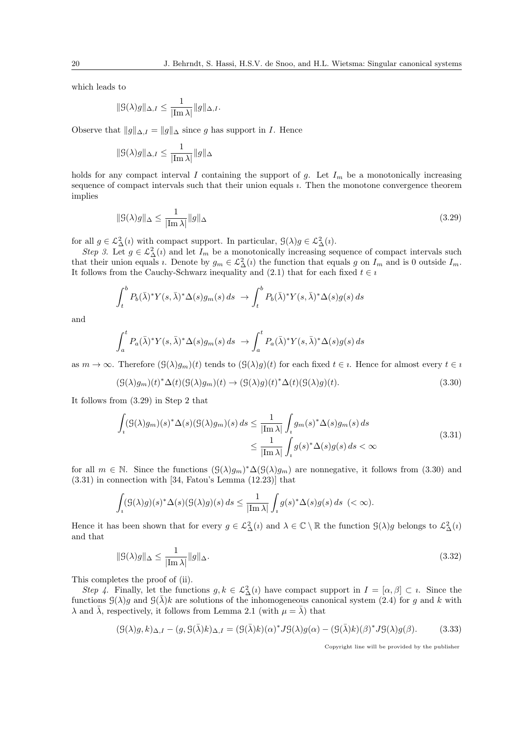which leads to

$$\|\mathcal{G}(\lambda)g\|_{\Delta,I} \leq \frac{1}{|\mathrm{Im}\,\lambda|}\|g\|_{\Delta,I}.$$

Observe that $\|g\|_{\Delta,I} = \|g\|_\Delta$ since $g$ has support in $I$. Hence

$$\|\mathcal{G}(\lambda)g\|_{\Delta,I} \leq \frac{1}{|\mathrm{Im}\,\lambda|}\|g\|_{\Delta}$$

holds for any compact interval $I$ containing the support of $g$. Let $I_m$ be a monotonically increasing sequence of compact intervals such that their union equals $\imath$. Then the monotone convergence theorem implies

$$\|\mathcal{G}(\lambda)g\|_{\Delta} \leq \frac{1}{|\mathrm{Im}\,\lambda|}\|g\|_{\Delta} \tag{3.29}$$

for all $g \in \mathcal{L}^2_\Delta(\imath)$ with compact support. In particular, $\mathcal{G}(\lambda)g \in \mathcal{L}^2_\Delta(\imath)$.

*Step 3.* Let $g \in \mathcal{L}^2_\Delta(\imath)$ and let $I_m$ be a monotonically increasing sequence of compact intervals such that their union equals $\imath$. Denote by $g_m \in \mathcal{L}^2_\Delta(\imath)$ the function that equals $g$ on $I_m$ and is 0 outside $I_m$. It follows from the Cauchy-Schwarz inequality and (2.1) that for each fixed $t \in \imath$

$$\int_t^b P_b(\bar{\lambda})^* Y(s,\bar{\lambda})^*\Delta(s)g_m(s)\,ds \ \to \int_t^b P_b(\bar{\lambda})^* Y(s,\bar{\lambda})^*\Delta(s)g(s)\,ds$$

and

$$\int_a^t P_a(\bar{\lambda})^* Y(s,\bar{\lambda})^*\Delta(s)g_m(s)\,ds \ \to \int_a^t P_a(\bar{\lambda})^* Y(s,\bar{\lambda})^*\Delta(s)g(s)\,ds$$

as $m \to \infty$. Therefore $(\mathcal{G}(\lambda)g_m)(t)$ tends to $(\mathcal{G}(\lambda)g)(t)$ for each fixed $t \in \imath$. Hence for almost every $t \in \imath$

$$(\mathcal{G}(\lambda)g_m)(t)^*\Delta(t)(\mathcal{G}(\lambda)g_m)(t) \to (\mathcal{G}(\lambda)g)(t)^*\Delta(t)(\mathcal{G}(\lambda)g)(t). \tag{3.30}$$

It follows from (3.29) in Step 2 that

$$\begin{aligned}\int_\imath (\mathcal{G}(\lambda)g_m)(s)^*\Delta(s)(\mathcal{G}(\lambda)g_m)(s)\,ds &\leq \frac{1}{|\mathrm{Im}\,\lambda|}\int_\imath g_m(s)^*\Delta(s)g_m(s)\,ds \\ &\leq \frac{1}{|\mathrm{Im}\,\lambda|}\int_\imath g(s)^*\Delta(s)g(s)\,ds < \infty\end{aligned} \tag{3.31}$$

for all $m \in \mathbb{N}$. Since the functions $(\mathcal{G}(\lambda)g_m)^*\Delta(\mathcal{G}(\lambda)g_m)$ are nonnegative, it follows from (3.30) and (3.31) in connection with [34, Fatou's Lemma (12.23)] that

$$\int_\imath (\mathcal{G}(\lambda)g)(s)^*\Delta(s)(\mathcal{G}(\lambda)g)(s)\,ds \leq \frac{1}{|\mathrm{Im}\,\lambda|}\int_\imath g(s)^*\Delta(s)g(s)\,ds \ \ (< \infty).$$

Hence it has been shown that for every $g \in \mathcal{L}^2_\Delta(\imath)$ and $\lambda \in \mathbb{C}\setminus\mathbb{R}$ the function $\mathcal{G}(\lambda)g$ belongs to $\mathcal{L}^2_\Delta(\imath)$ and that

$$\|\mathcal{G}(\lambda)g\|_{\Delta} \leq \frac{1}{|\mathrm{Im}\,\lambda|}\|g\|_{\Delta}. \tag{3.32}$$

This completes the proof of (ii).

*Step 4.* Finally, let the functions $g, k \in \mathcal{L}^2_\Delta(\imath)$ have compact support in $I = [\alpha, \beta] \subset \imath$. Since the functions $\mathcal{G}(\lambda)g$ and $\mathcal{G}(\bar{\lambda})k$ are solutions of the inhomogeneous canonical system (2.4) for $g$ and $k$ with $\lambda$ and $\bar{\lambda}$, respectively, it follows from Lemma 2.1 (with $\mu = \bar{\lambda}$) that

$$(\mathcal{G}(\lambda)g, k)_{\Delta,I} - (g, \mathcal{G}(\bar{\lambda})k)_{\Delta,I} = (\mathcal{G}(\bar{\lambda})k)(\alpha)^*J\mathcal{G}(\lambda)g(\alpha) - (\mathcal{G}(\bar{\lambda})k)(\beta)^*J\mathcal{G}(\lambda)g(\beta). \tag{3.33}$$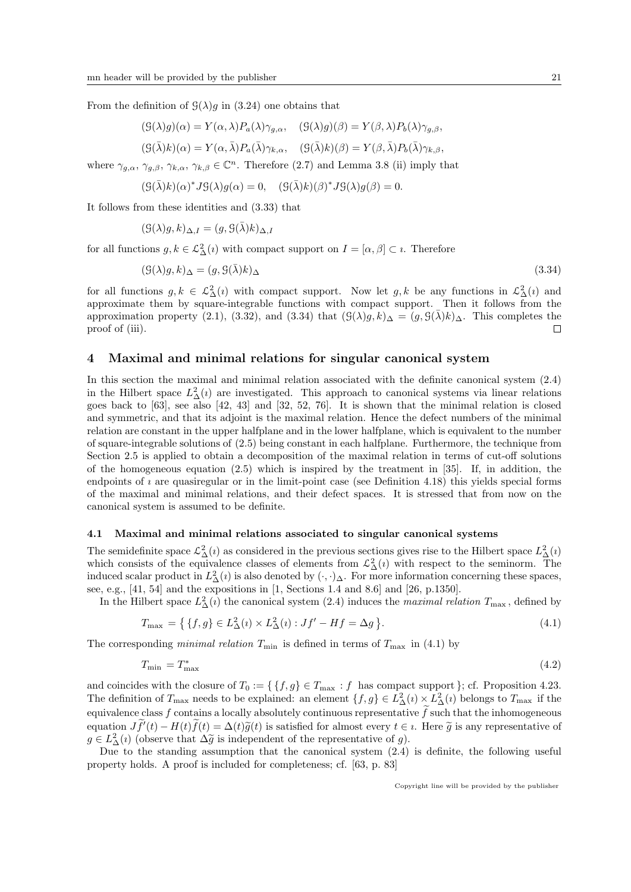From the definition of $\mathcal{G}(\lambda)g$ in (3.24) one obtains that

$$(\mathcal{G}(\lambda)g)(\alpha) = Y(\alpha,\lambda)P_a(\lambda)\gamma_{g,\alpha}, \quad (\mathcal{G}(\lambda)g)(\beta) = Y(\beta,\lambda)P_b(\lambda)\gamma_{g,\beta},$$

$$(\mathcal{G}(\bar\lambda)k)(\alpha) = Y(\alpha,\bar\lambda)P_a(\bar\lambda)\gamma_{k,\alpha}, \quad (\mathcal{G}(\bar\lambda)k)(\beta) = Y(\beta,\bar\lambda)P_b(\bar\lambda)\gamma_{k,\beta},$$

where $\gamma_{g,\alpha}$, $\gamma_{g,\beta}$, $\gamma_{k,\alpha}$, $\gamma_{k,\beta} \in \mathbb{C}^n$. Therefore (2.7) and Lemma 3.8 (ii) imply that

$$(\mathcal{G}(\bar\lambda)k)(\alpha)^* J\mathcal{G}(\lambda)g(\alpha) = 0, \quad (\mathcal{G}(\bar\lambda)k)(\beta)^* J\mathcal{G}(\lambda)g(\beta) = 0.$$

It follows from these identities and (3.33) that

$$(\mathcal{G}(\lambda)g, k)_{\Delta,I} = (g, \mathcal{G}(\bar\lambda)k)_{\Delta,I}$$

for all functions $g, k \in \mathcal{L}^2_\Delta(\imath)$ with compact support on $I = [\alpha,\beta] \subset \imath$. Therefore

$$(\mathcal{G}(\lambda)g, k)_\Delta = (g, \mathcal{G}(\bar\lambda)k)_\Delta \tag{3.34}$$

for all functions $g, k \in \mathcal{L}^2_\Delta(\imath)$ with compact support. Now let $g, k$ be any functions in $\mathcal{L}^2_\Delta(\imath)$ and approximate them by square-integrable functions with compact support. Then it follows from the approximation property (2.1), (3.32), and (3.34) that $(\mathcal{G}(\lambda)g, k)_\Delta = (g, \mathcal{G}(\bar\lambda)k)_\Delta$. This completes the proof of (iii). □

## 4 Maximal and minimal relations for singular canonical system

In this section the maximal and minimal relation associated with the definite canonical system (2.4) in the Hilbert space $L^2_\Delta(\imath)$ are investigated. This approach to canonical systems via linear relations goes back to [63], see also [42, 43] and [32, 52, 76]. It is shown that the minimal relation is closed and symmetric, and that its adjoint is the maximal relation. Hence the defect numbers of the minimal relation are constant in the upper halfplane and in the lower halfplane, which is equivalent to the number of square-integrable solutions of (2.5) being constant in each halfplane. Furthermore, the technique from Section 2.5 is applied to obtain a decomposition of the maximal relation in terms of cut-off solutions of the homogeneous equation (2.5) which is inspired by the treatment in [35]. If, in addition, the endpoints of $\imath$ are quasiregular or in the limit-point case (see Definition 4.18) this yields special forms of the maximal and minimal relations, and their defect spaces. It is stressed that from now on the canonical system is assumed to be definite.

### 4.1 Maximal and minimal relations associated to singular canonical systems

The semidefinite space $\mathcal{L}^2_\Delta(\imath)$ as considered in the previous sections gives rise to the Hilbert space $L^2_\Delta(\imath)$ which consists of the equivalence classes of elements from $\mathcal{L}^2_\Delta(\imath)$ with respect to the seminorm. The induced scalar product in $L^2_\Delta(\imath)$ is also denoted by $(\cdot,\cdot)_\Delta$. For more information concerning these spaces, see, e.g., [41, 54] and the expositions in [1, Sections 1.4 and 8.6] and [26, p.1350].

In the Hilbert space $L^2_\Delta(\imath)$ the canonical system (2.4) induces the *maximal relation* $T_{\max}$, defined by

$$T_{\max} = \big\{ \{f,g\} \in L^2_\Delta(\imath) \times L^2_\Delta(\imath) : Jf' - Hf = \Delta g \big\}. \tag{4.1}$$

The corresponding *minimal relation* $T_{\min}$ is defined in terms of $T_{\max}$ in (4.1) by

$$T_{\min} = T^*_{\max} \tag{4.2}$$

and coincides with the closure of $T_0 := \{ \{f,g\} \in T_{\max} : f \text{ has compact support} \}$; cf. Proposition 4.23. The definition of $T_{\max}$ needs to be explained: an element $\{f,g\} \in L^2_\Delta(\imath) \times L^2_\Delta(\imath)$ belongs to $T_{\max}$ if the equivalence class $f$ contains a locally absolutely continuous representative $\widetilde f$ such that the inhomogeneous equation $J\widetilde f'(t) - H(t)\widetilde f(t) = \Delta(t)\widetilde g(t)$ is satisfied for almost every $t \in \imath$. Here $\widetilde g$ is any representative of $g \in L^2_\Delta(\imath)$ (observe that $\Delta\widetilde g$ is independent of the representative of $g$).

Due to the standing assumption that the canonical system (2.4) is definite, the following useful property holds. A proof is included for completeness; cf. [63, p. 83]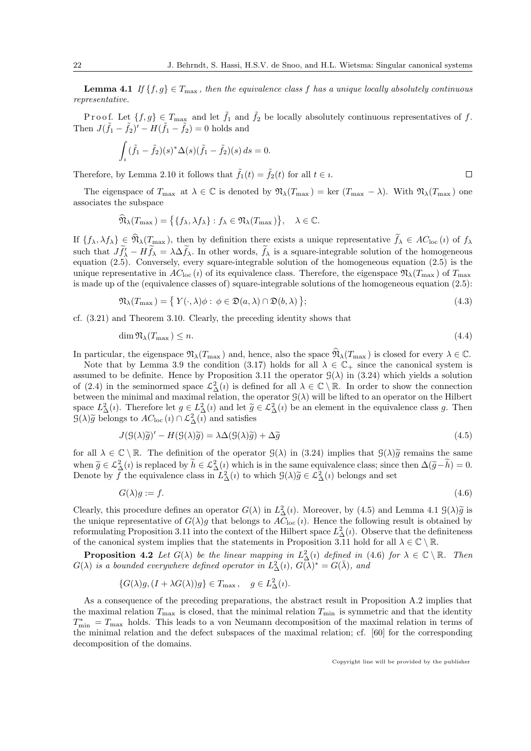**Lemma 4.1** *If $\{f,g\} \in T_{\max}$, then the equivalence class $f$ has a unique locally absolutely continuous representative.*

Proof. Let $\{f,g\} \in T_{\max}$ and let $\tilde{f}_1$ and $\tilde{f}_2$ be locally absolutely continuous representatives of $f$. Then $J(\tilde{f}_1 - \tilde{f}_2)' - H(\tilde{f}_1 - \tilde{f}_2) = 0$ holds and

$$\int_\imath (\tilde{f}_1 - \tilde{f}_2)(s)^* \Delta(s)(\tilde{f}_1 - \tilde{f}_2)(s)\, ds = 0.$$

Therefore, by Lemma 2.10 it follows that $\tilde{f}_1(t) = \tilde{f}_2(t)$ for all $t \in \imath$. $\square$

The eigenspace of $T_{\max}$ at $\lambda \in \mathbb{C}$ is denoted by $\mathfrak{N}_\lambda(T_{\max}) = \ker(T_{\max} - \lambda)$. With $\mathfrak{N}_\lambda(T_{\max})$ one associates the subspace

$$\widehat{\mathfrak{N}}_\lambda(T_{\max}) = \big\{\{f_\lambda, \lambda f_\lambda\} : f_\lambda \in \mathfrak{N}_\lambda(T_{\max})\big\}, \quad \lambda \in \mathbb{C}.$$

If $\{f_\lambda, \lambda f_\lambda\} \in \widehat{\mathfrak{N}}_\lambda(T_{\max})$, then by definition there exists a unique representative $\widetilde{f}_\lambda \in AC_{\mathrm{loc}}(\imath)$ of $f_\lambda$ such that $J\widetilde{f}_\lambda' - H\widetilde{f}_\lambda = \lambda\Delta\widetilde{f}_\lambda$. In other words, $\widetilde{f}_\lambda$ is a square-integrable solution of the homogeneous equation (2.5). Conversely, every square-integrable solution of the homogeneous equation (2.5) is the unique representative in $AC_{\mathrm{loc}}(\imath)$ of its equivalence class. Therefore, the eigenspace $\mathfrak{N}_\lambda(T_{\max})$ of $T_{\max}$ is made up of the (equivalence classes of) square-integrable solutions of the homogeneous equation (2.5):

$$\mathfrak{N}_\lambda(T_{\max}) = \big\{\, Y(\cdot,\lambda)\phi : \phi \in \mathfrak{D}(a,\lambda) \cap \mathfrak{D}(b,\lambda)\,\big\}; \tag{4.3}$$

cf. (3.21) and Theorem 3.10. Clearly, the preceding identity shows that

$$\dim \mathfrak{N}_\lambda(T_{\max}) \le n. \tag{4.4}$$

In particular, the eigenspace $\mathfrak{N}_\lambda(T_{\max})$ and, hence, also the space $\widehat{\mathfrak{N}}_\lambda(T_{\max})$ is closed for every $\lambda \in \mathbb{C}$.

Note that by Lemma 3.9 the condition (3.17) holds for all $\lambda \in \mathbb{C}_+$ since the canonical system is assumed to be definite. Hence by Proposition 3.11 the operator $\mathcal{G}(\lambda)$ in (3.24) which yields a solution of (2.4) in the seminormed space $\mathcal{L}^2_\Delta(\imath)$ is defined for all $\lambda \in \mathbb{C}\setminus\mathbb{R}$. In order to show the connection between the minimal and maximal relation, the operator $\mathcal{G}(\lambda)$ will be lifted to an operator on the Hilbert space $L^2_\Delta(\imath)$. Therefore let $g \in L^2_\Delta(\imath)$ and let $\widetilde{g} \in \mathcal{L}^2_\Delta(\imath)$ be an element in the equivalence class $g$. Then $\mathcal{G}(\lambda)\widetilde{g}$ belongs to $AC_{\mathrm{loc}}(\imath) \cap \mathcal{L}^2_\Delta(\imath)$ and satisfies

$$J(\mathcal{G}(\lambda)\widetilde{g})' - H(\mathcal{G}(\lambda)\widetilde{g}) = \lambda\Delta(\mathcal{G}(\lambda)\widetilde{g}) + \Delta\widetilde{g} \tag{4.5}$$

for all $\lambda \in \mathbb{C}\setminus\mathbb{R}$. The definition of the operator $\mathcal{G}(\lambda)$ in (3.24) implies that $\mathcal{G}(\lambda)\widetilde{g}$ remains the same when $\widetilde{g} \in \mathcal{L}^2_\Delta(\imath)$ is replaced by $\widetilde{h} \in \mathcal{L}^2_\Delta(\imath)$ which is in the same equivalence class; since then $\Delta(\widetilde{g}-\widetilde{h}) = 0$. Denote by $f$ the equivalence class in $L^2_\Delta(\imath)$ to which $\mathcal{G}(\lambda)\widetilde{g} \in \mathcal{L}^2_\Delta(\imath)$ belongs and set

$$G(\lambda)g := f. \tag{4.6}$$

Clearly, this procedure defines an operator $G(\lambda)$ in $L^2_\Delta(\imath)$. Moreover, by (4.5) and Lemma 4.1 $\mathcal{G}(\lambda)\widetilde{g}$ is the unique representative of $G(\lambda)g$ that belongs to $AC_{\mathrm{loc}}(\imath)$. Hence the following result is obtained by reformulating Proposition 3.11 into the context of the Hilbert space $L^2_\Delta(\imath)$. Observe that the definiteness of the canonical system implies that the statements in Proposition 3.11 hold for all $\lambda \in \mathbb{C}\setminus\mathbb{R}$.

**Proposition 4.2** *Let $G(\lambda)$ be the linear mapping in $L^2_\Delta(\imath)$ defined in (4.6) for $\lambda \in \mathbb{C}\setminus\mathbb{R}$. Then $G(\lambda)$ is a bounded everywhere defined operator in $L^2_\Delta(\imath)$, $G(\lambda)^* = G(\bar{\lambda})$, and*

$$\{G(\lambda)g, (I + \lambda G(\lambda))g\} \in T_{\max}, \quad g \in L^2_\Delta(\imath).$$

As a consequence of the preceding preparations, the abstract result in Proposition A.2 implies that the maximal relation $T_{\max}$ is closed, that the minimal relation $T_{\min}$ is symmetric and that the identity $T_{\min}^* = T_{\max}$ holds. This leads to a von Neumann decomposition of the maximal relation in terms of the minimal relation and the defect subspaces of the maximal relation; cf. [60] for the corresponding decomposition of the domains.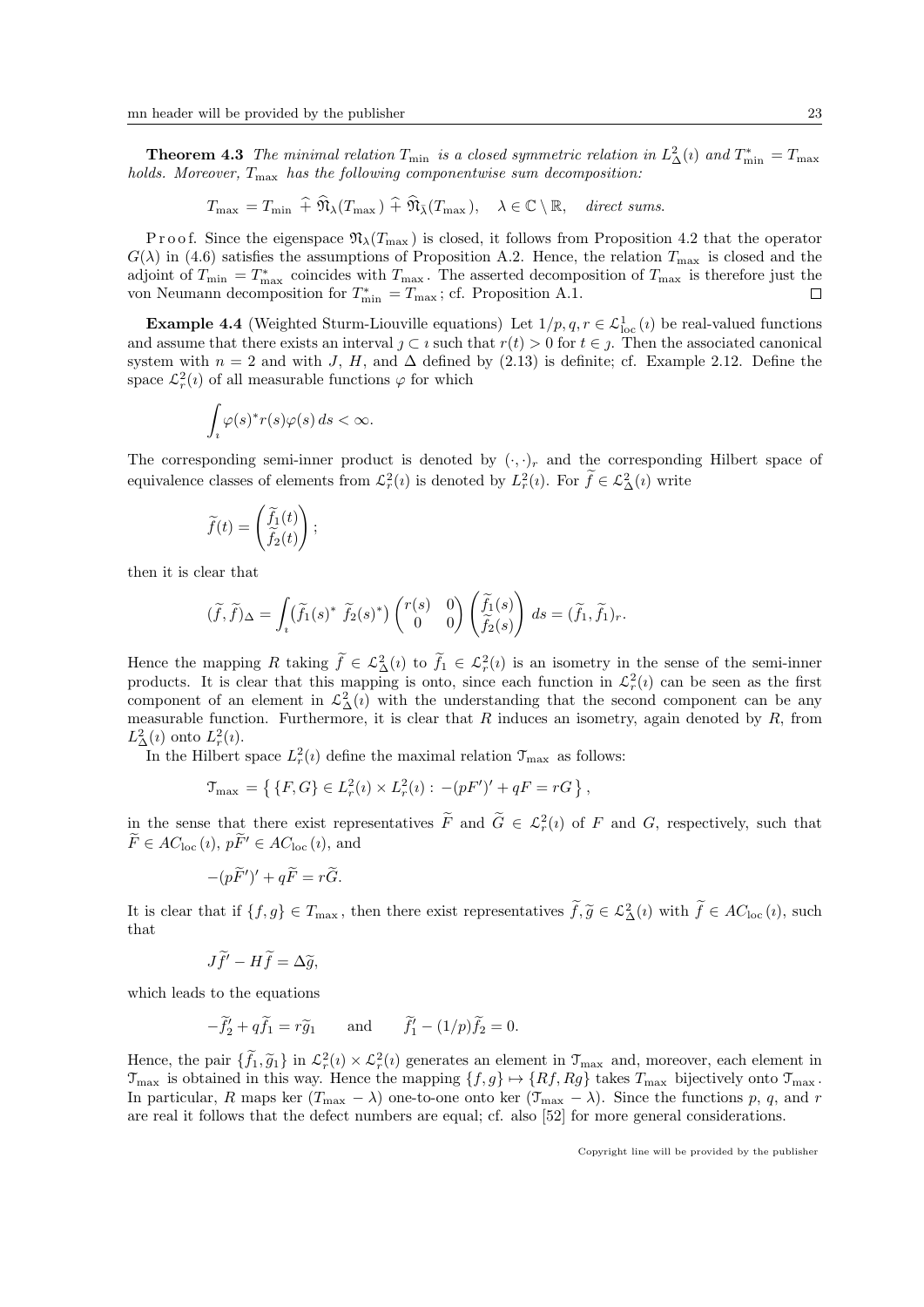**Theorem 4.3** *The minimal relation $T_{\min}$ is a closed symmetric relation in $L^2_\Delta(\imath)$ and $T^*_{\min} = T_{\max}$ holds. Moreover, $T_{\max}$ has the following componentwise sum decomposition:*

$$T_{\max} = T_{\min} \;\widehat{+}\; \widehat{\mathfrak{N}}_\lambda(T_{\max}) \;\widehat{+}\; \widehat{\mathfrak{N}}_{\bar\lambda}(T_{\max}), \quad \lambda \in \mathbb{C}\setminus\mathbb{R}, \quad \textit{direct sums.}$$

Proof. Since the eigenspace $\mathfrak{N}_\lambda(T_{\max})$ is closed, it follows from Proposition 4.2 that the operator $G(\lambda)$ in (4.6) satisfies the assumptions of Proposition A.2. Hence, the relation $T_{\max}$ is closed and the adjoint of $T_{\min} = T^*_{\max}$ coincides with $T_{\max}$. The asserted decomposition of $T_{\max}$ is therefore just the von Neumann decomposition for $T^*_{\min} = T_{\max}$; cf. Proposition A.1. □

**Example 4.4** (Weighted Sturm-Liouville equations) Let $1/p, q, r \in \mathcal{L}^1_{\rm loc}(\imath)$ be real-valued functions and assume that there exists an interval $\jmath \subset \imath$ such that $r(t) > 0$ for $t \in \jmath$. Then the associated canonical system with $n = 2$ and with $J$, $H$, and $\Delta$ defined by (2.13) is definite; cf. Example 2.12. Define the space $\mathcal{L}^2_r(\imath)$ of all measurable functions $\varphi$ for which

$$\int_\imath \varphi(s)^* r(s) \varphi(s)\, ds < \infty.$$

The corresponding semi-inner product is denoted by $(\cdot,\cdot)_r$ and the corresponding Hilbert space of equivalence classes of elements from $\mathcal{L}^2_r(\imath)$ is denoted by $L^2_r(\imath)$. For $\widetilde f \in \mathcal{L}^2_\Delta(\imath)$ write

$$\widetilde f(t) = \begin{pmatrix} \widetilde f_1(t) \\ \widetilde f_2(t) \end{pmatrix};$$

then it is clear that

$$(\widetilde f, \widetilde f)_\Delta = \int_\imath \begin{pmatrix} \widetilde f_1(s)^* & \widetilde f_2(s)^* \end{pmatrix} \begin{pmatrix} r(s) & 0 \\ 0 & 0 \end{pmatrix} \begin{pmatrix} \widetilde f_1(s) \\ \widetilde f_2(s) \end{pmatrix} ds = (\widetilde f_1, \widetilde f_1)_r.$$

Hence the mapping $R$ taking $\widetilde f \in \mathcal{L}^2_\Delta(\imath)$ to $\widetilde f_1 \in \mathcal{L}^2_r(\imath)$ is an isometry in the sense of the semi-inner products. It is clear that this mapping is onto, since each function in $\mathcal{L}^2_r(\imath)$ can be seen as the first component of an element in $\mathcal{L}^2_\Delta(\imath)$ with the understanding that the second component can be any measurable function. Furthermore, it is clear that $R$ induces an isometry, again denoted by $R$, from $L^2_\Delta(\imath)$ onto $L^2_r(\imath)$.

In the Hilbert space $L^2_r(\imath)$ define the maximal relation $\mathcal{T}_{\max}$ as follows:

$$\mathcal{T}_{\max} = \left\{ \{F, G\} \in L^2_r(\imath) \times L^2_r(\imath) : -(pF')' + qF = rG \right\},$$

in the sense that there exist representatives $\widetilde F$ and $\widetilde G \in \mathcal{L}^2_r(\imath)$ of $F$ and $G$, respectively, such that $\widetilde F \in AC_{\rm loc}(\imath)$, $p\widetilde F' \in AC_{\rm loc}(\imath)$, and

$$-(p\widetilde F')' + q\widetilde F = r\widetilde G.$$

It is clear that if $\{f, g\} \in T_{\max}$, then there exist representatives $\widetilde f, \widetilde g \in \mathcal{L}^2_\Delta(\imath)$ with $\widetilde f \in AC_{\rm loc}(\imath)$, such that

$$J\widetilde f' - H\widetilde f = \Delta \widetilde g,$$

which leads to the equations

$$-\widetilde f_2' + q\widetilde f_1 = r\widetilde g_1 \qquad \text{and} \qquad \widetilde f_1' - (1/p)\widetilde f_2 = 0.$$

Hence, the pair $\{\widetilde f_1, \widetilde g_1\}$ in $\mathcal{L}^2_r(\imath) \times \mathcal{L}^2_r(\imath)$ generates an element in $\mathcal{T}_{\max}$ and, moreover, each element in $\mathcal{T}_{\max}$ is obtained in this way. Hence the mapping $\{f, g\} \mapsto \{Rf, Rg\}$ takes $T_{\max}$ bijectively onto $\mathcal{T}_{\max}$. In particular, $R$ maps $\ker(T_{\max} - \lambda)$ one-to-one onto $\ker(\mathcal{T}_{\max} - \lambda)$. Since the functions $p$, $q$, and $r$ are real it follows that the defect numbers are equal; cf. also [52] for more general considerations.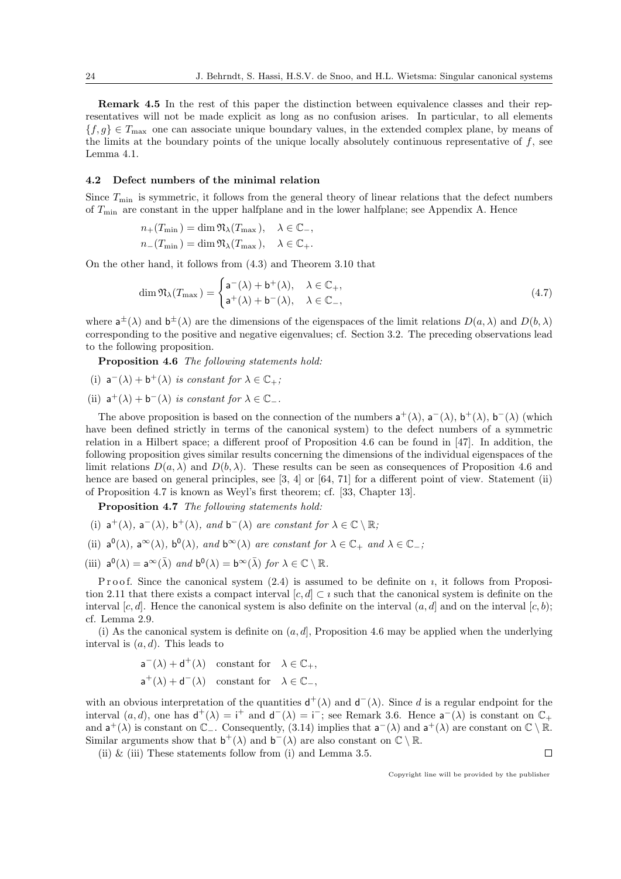**Remark 4.5** In the rest of this paper the distinction between equivalence classes and their representatives will not be made explicit as long as no confusion arises. In particular, to all elements $\{f,g\} \in T_{\max}$ one can associate unique boundary values, in the extended complex plane, by means of the limits at the boundary points of the unique locally absolutely continuous representative of $f$, see Lemma 4.1.

### 4.2 Defect numbers of the minimal relation

Since $T_{\min}$ is symmetric, it follows from the general theory of linear relations that the defect numbers of $T_{\min}$ are constant in the upper halfplane and in the lower halfplane; see Appendix A. Hence

$$
\begin{aligned}
n_+(T_{\min}) &= \dim \mathfrak{N}_\lambda(T_{\max}), \quad \lambda \in \mathbb{C}_-, \\
n_-(T_{\min}) &= \dim \mathfrak{N}_\lambda(T_{\max}), \quad \lambda \in \mathbb{C}_+.
\end{aligned}
$$

On the other hand, it follows from (4.3) and Theorem 3.10 that

$$
\dim \mathfrak{N}_\lambda(T_{\max}) = \begin{cases} \mathsf{a}^-(\lambda) + \mathsf{b}^+(\lambda), & \lambda \in \mathbb{C}_+, \\ \mathsf{a}^+(\lambda) + \mathsf{b}^-(\lambda), & \lambda \in \mathbb{C}_-, \end{cases} \tag{4.7}
$$

where $\mathsf{a}^\pm(\lambda)$ and $\mathsf{b}^\pm(\lambda)$ are the dimensions of the eigenspaces of the limit relations $D(a,\lambda)$ and $D(b,\lambda)$ corresponding to the positive and negative eigenvalues; cf. Section 3.2. The preceding observations lead to the following proposition.

**Proposition 4.6** *The following statements hold:*

(i) $\mathsf{a}^-(\lambda) + \mathsf{b}^+(\lambda)$ *is constant for* $\lambda \in \mathbb{C}_+$*;*

(ii) $\mathsf{a}^+(\lambda) + \mathsf{b}^-(\lambda)$ *is constant for* $\lambda \in \mathbb{C}_-$*.*

The above proposition is based on the connection of the numbers $\mathsf{a}^+(\lambda)$, $\mathsf{a}^-(\lambda)$, $\mathsf{b}^+(\lambda)$, $\mathsf{b}^-(\lambda)$ (which have been defined strictly in terms of the canonical system) to the defect numbers of a symmetric relation in a Hilbert space; a different proof of Proposition 4.6 can be found in [47]. In addition, the following proposition gives similar results concerning the dimensions of the individual eigenspaces of the limit relations $D(a,\lambda)$ and $D(b,\lambda)$. These results can be seen as consequences of Proposition 4.6 and hence are based on general principles, see [3, 4] or [64, 71] for a different point of view. Statement (ii) of Proposition 4.7 is known as Weyl's first theorem; cf. [33, Chapter 13].

**Proposition 4.7** *The following statements hold:*

(i) $\mathsf{a}^+(\lambda)$*,* $\mathsf{a}^-(\lambda)$*,* $\mathsf{b}^+(\lambda)$*, and* $\mathsf{b}^-(\lambda)$ *are constant for* $\lambda \in \mathbb{C} \setminus \mathbb{R}$*;*

(ii) $\mathsf{a}^0(\lambda)$*,* $\mathsf{a}^\infty(\lambda)$*,* $\mathsf{b}^0(\lambda)$*, and* $\mathsf{b}^\infty(\lambda)$ *are constant for* $\lambda \in \mathbb{C}_+$ *and* $\lambda \in \mathbb{C}_-$*;*

(iii) $\mathsf{a}^0(\lambda) = \mathsf{a}^\infty(\bar\lambda)$ *and* $\mathsf{b}^0(\lambda) = \mathsf{b}^\infty(\bar\lambda)$ *for* $\lambda \in \mathbb{C} \setminus \mathbb{R}$*.*

Proof. Since the canonical system (2.4) is assumed to be definite on $\imath$, it follows from Proposition 2.11 that there exists a compact interval $[c,d] \subset \imath$ such that the canonical system is definite on the interval $[c,d]$. Hence the canonical system is also definite on the interval $(a,d]$ and on the interval $[c,b)$; cf. Lemma 2.9.

(i) As the canonical system is definite on $(a,d]$, Proposition 4.6 may be applied when the underlying interval is $(a,d)$. This leads to

$$
\begin{aligned}
&\mathsf{a}^-(\lambda) + \mathsf{d}^+(\lambda) \quad \text{constant for} \quad \lambda \in \mathbb{C}_+, \\
&\mathsf{a}^+(\lambda) + \mathsf{d}^-(\lambda) \quad \text{constant for} \quad \lambda \in \mathbb{C}_-,
\end{aligned}
$$

with an obvious interpretation of the quantities $\mathsf{d}^+(\lambda)$ and $\mathsf{d}^-(\lambda)$. Since $d$ is a regular endpoint for the interval $(a,d)$, one has $\mathsf{d}^+(\lambda) = \mathsf{i}^+$ and $\mathsf{d}^-(\lambda) = \mathsf{i}^-$; see Remark 3.6. Hence $\mathsf{a}^-(\lambda)$ is constant on $\mathbb{C}_+$ and $\mathsf{a}^+(\lambda)$ is constant on $\mathbb{C}_-$. Consequently, (3.14) implies that $\mathsf{a}^-(\lambda)$ and $\mathsf{a}^+(\lambda)$ are constant on $\mathbb{C} \setminus \mathbb{R}$. Similar arguments show that $\mathsf{b}^+(\lambda)$ and $\mathsf{b}^-(\lambda)$ are also constant on $\mathbb{C} \setminus \mathbb{R}$.

(ii) & (iii) These statements follow from (i) and Lemma 3.5. $\square$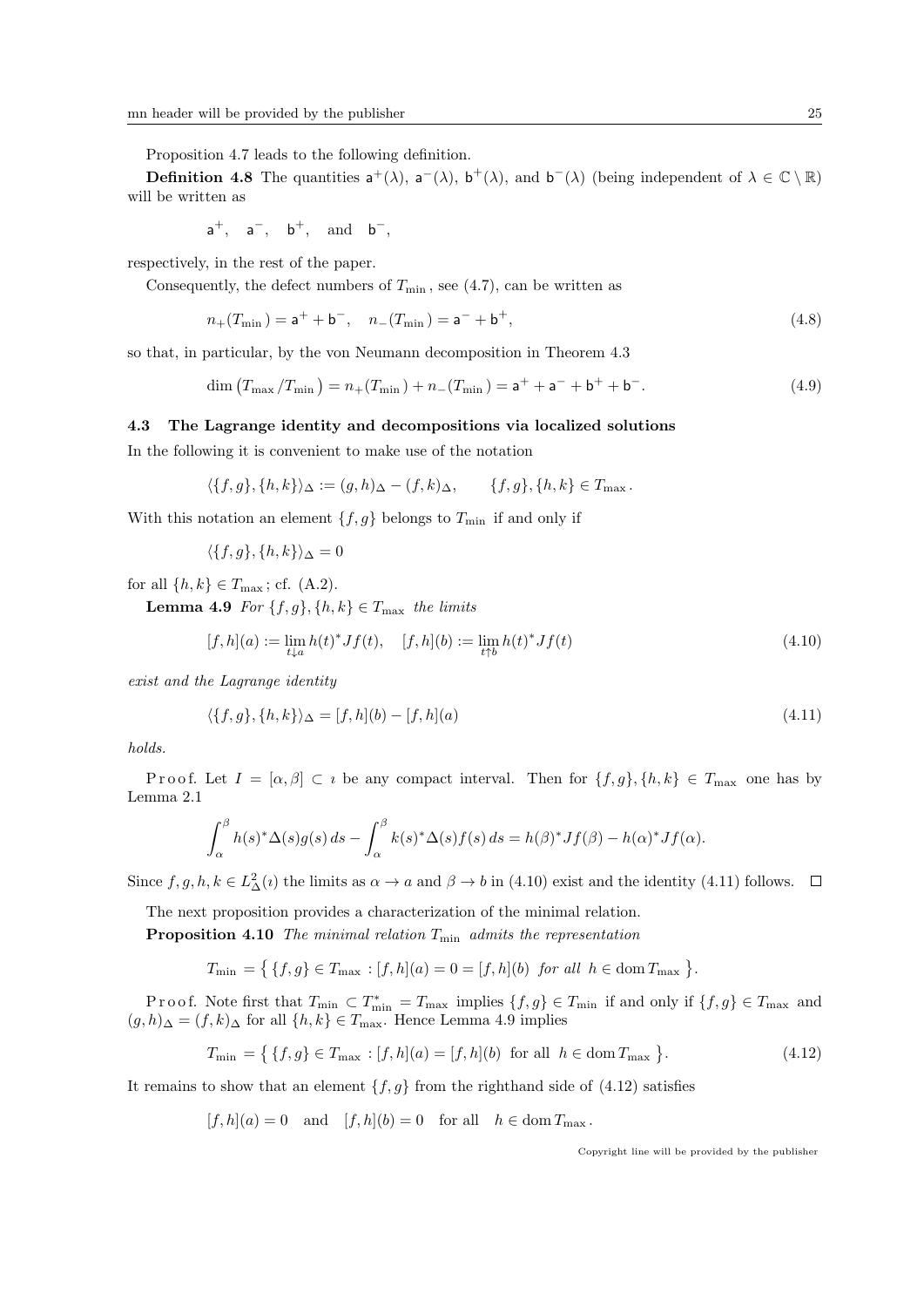Proposition 4.7 leads to the following definition.

**Definition 4.8** The quantities $\mathsf{a}^+(\lambda)$, $\mathsf{a}^-(\lambda)$, $\mathsf{b}^+(\lambda)$, and $\mathsf{b}^-(\lambda)$ (being independent of $\lambda \in \mathbb{C} \setminus \mathbb{R}$) will be written as

$$\mathsf{a}^+, \quad \mathsf{a}^-, \quad \mathsf{b}^+, \quad \text{and} \quad \mathsf{b}^-,$$

respectively, in the rest of the paper.

Consequently, the defect numbers of $T_{\min}$, see (4.7), can be written as

$$n_+(T_{\min}) = \mathsf{a}^+ + \mathsf{b}^-, \quad n_-(T_{\min}) = \mathsf{a}^- + \mathsf{b}^+, \tag{4.8}$$

so that, in particular, by the von Neumann decomposition in Theorem 4.3

$$\dim \left(T_{\max}/T_{\min}\right) = n_+(T_{\min}) + n_-(T_{\min}) = \mathsf{a}^+ + \mathsf{a}^- + \mathsf{b}^+ + \mathsf{b}^-. \tag{4.9}$$

### 4.3 The Lagrange identity and decompositions via localized solutions

In the following it is convenient to make use of the notation

$$\langle \{f,g\},\{h,k\}\rangle_\Delta := (g,h)_\Delta - (f,k)_\Delta, \qquad \{f,g\},\{h,k\} \in T_{\max}.$$

With this notation an element $\{f,g\}$ belongs to $T_{\min}$ if and only if

$$\langle \{f,g\},\{h,k\}\rangle_\Delta = 0$$

for all $\{h,k\} \in T_{\max}$; cf. (A.2).

**Lemma 4.9** *For $\{f,g\},\{h,k\} \in T_{\max}$ the limits*

$$[f,h](a) := \lim_{t \downarrow a} h(t)^* J f(t), \quad [f,h](b) := \lim_{t \uparrow b} h(t)^* J f(t) \tag{4.10}$$

*exist and the Lagrange identity*

$$\langle \{f,g\},\{h,k\}\rangle_\Delta = [f,h](b) - [f,h](a) \tag{4.11}$$

*holds.*

Proof. Let $I = [\alpha,\beta] \subset \imath$ be any compact interval. Then for $\{f,g\},\{h,k\} \in T_{\max}$ one has by Lemma 2.1

$$\int_\alpha^\beta h(s)^* \Delta(s) g(s)\, ds - \int_\alpha^\beta k(s)^* \Delta(s) f(s)\, ds = h(\beta)^* J f(\beta) - h(\alpha)^* J f(\alpha).$$

Since $f,g,h,k \in L^2_\Delta(\imath)$ the limits as $\alpha \to a$ and $\beta \to b$ in (4.10) exist and the identity (4.11) follows. $\square$

The next proposition provides a characterization of the minimal relation.

**Proposition 4.10** *The minimal relation $T_{\min}$ admits the representation*

$$T_{\min} = \left\{ \{f,g\} \in T_{\max} : [f,h](a) = 0 = [f,h](b) \ \text{ for all } \ h \in \operatorname{dom} T_{\max} \right\}.$$

Proof. Note first that $T_{\min} \subset T_{\min}^* = T_{\max}$ implies $\{f,g\} \in T_{\min}$ if and only if $\{f,g\} \in T_{\max}$ and $(g,h)_\Delta = (f,k)_\Delta$ for all $\{h,k\} \in T_{\max}$. Hence Lemma 4.9 implies

$$T_{\min} = \left\{ \{f,g\} \in T_{\max} : [f,h](a) = [f,h](b) \ \text{ for all } \ h \in \operatorname{dom} T_{\max} \right\}. \tag{4.12}$$

It remains to show that an element $\{f,g\}$ from the righthand side of (4.12) satisfies

$$[f,h](a) = 0 \quad \text{and} \quad [f,h](b) = 0 \quad \text{for all} \quad h \in \operatorname{dom} T_{\max}.$$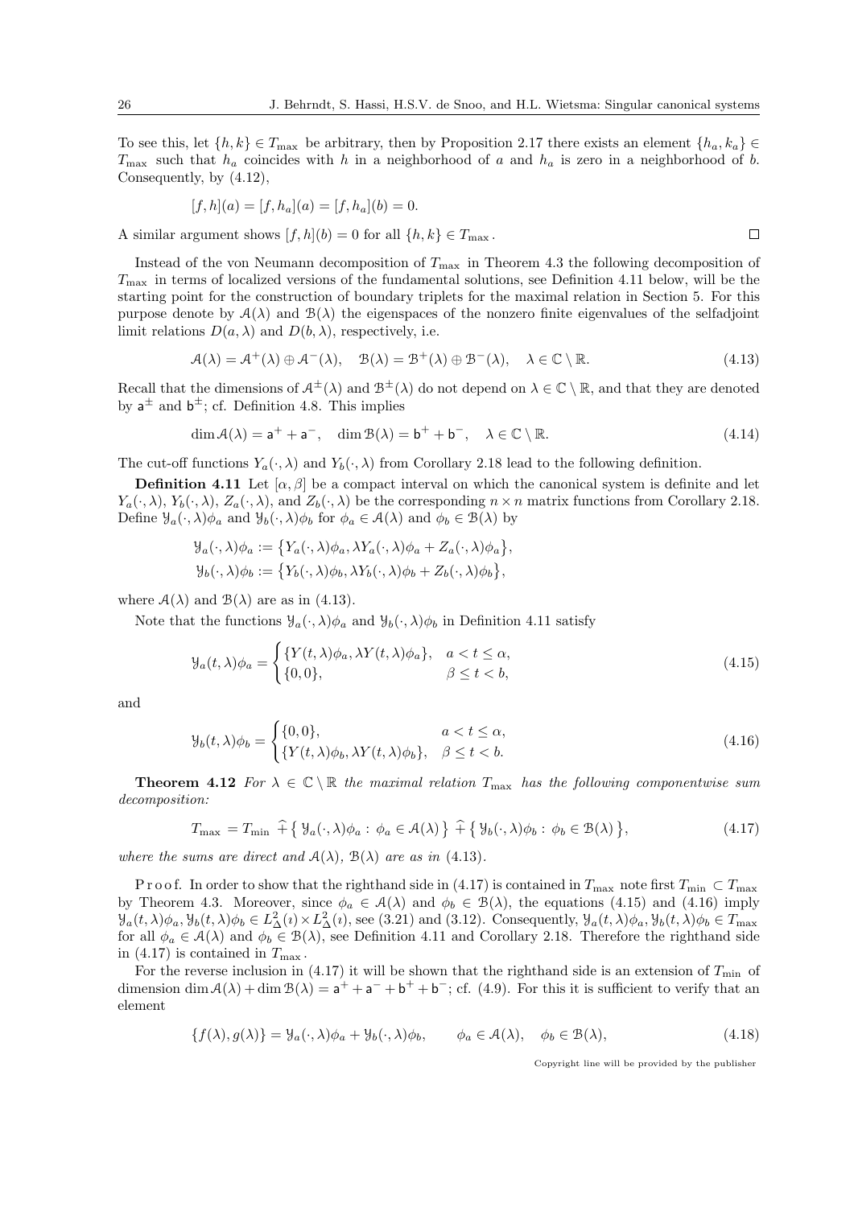To see this, let $\{h,k\} \in T_{\max}$ be arbitrary, then by Proposition 2.17 there exists an element $\{h_a, k_a\} \in T_{\max}$ such that $h_a$ coincides with $h$ in a neighborhood of $a$ and $h_a$ is zero in a neighborhood of $b$. Consequently, by (4.12),

$$[f,h](a) = [f,h_a](a) = [f,h_a](b) = 0.$$

A similar argument shows $[f,h](b) = 0$ for all $\{h,k\} \in T_{\max}$. $\square$

Instead of the von Neumann decomposition of $T_{\max}$ in Theorem 4.3 the following decomposition of $T_{\max}$ in terms of localized versions of the fundamental solutions, see Definition 4.11 below, will be the starting point for the construction of boundary triplets for the maximal relation in Section 5. For this purpose denote by $\mathcal{A}(\lambda)$ and $\mathcal{B}(\lambda)$ the eigenspaces of the nonzero finite eigenvalues of the selfadjoint limit relations $D(a,\lambda)$ and $D(b,\lambda)$, respectively, i.e.

$$\mathcal{A}(\lambda) = \mathcal{A}^+(\lambda) \oplus \mathcal{A}^-(\lambda), \quad \mathcal{B}(\lambda) = \mathcal{B}^+(\lambda) \oplus \mathcal{B}^-(\lambda), \quad \lambda \in \mathbb{C} \setminus \mathbb{R}. \tag{4.13}$$

Recall that the dimensions of $\mathcal{A}^\pm(\lambda)$ and $\mathcal{B}^\pm(\lambda)$ do not depend on $\lambda \in \mathbb{C} \setminus \mathbb{R}$, and that they are denoted by $\mathsf{a}^\pm$ and $\mathsf{b}^\pm$; cf. Definition 4.8. This implies

$$\dim \mathcal{A}(\lambda) = \mathsf{a}^+ + \mathsf{a}^-, \quad \dim \mathcal{B}(\lambda) = \mathsf{b}^+ + \mathsf{b}^-, \quad \lambda \in \mathbb{C} \setminus \mathbb{R}. \tag{4.14}$$

The cut-off functions $Y_a(\cdot,\lambda)$ and $Y_b(\cdot,\lambda)$ from Corollary 2.18 lead to the following definition.

**Definition 4.11** Let $[\alpha,\beta]$ be a compact interval on which the canonical system is definite and let $Y_a(\cdot,\lambda)$, $Y_b(\cdot,\lambda)$, $Z_a(\cdot,\lambda)$, and $Z_b(\cdot,\lambda)$ be the corresponding $n \times n$ matrix functions from Corollary 2.18. Define $\mathcal{Y}_a(\cdot,\lambda)\phi_a$ and $\mathcal{Y}_b(\cdot,\lambda)\phi_b$ for $\phi_a \in \mathcal{A}(\lambda)$ and $\phi_b \in \mathcal{B}(\lambda)$ by

$$\mathcal{Y}_a(\cdot,\lambda)\phi_a := \big\{Y_a(\cdot,\lambda)\phi_a, \lambda Y_a(\cdot,\lambda)\phi_a + Z_a(\cdot,\lambda)\phi_a\big\},$$
$$\mathcal{Y}_b(\cdot,\lambda)\phi_b := \big\{Y_b(\cdot,\lambda)\phi_b, \lambda Y_b(\cdot,\lambda)\phi_b + Z_b(\cdot,\lambda)\phi_b\big\},$$

where $\mathcal{A}(\lambda)$ and $\mathcal{B}(\lambda)$ are as in (4.13).

Note that the functions $\mathcal{Y}_a(\cdot,\lambda)\phi_a$ and $\mathcal{Y}_b(\cdot,\lambda)\phi_b$ in Definition 4.11 satisfy

$$\mathcal{Y}_a(t,\lambda)\phi_a = \begin{cases} \{Y(t,\lambda)\phi_a, \lambda Y(t,\lambda)\phi_a\}, & a < t \le \alpha, \\ \{0,0\}, & \beta \le t < b, \end{cases} \tag{4.15}$$

and

$$\mathcal{Y}_b(t,\lambda)\phi_b = \begin{cases} \{0,0\}, & a < t \le \alpha, \\ \{Y(t,\lambda)\phi_b, \lambda Y(t,\lambda)\phi_b\}, & \beta \le t < b. \end{cases} \tag{4.16}$$

**Theorem 4.12** *For $\lambda \in \mathbb{C} \setminus \mathbb{R}$ the maximal relation $T_{\max}$ has the following componentwise sum decomposition:*

$$T_{\max} = T_{\min} \;\widehat{+}\; \big\{\, \mathcal{Y}_a(\cdot,\lambda)\phi_a : \phi_a \in \mathcal{A}(\lambda) \,\big\} \;\widehat{+}\; \big\{\, \mathcal{Y}_b(\cdot,\lambda)\phi_b : \phi_b \in \mathcal{B}(\lambda) \,\big\}, \tag{4.17}$$

*where the sums are direct and $\mathcal{A}(\lambda)$, $\mathcal{B}(\lambda)$ are as in (4.13).*

Proof. In order to show that the righthand side in (4.17) is contained in $T_{\max}$ note first $T_{\min} \subset T_{\max}$ by Theorem 4.3. Moreover, since $\phi_a \in \mathcal{A}(\lambda)$ and $\phi_b \in \mathcal{B}(\lambda)$, the equations (4.15) and (4.16) imply $\mathcal{Y}_a(t,\lambda)\phi_a, \mathcal{Y}_b(t,\lambda)\phi_b \in L^2_\Delta(\imath) \times L^2_\Delta(\imath)$, see (3.21) and (3.12). Consequently, $\mathcal{Y}_a(t,\lambda)\phi_a, \mathcal{Y}_b(t,\lambda)\phi_b \in T_{\max}$ for all $\phi_a \in \mathcal{A}(\lambda)$ and $\phi_b \in \mathcal{B}(\lambda)$, see Definition 4.11 and Corollary 2.18. Therefore the righthand side in (4.17) is contained in $T_{\max}$.

For the reverse inclusion in (4.17) it will be shown that the righthand side is an extension of $T_{\min}$ of dimension $\dim \mathcal{A}(\lambda) + \dim \mathcal{B}(\lambda) = \mathsf{a}^+ + \mathsf{a}^- + \mathsf{b}^+ + \mathsf{b}^-$; cf. (4.9). For this it is sufficient to verify that an element

$$\{f(\lambda), g(\lambda)\} = \mathcal{Y}_a(\cdot,\lambda)\phi_a + \mathcal{Y}_b(\cdot,\lambda)\phi_b, \qquad \phi_a \in \mathcal{A}(\lambda), \quad \phi_b \in \mathcal{B}(\lambda), \tag{4.18}$$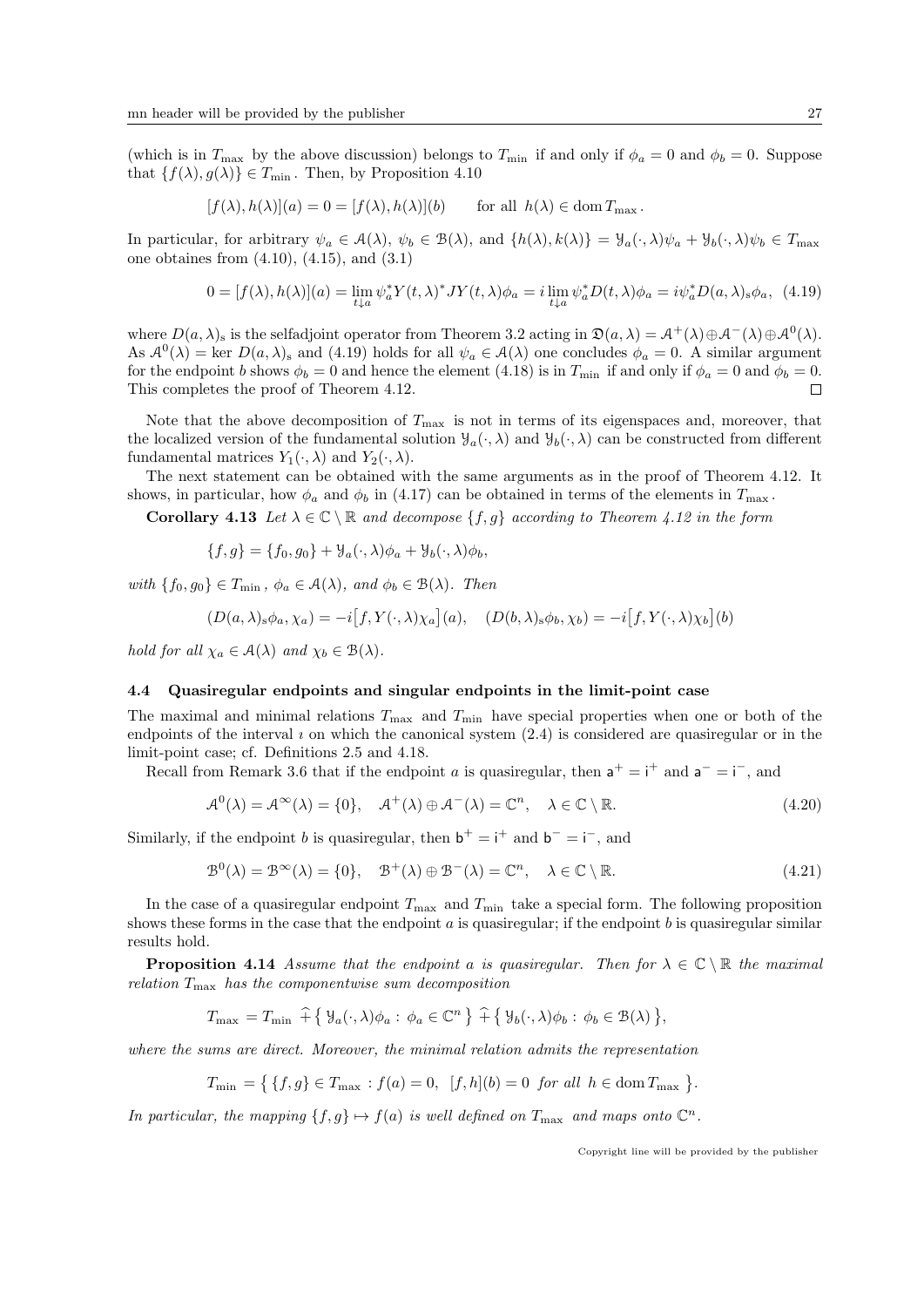(which is in $T_{\max}$ by the above discussion) belongs to $T_{\min}$ if and only if $\phi_a = 0$ and $\phi_b = 0$. Suppose that $\{f(\lambda), g(\lambda)\} \in T_{\min}$. Then, by Proposition 4.10

$$[f(\lambda), h(\lambda)](a) = 0 = [f(\lambda), h(\lambda)](b) \qquad \text{for all } h(\lambda) \in \operatorname{dom} T_{\max}.$$

In particular, for arbitrary $\psi_a \in \mathcal{A}(\lambda)$, $\psi_b \in \mathcal{B}(\lambda)$, and $\{h(\lambda), k(\lambda)\} = \mathcal{Y}_a(\cdot, \lambda)\psi_a + \mathcal{Y}_b(\cdot, \lambda)\psi_b \in T_{\max}$ one obtaines from (4.10), (4.15), and (3.1)

$$0 = [f(\lambda), h(\lambda)](a) = \lim_{t \downarrow a} \psi_a^* Y(t, \lambda)^* J Y(t, \lambda)\phi_a = i \lim_{t \downarrow a} \psi_a^* D(t, \lambda)\phi_a = i\psi_a^* D(a, \lambda)_{\rm s}\phi_a, \quad (4.19)$$

where $D(a, \lambda)_{\rm s}$ is the selfadjoint operator from Theorem 3.2 acting in $\mathfrak{D}(a, \lambda) = \mathcal{A}^+(\lambda) \oplus \mathcal{A}^-(\lambda) \oplus \mathcal{A}^0(\lambda)$. As $\mathcal{A}^0(\lambda) = \ker D(a, \lambda)_{\rm s}$ and (4.19) holds for all $\psi_a \in \mathcal{A}(\lambda)$ one concludes $\phi_a = 0$. A similar argument for the endpoint $b$ shows $\phi_b = 0$ and hence the element (4.18) is in $T_{\min}$ if and only if $\phi_a = 0$ and $\phi_b = 0$. This completes the proof of Theorem 4.12. $\square$

Note that the above decomposition of $T_{\max}$ is not in terms of its eigenspaces and, moreover, that the localized version of the fundamental solution $\mathcal{Y}_a(\cdot, \lambda)$ and $\mathcal{Y}_b(\cdot, \lambda)$ can be constructed from different fundamental matrices $Y_1(\cdot, \lambda)$ and $Y_2(\cdot, \lambda)$.

The next statement can be obtained with the same arguments as in the proof of Theorem 4.12. It shows, in particular, how $\phi_a$ and $\phi_b$ in (4.17) can be obtained in terms of the elements in $T_{\max}$.

**Corollary 4.13** *Let $\lambda \in \mathbb{C} \setminus \mathbb{R}$ and decompose $\{f, g\}$ according to Theorem 4.12 in the form*

$$\{f, g\} = \{f_0, g_0\} + \mathcal{Y}_a(\cdot, \lambda)\phi_a + \mathcal{Y}_b(\cdot, \lambda)\phi_b,$$

*with $\{f_0, g_0\} \in T_{\min}$, $\phi_a \in \mathcal{A}(\lambda)$, and $\phi_b \in \mathcal{B}(\lambda)$. Then*

$$(D(a, \lambda)_{\rm s}\phi_a, \chi_a) = -i\big[f, Y(\cdot, \lambda)\chi_a\big](a), \quad (D(b, \lambda)_{\rm s}\phi_b, \chi_b) = -i\big[f, Y(\cdot, \lambda)\chi_b\big](b)$$

*hold for all $\chi_a \in \mathcal{A}(\lambda)$ and $\chi_b \in \mathcal{B}(\lambda)$.*

### 4.4 Quasiregular endpoints and singular endpoints in the limit-point case

The maximal and minimal relations $T_{\max}$ and $T_{\min}$ have special properties when one or both of the endpoints of the interval $\imath$ on which the canonical system (2.4) is considered are quasiregular or in the limit-point case; cf. Definitions 2.5 and 4.18.

Recall from Remark 3.6 that if the endpoint $a$ is quasiregular, then $\mathsf{a}^+ = \mathsf{i}^+$ and $\mathsf{a}^- = \mathsf{i}^-$, and

$$\mathcal{A}^0(\lambda) = \mathcal{A}^\infty(\lambda) = \{0\}, \quad \mathcal{A}^+(\lambda) \oplus \mathcal{A}^-(\lambda) = \mathbb{C}^n, \quad \lambda \in \mathbb{C} \setminus \mathbb{R}. \quad (4.20)$$

Similarly, if the endpoint $b$ is quasiregular, then $\mathsf{b}^+ = \mathsf{i}^+$ and $\mathsf{b}^- = \mathsf{i}^-$, and

$$\mathcal{B}^0(\lambda) = \mathcal{B}^\infty(\lambda) = \{0\}, \quad \mathcal{B}^+(\lambda) \oplus \mathcal{B}^-(\lambda) = \mathbb{C}^n, \quad \lambda \in \mathbb{C} \setminus \mathbb{R}. \quad (4.21)$$

In the case of a quasiregular endpoint $T_{\max}$ and $T_{\min}$ take a special form. The following proposition shows these forms in the case that the endpoint $a$ is quasiregular; if the endpoint $b$ is quasiregular similar results hold.

**Proposition 4.14** *Assume that the endpoint $a$ is quasiregular. Then for $\lambda \in \mathbb{C} \setminus \mathbb{R}$ the maximal relation $T_{\max}$ has the componentwise sum decomposition*

$$T_{\max} = T_{\min} \,\widehat{+}\, \big\{\, \mathcal{Y}_a(\cdot, \lambda)\phi_a : \phi_a \in \mathbb{C}^n \,\big\} \,\widehat{+}\, \big\{\, \mathcal{Y}_b(\cdot, \lambda)\phi_b : \phi_b \in \mathcal{B}(\lambda) \,\big\},$$

*where the sums are direct. Moreover, the minimal relation admits the representation*

$$T_{\min} = \big\{\, \{f, g\} \in T_{\max} : f(a) = 0, \;\; [f, h](b) = 0 \;\; \text{for all } h \in \operatorname{dom} T_{\max} \,\big\}.$$

*In particular, the mapping $\{f, g\} \mapsto f(a)$ is well defined on $T_{\max}$ and maps onto $\mathbb{C}^n$.*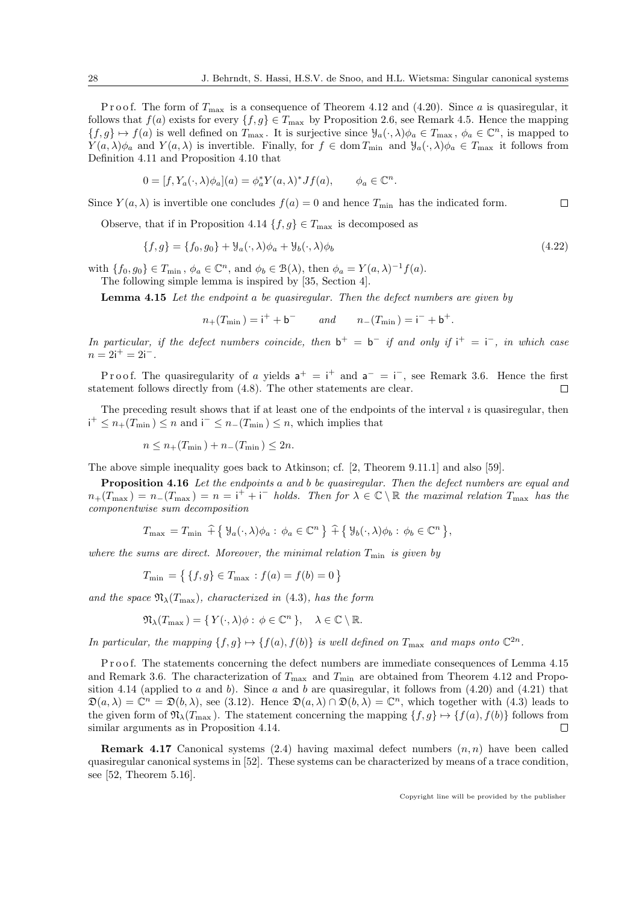*Proof.* The form of $T_{\max}$ is a consequence of Theorem 4.12 and (4.20). Since $a$ is quasiregular, it follows that $f(a)$ exists for every $\{f, g\} \in T_{\max}$ by Proposition 2.6, see Remark 4.5. Hence the mapping $\{f, g\} \mapsto f(a)$ is well defined on $T_{\max}$. It is surjective since $\mathcal{Y}_a(\cdot, \lambda)\phi_a \in T_{\max}$, $\phi_a \in \mathbb{C}^n$, is mapped to $Y(a, \lambda)\phi_a$ and $Y(a, \lambda)$ is invertible. Finally, for $f \in \operatorname{dom} T_{\min}$ and $\mathcal{Y}_a(\cdot, \lambda)\phi_a \in T_{\max}$ it follows from Definition 4.11 and Proposition 4.10 that

$$0 = [f, Y_a(\cdot, \lambda)\phi_a](a) = \phi_a^* Y(a, \lambda)^* J f(a), \qquad \phi_a \in \mathbb{C}^n.$$

Since $Y(a, \lambda)$ is invertible one concludes $f(a) = 0$ and hence $T_{\min}$ has the indicated form. $\square$

Observe, that if in Proposition 4.14 $\{f, g\} \in T_{\max}$ is decomposed as

$$\{f, g\} = \{f_0, g_0\} + \mathcal{Y}_a(\cdot, \lambda)\phi_a + \mathcal{Y}_b(\cdot, \lambda)\phi_b \tag{4.22}$$

with $\{f_0, g_0\} \in T_{\min}$, $\phi_a \in \mathbb{C}^n$, and $\phi_b \in \mathfrak{B}(\lambda)$, then $\phi_a = Y(a, \lambda)^{-1} f(a)$.

The following simple lemma is inspired by [35, Section 4].

**Lemma 4.15** *Let the endpoint $a$ be quasiregular. Then the defect numbers are given by*

$$n_+(T_{\min}) = \mathsf{i}^+ + \mathsf{b}^- \qquad \text{and} \qquad n_-(T_{\min}) = \mathsf{i}^- + \mathsf{b}^+.$$

*In particular, if the defect numbers coincide, then $\mathsf{b}^+ = \mathsf{b}^-$ if and only if $\mathsf{i}^+ = \mathsf{i}^-$, in which case $n = 2\mathsf{i}^+ = 2\mathsf{i}^-$.*

*Proof.* The quasiregularity of $a$ yields $\mathsf{a}^+ = \mathsf{i}^+$ and $\mathsf{a}^- = \mathsf{i}^-$, see Remark 3.6. Hence the first statement follows directly from (4.8). The other statements are clear. $\square$

The preceding result shows that if at least one of the endpoints of the interval $\imath$ is quasiregular, then $\mathsf{i}^+ \le n_+(T_{\min}) \le n$ and $\mathsf{i}^- \le n_-(T_{\min}) \le n$, which implies that

$$n \le n_+(T_{\min}) + n_-(T_{\min}) \le 2n.$$

The above simple inequality goes back to Atkinson; cf. [2, Theorem 9.11.1] and also [59].

**Proposition 4.16** *Let the endpoints $a$ and $b$ be quasiregular. Then the defect numbers are equal and $n_+(T_{\max}) = n_-(T_{\max}) = n = \mathsf{i}^+ + \mathsf{i}^-$ holds. Then for $\lambda \in \mathbb{C} \setminus \mathbb{R}$ the maximal relation $T_{\max}$ has the componentwise sum decomposition*

$$T_{\max} = T_{\min} \ \widehat{+} \left\{ \mathcal{Y}_a(\cdot, \lambda)\phi_a : \phi_a \in \mathbb{C}^n \right\} \widehat{+} \left\{ \mathcal{Y}_b(\cdot, \lambda)\phi_b : \phi_b \in \mathbb{C}^n \right\},$$

*where the sums are direct. Moreover, the minimal relation $T_{\min}$ is given by*

$$T_{\min} = \left\{ \{f, g\} \in T_{\max} : f(a) = f(b) = 0 \right\}$$

*and the space $\mathfrak{N}_\lambda(T_{\max})$, characterized in (4.3), has the form*

$$\mathfrak{N}_\lambda(T_{\max}) = \{ Y(\cdot, \lambda)\phi : \phi \in \mathbb{C}^n \}, \quad \lambda \in \mathbb{C} \setminus \mathbb{R}.$$

*In particular, the mapping $\{f, g\} \mapsto \{f(a), f(b)\}$ is well defined on $T_{\max}$ and maps onto $\mathbb{C}^{2n}$.*

*Proof.* The statements concerning the defect numbers are immediate consequences of Lemma 4.15 and Remark 3.6. The characterization of $T_{\max}$ and $T_{\min}$ are obtained from Theorem 4.12 and Proposition 4.14 (applied to $a$ and $b$). Since $a$ and $b$ are quasiregular, it follows from (4.20) and (4.21) that $\mathfrak{D}(a, \lambda) = \mathbb{C}^n = \mathfrak{D}(b, \lambda)$, see (3.12). Hence $\mathfrak{D}(a, \lambda) \cap \mathfrak{D}(b, \lambda) = \mathbb{C}^n$, which together with (4.3) leads to the given form of $\mathfrak{N}_\lambda(T_{\max})$. The statement concerning the mapping $\{f, g\} \mapsto \{f(a), f(b)\}$ follows from similar arguments as in Proposition 4.14. $\square$

**Remark 4.17** Canonical systems (2.4) having maximal defect numbers $(n, n)$ have been called quasiregular canonical systems in [52]. These systems can be characterized by means of a trace condition, see [52, Theorem 5.16].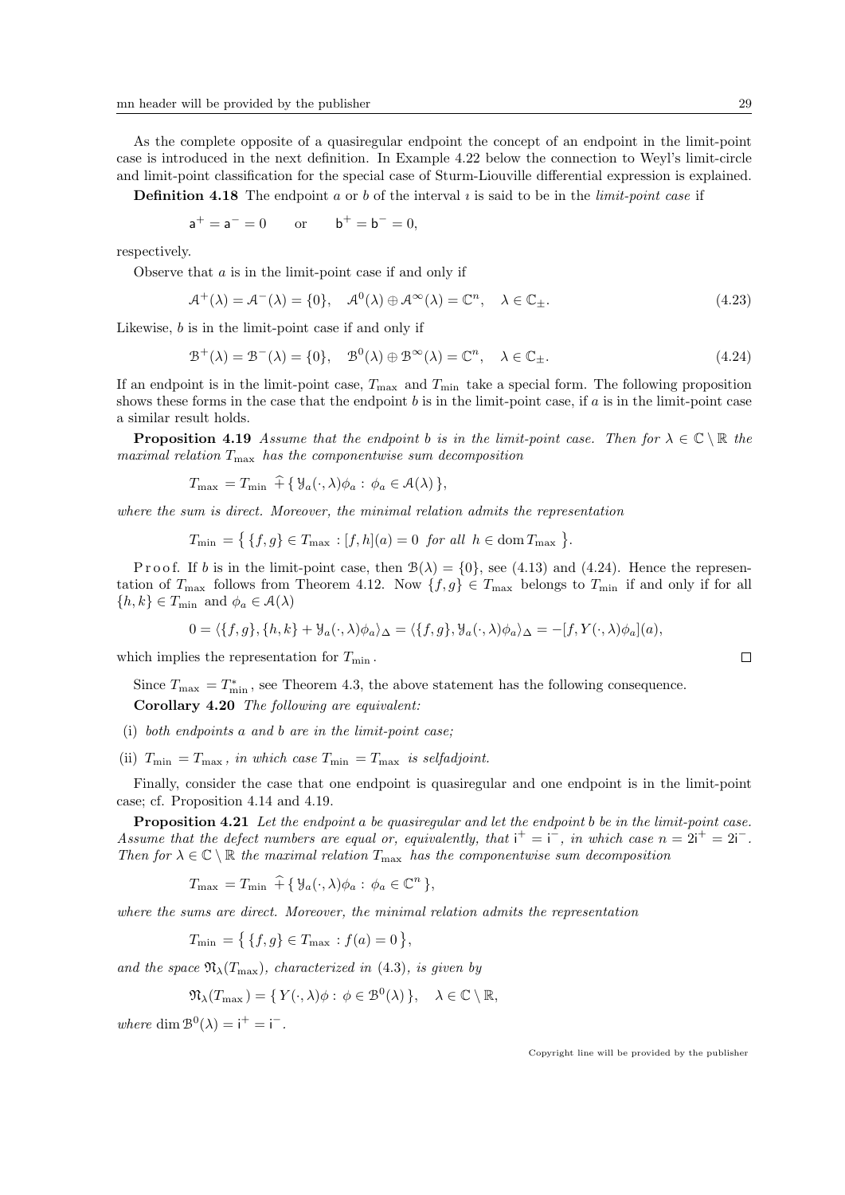As the complete opposite of a quasiregular endpoint the concept of an endpoint in the limit-point case is introduced in the next definition. In Example 4.22 below the connection to Weyl's limit-circle and limit-point classification for the special case of Sturm-Liouville differential expression is explained.

**Definition 4.18** The endpoint $a$ or $b$ of the interval $\imath$ is said to be in the *limit-point case* if

$$\mathsf{a}^+ = \mathsf{a}^- = 0 \qquad \text{or} \qquad \mathsf{b}^+ = \mathsf{b}^- = 0,$$

respectively.

Observe that $a$ is in the limit-point case if and only if

$$\mathcal{A}^+(\lambda) = \mathcal{A}^-(\lambda) = \{0\}, \quad \mathcal{A}^0(\lambda) \oplus \mathcal{A}^\infty(\lambda) = \mathbb{C}^n, \quad \lambda \in \mathbb{C}_\pm. \tag{4.23}$$

Likewise, $b$ is in the limit-point case if and only if

$$\mathcal{B}^+(\lambda) = \mathcal{B}^-(\lambda) = \{0\}, \quad \mathcal{B}^0(\lambda) \oplus \mathcal{B}^\infty(\lambda) = \mathbb{C}^n, \quad \lambda \in \mathbb{C}_\pm. \tag{4.24}$$

If an endpoint is in the limit-point case, $T_{\max}$ and $T_{\min}$ take a special form. The following proposition shows these forms in the case that the endpoint $b$ is in the limit-point case, if $a$ is in the limit-point case a similar result holds.

**Proposition 4.19** *Assume that the endpoint $b$ is in the limit-point case. Then for $\lambda \in \mathbb{C} \setminus \mathbb{R}$ the maximal relation $T_{\max}$ has the componentwise sum decomposition*

$$T_{\max} = T_{\min} \ \widehat{+} \ \{ \, \mathcal{Y}_a(\cdot, \lambda)\phi_a : \phi_a \in \mathcal{A}(\lambda) \, \},$$

*where the sum is direct. Moreover, the minimal relation admits the representation*

$$T_{\min} = \big\{ \{f, g\} \in T_{\max} : [f, h](a) = 0 \ \textit{for all} \ h \in \operatorname{dom} T_{\max} \big\}.$$

Proof. If $b$ is in the limit-point case, then $\mathcal{B}(\lambda) = \{0\}$, see (4.13) and (4.24). Hence the representation of $T_{\max}$ follows from Theorem 4.12. Now $\{f, g\} \in T_{\max}$ belongs to $T_{\min}$ if and only if for all $\{h, k\} \in T_{\min}$ and $\phi_a \in \mathcal{A}(\lambda)$

$$0 = \langle \{f, g\}, \{h, k\} + \mathcal{Y}_a(\cdot, \lambda)\phi_a \rangle_\Delta = \langle \{f, g\}, \mathcal{Y}_a(\cdot, \lambda)\phi_a \rangle_\Delta = -[f, Y(\cdot, \lambda)\phi_a](a),$$

which implies the representation for $T_{\min}$. $\square$

Since $T_{\max} = T_{\min}^*$, see Theorem 4.3, the above statement has the following consequence.

**Corollary 4.20** *The following are equivalent:*

(i) *both endpoints $a$ and $b$ are in the limit-point case;*

(ii) *$T_{\min} = T_{\max}$, in which case $T_{\min} = T_{\max}$ is selfadjoint.*

Finally, consider the case that one endpoint is quasiregular and one endpoint is in the limit-point case; cf. Proposition 4.14 and 4.19.

**Proposition 4.21** *Let the endpoint $a$ be quasiregular and let the endpoint $b$ be in the limit-point case. Assume that the defect numbers are equal or, equivalently, that $\mathsf{i}^+ = \mathsf{i}^-$, in which case $n = 2\mathsf{i}^+ = 2\mathsf{i}^-$. Then for $\lambda \in \mathbb{C} \setminus \mathbb{R}$ the maximal relation $T_{\max}$ has the componentwise sum decomposition*

$$T_{\max} = T_{\min} \ \widehat{+} \ \{ \, \mathcal{Y}_a(\cdot, \lambda)\phi_a : \phi_a \in \mathbb{C}^n \, \},$$

*where the sums are direct. Moreover, the minimal relation admits the representation*

$$T_{\min} = \big\{ \{f, g\} \in T_{\max} : f(a) = 0 \big\},$$

*and the space $\mathfrak{N}_\lambda(T_{\max})$, characterized in (4.3), is given by*

$$\mathfrak{N}_\lambda(T_{\max}) = \{ \, Y(\cdot, \lambda)\phi : \phi \in \mathcal{B}^0(\lambda) \, \}, \quad \lambda \in \mathbb{C} \setminus \mathbb{R},$$

*where $\dim \mathcal{B}^0(\lambda) = \mathsf{i}^+ = \mathsf{i}^-$.*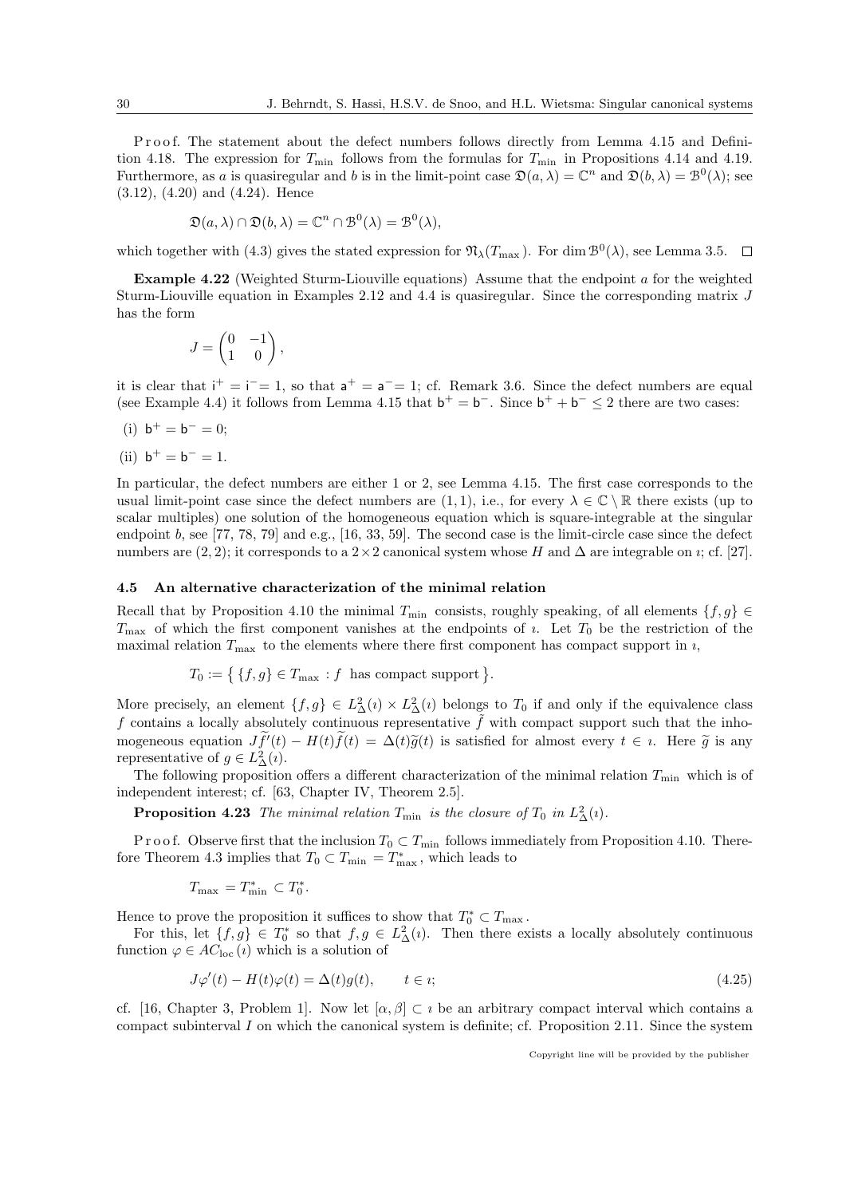Proof. The statement about the defect numbers follows directly from Lemma 4.15 and Definition 4.18. The expression for $T_{\min}$ follows from the formulas for $T_{\min}$ in Propositions 4.14 and 4.19. Furthermore, as $a$ is quasiregular and $b$ is in the limit-point case $\mathfrak{D}(a,\lambda) = \mathbb{C}^n$ and $\mathfrak{D}(b,\lambda) = \mathcal{B}^0(\lambda)$; see (3.12), (4.20) and (4.24). Hence

$$\mathfrak{D}(a,\lambda) \cap \mathfrak{D}(b,\lambda) = \mathbb{C}^n \cap \mathcal{B}^0(\lambda) = \mathcal{B}^0(\lambda),$$

which together with (4.3) gives the stated expression for $\mathfrak{N}_\lambda(T_{\max})$. For $\dim \mathcal{B}^0(\lambda)$, see Lemma 3.5. $\square$

**Example 4.22** (Weighted Sturm-Liouville equations) Assume that the endpoint $a$ for the weighted Sturm-Liouville equation in Examples 2.12 and 4.4 is quasiregular. Since the corresponding matrix $J$ has the form

$$J = \begin{pmatrix} 0 & -1 \\ 1 & 0 \end{pmatrix},$$

it is clear that $\mathsf{i}^+ = \mathsf{i}^- = 1$, so that $\mathsf{a}^+ = \mathsf{a}^- = 1$; cf. Remark 3.6. Since the defect numbers are equal (see Example 4.4) it follows from Lemma 4.15 that $\mathsf{b}^+ = \mathsf{b}^-$. Since $\mathsf{b}^+ + \mathsf{b}^- \leq 2$ there are two cases:

(i) $\mathsf{b}^+ = \mathsf{b}^- = 0$;

(ii) $\mathsf{b}^+ = \mathsf{b}^- = 1$.

In particular, the defect numbers are either 1 or 2, see Lemma 4.15. The first case corresponds to the usual limit-point case since the defect numbers are $(1,1)$, i.e., for every $\lambda \in \mathbb{C} \setminus \mathbb{R}$ there exists (up to scalar multiples) one solution of the homogeneous equation which is square-integrable at the singular endpoint $b$, see [77, 78, 79] and e.g., [16, 33, 59]. The second case is the limit-circle case since the defect numbers are $(2,2)$; it corresponds to a $2\times 2$ canonical system whose $H$ and $\Delta$ are integrable on $\imath$; cf. [27].

### 4.5 An alternative characterization of the minimal relation

Recall that by Proposition 4.10 the minimal $T_{\min}$ consists, roughly speaking, of all elements $\{f,g\} \in T_{\max}$ of which the first component vanishes at the endpoints of $\imath$. Let $T_0$ be the restriction of the maximal relation $T_{\max}$ to the elements where there first component has compact support in $\imath$,

$$T_0 := \{\, \{f,g\} \in T_{\max} : f \text{ has compact support} \,\}.$$

More precisely, an element $\{f,g\} \in L^2_\Delta(\imath) \times L^2_\Delta(\imath)$ belongs to $T_0$ if and only if the equivalence class $f$ contains a locally absolutely continuous representative $\tilde{f}$ with compact support such that the inhomogeneous equation $J\widetilde{f}'(t) - H(t)\widetilde{f}(t) = \Delta(t)\widetilde{g}(t)$ is satisfied for almost every $t \in \imath$. Here $\widetilde{g}$ is any representative of $g \in L^2_\Delta(\imath)$.

The following proposition offers a different characterization of the minimal relation $T_{\min}$ which is of independent interest; cf. [63, Chapter IV, Theorem 2.5].

**Proposition 4.23** *The minimal relation $T_{\min}$ is the closure of $T_0$ in $L^2_\Delta(\imath)$.*

Proof. Observe first that the inclusion $T_0 \subset T_{\min}$ follows immediately from Proposition 4.10. Therefore Theorem 4.3 implies that $T_0 \subset T_{\min} = T^*_{\max}$, which leads to

$$T_{\max} = T^*_{\min} \subset T^*_0.$$

Hence to prove the proposition it suffices to show that $T^*_0 \subset T_{\max}$.

For this, let $\{f,g\} \in T^*_0$ so that $f, g \in L^2_\Delta(\imath)$. Then there exists a locally absolutely continuous function $\varphi \in AC_{\mathrm{loc}}(\imath)$ which is a solution of

$$J\varphi'(t) - H(t)\varphi(t) = \Delta(t)g(t), \qquad t \in \imath; \tag{4.25}$$

cf. [16, Chapter 3, Problem 1]. Now let $[\alpha,\beta] \subset \imath$ be an arbitrary compact interval which contains a compact subinterval $I$ on which the canonical system is definite; cf. Proposition 2.11. Since the system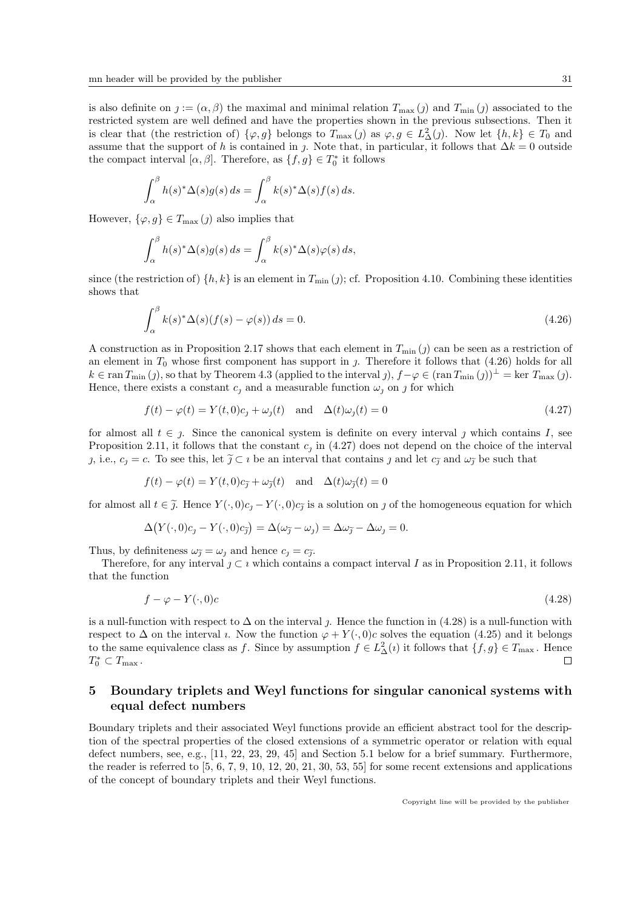is also definite on $\jmath := (\alpha, \beta)$ the maximal and minimal relation $T_{\max}(\jmath)$ and $T_{\min}(\jmath)$ associated to the restricted system are well defined and have the properties shown in the previous subsections. Then it is clear that (the restriction of) $\{\varphi, g\}$ belongs to $T_{\max}(\jmath)$ as $\varphi, g \in L^2_\Delta(\jmath)$. Now let $\{h, k\} \in T_0$ and assume that the support of $h$ is contained in $\jmath$. Note that, in particular, it follows that $\Delta k = 0$ outside the compact interval $[\alpha, \beta]$. Therefore, as $\{f, g\} \in T_0^*$ it follows

$$\int_\alpha^\beta h(s)^*\Delta(s)g(s)\,ds = \int_\alpha^\beta k(s)^*\Delta(s)f(s)\,ds.$$

However, $\{\varphi, g\} \in T_{\max}(\jmath)$ also implies that

$$\int_\alpha^\beta h(s)^*\Delta(s)g(s)\,ds = \int_\alpha^\beta k(s)^*\Delta(s)\varphi(s)\,ds,$$

since (the restriction of) $\{h, k\}$ is an element in $T_{\min}(\jmath)$; cf. Proposition 4.10. Combining these identities shows that

$$\int_\alpha^\beta k(s)^*\Delta(s)(f(s) - \varphi(s))\,ds = 0. \tag{4.26}$$

A construction as in Proposition 2.17 shows that each element in $T_{\min}(\jmath)$ can be seen as a restriction of an element in $T_0$ whose first component has support in $\jmath$. Therefore it follows that (4.26) holds for all $k \in \operatorname{ran} T_{\min}(\jmath)$, so that by Theorem 4.3 (applied to the interval $\jmath$), $f - \varphi \in (\operatorname{ran} T_{\min}(\jmath))^\perp = \ker T_{\max}(\jmath)$. Hence, there exists a constant $c_\jmath$ and a measurable function $\omega_\jmath$ on $\jmath$ for which

$$f(t) - \varphi(t) = Y(t, 0)c_\jmath + \omega_\jmath(t) \quad \text{and} \quad \Delta(t)\omega_\jmath(t) = 0 \tag{4.27}$$

for almost all $t \in \jmath$. Since the canonical system is definite on every interval $\jmath$ which contains $I$, see Proposition 2.11, it follows that the constant $c_\jmath$ in (4.27) does not depend on the choice of the interval $\jmath$, i.e., $c_\jmath = c$. To see this, let $\widetilde{\jmath} \subset \imath$ be an interval that contains $\jmath$ and let $c_{\widetilde{\jmath}}$ and $\omega_{\widetilde{\jmath}}$ be such that

$$f(t) - \varphi(t) = Y(t, 0)c_{\widetilde{\jmath}} + \omega_{\widetilde{\jmath}}(t) \quad \text{and} \quad \Delta(t)\omega_{\widetilde{\jmath}}(t) = 0$$

for almost all $t \in \widetilde{\jmath}$. Hence $Y(\cdot, 0)c_\jmath - Y(\cdot, 0)c_{\widetilde{\jmath}}$ is a solution on $\jmath$ of the homogeneous equation for which

$$\Delta\big(Y(\cdot, 0)c_\jmath - Y(\cdot, 0)c_{\widetilde{\jmath}}\big) = \Delta(\omega_{\widetilde{\jmath}} - \omega_\jmath) = \Delta\omega_{\widetilde{\jmath}} - \Delta\omega_\jmath = 0.$$

Thus, by definiteness $\omega_{\widetilde{\jmath}} = \omega_\jmath$ and hence $c_\jmath = c_{\widetilde{\jmath}}$.

Therefore, for any interval $\jmath \subset \imath$ which contains a compact interval $I$ as in Proposition 2.11, it follows that the function

$$f - \varphi - Y(\cdot, 0)c \tag{4.28}$$

is a null-function with respect to $\Delta$ on the interval $\jmath$. Hence the function in (4.28) is a null-function with respect to $\Delta$ on the interval $\imath$. Now the function $\varphi + Y(\cdot, 0)c$ solves the equation (4.25) and it belongs to the same equivalence class as $f$. Since by assumption $f \in L^2_\Delta(\imath)$ it follows that $\{f, g\} \in T_{\max}$. Hence $T_0^* \subset T_{\max}$. $\square$

## 5 Boundary triplets and Weyl functions for singular canonical systems with equal defect numbers

Boundary triplets and their associated Weyl functions provide an efficient abstract tool for the description of the spectral properties of the closed extensions of a symmetric operator or relation with equal defect numbers, see, e.g., [11, 22, 23, 29, 45] and Section 5.1 below for a brief summary. Furthermore, the reader is referred to [5, 6, 7, 9, 10, 12, 20, 21, 30, 53, 55] for some recent extensions and applications of the concept of boundary triplets and their Weyl functions.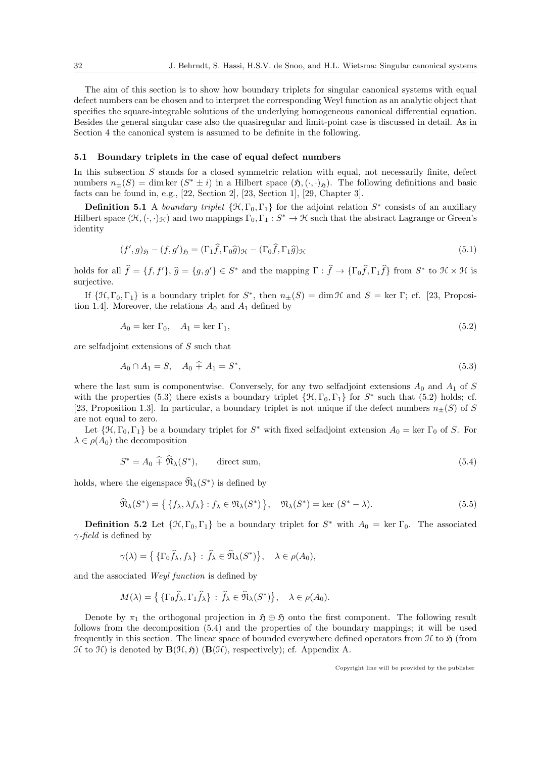The aim of this section is to show how boundary triplets for singular canonical systems with equal defect numbers can be chosen and to interpret the corresponding Weyl function as an analytic object that specifies the square-integrable solutions of the underlying homogeneous canonical differential equation. Besides the general singular case also the quasiregular and limit-point case is discussed in detail. As in Section 4 the canonical system is assumed to be definite in the following.

### 5.1 Boundary triplets in the case of equal defect numbers

In this subsection $S$ stands for a closed symmetric relation with equal, not necessarily finite, defect numbers $n_\pm(S) = \dim \ker (S^* \pm i)$ in a Hilbert space $(\mathfrak{H}, (\cdot,\cdot)_\mathfrak{H})$. The following definitions and basic facts can be found in, e.g., [22, Section 2], [23, Section 1], [29, Chapter 3].

**Definition 5.1** A *boundary triplet* $\{\mathcal{H}, \Gamma_0, \Gamma_1\}$ for the adjoint relation $S^*$ consists of an auxiliary Hilbert space $(\mathcal{H}, (\cdot,\cdot)_\mathcal{H})$ and two mappings $\Gamma_0, \Gamma_1 : S^* \to \mathcal{H}$ such that the abstract Lagrange or Green's identity

$$(f', g)_\mathfrak{H} - (f, g')_\mathfrak{H} = (\Gamma_1 \widehat{f}, \Gamma_0 \widehat{g})_\mathcal{H} - (\Gamma_0 \widehat{f}, \Gamma_1 \widehat{g})_\mathcal{H} \tag{5.1}$$

holds for all $\widehat{f} = \{f, f'\}$, $\widehat{g} = \{g, g'\} \in S^*$ and the mapping $\Gamma : \widehat{f} \to \{\Gamma_0 \widehat{f}, \Gamma_1 \widehat{f}\}$ from $S^*$ to $\mathcal{H} \times \mathcal{H}$ is surjective.

If $\{\mathcal{H}, \Gamma_0, \Gamma_1\}$ is a boundary triplet for $S^*$, then $n_\pm(S) = \dim \mathcal{H}$ and $S = \ker \Gamma$; cf. [23, Proposition 1.4]. Moreover, the relations $A_0$ and $A_1$ defined by

$$A_0 = \ker \Gamma_0, \quad A_1 = \ker \Gamma_1, \tag{5.2}$$

are selfadjoint extensions of $S$ such that

$$A_0 \cap A_1 = S, \quad A_0 \,\widehat{+}\, A_1 = S^*, \tag{5.3}$$

where the last sum is componentwise. Conversely, for any two selfadjoint extensions $A_0$ and $A_1$ of $S$ with the properties (5.3) there exists a boundary triplet $\{\mathcal{H}, \Gamma_0, \Gamma_1\}$ for $S^*$ such that (5.2) holds; cf. [23, Proposition 1.3]. In particular, a boundary triplet is not unique if the defect numbers $n_\pm(S)$ of $S$ are not equal to zero.

Let $\{\mathcal{H}, \Gamma_0, \Gamma_1\}$ be a boundary triplet for $S^*$ with fixed selfadjoint extension $A_0 = \ker \Gamma_0$ of $S$. For $\lambda \in \rho(A_0)$ the decomposition

$$S^* = A_0 \,\widehat{+}\, \widehat{\mathfrak{N}}_\lambda(S^*), \qquad \text{direct sum}, \tag{5.4}$$

holds, where the eigenspace $\widehat{\mathfrak{N}}_\lambda(S^*)$ is defined by

$$\widehat{\mathfrak{N}}_\lambda(S^*) = \big\{ \{f_\lambda, \lambda f_\lambda\} : f_\lambda \in \mathfrak{N}_\lambda(S^*) \big\}, \quad \mathfrak{N}_\lambda(S^*) = \ker (S^* - \lambda). \tag{5.5}$$

**Definition 5.2** Let $\{\mathcal{H}, \Gamma_0, \Gamma_1\}$ be a boundary triplet for $S^*$ with $A_0 = \ker \Gamma_0$. The associated $\gamma$-*field* is defined by

$$\gamma(\lambda) = \big\{ \{\Gamma_0 \widehat{f}_\lambda, f_\lambda\} : \widehat{f}_\lambda \in \widehat{\mathfrak{N}}_\lambda(S^*) \big\}, \quad \lambda \in \rho(A_0),$$

and the associated *Weyl function* is defined by

$$M(\lambda) = \big\{ \{\Gamma_0 \widehat{f}_\lambda, \Gamma_1 \widehat{f}_\lambda\} : \widehat{f}_\lambda \in \widehat{\mathfrak{N}}_\lambda(S^*) \big\}, \quad \lambda \in \rho(A_0).$$

Denote by $\pi_1$ the orthogonal projection in $\mathfrak{H} \oplus \mathfrak{H}$ onto the first component. The following result follows from the decomposition (5.4) and the properties of the boundary mappings; it will be used frequently in this section. The linear space of bounded everywhere defined operators from $\mathcal{H}$ to $\mathfrak{H}$ (from $\mathcal{H}$ to $\mathcal{H}$) is denoted by $\mathbf{B}(\mathcal{H}, \mathfrak{H})$ ($\mathbf{B}(\mathcal{H})$, respectively); cf. Appendix A.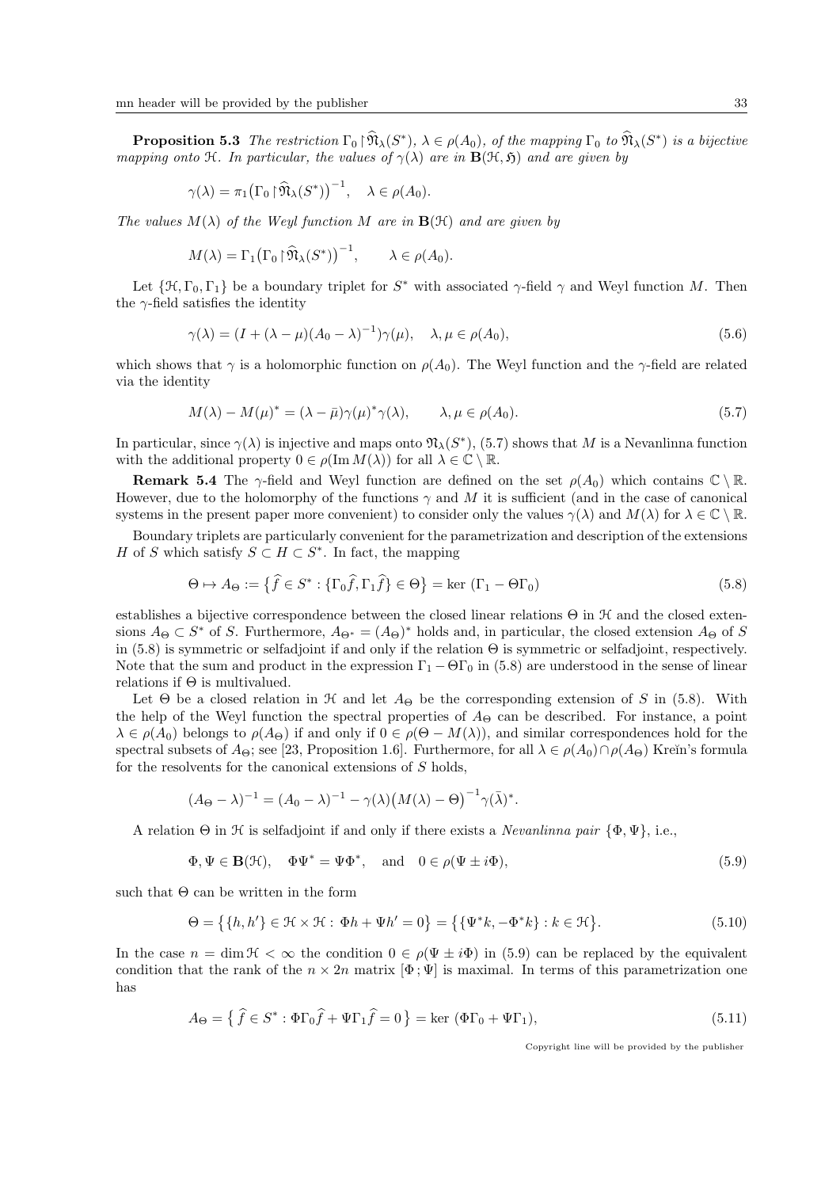**Proposition 5.3** *The restriction $\Gamma_0 \upharpoonright \widehat{\mathfrak{N}}_\lambda(S^*)$, $\lambda \in \rho(A_0)$, of the mapping $\Gamma_0$ to $\widehat{\mathfrak{N}}_\lambda(S^*)$ is a bijective mapping onto $\mathcal{H}$. In particular, the values of $\gamma(\lambda)$ are in $\mathbf{B}(\mathcal{H}, \mathfrak{H})$ and are given by*

$$\gamma(\lambda) = \pi_1\big(\Gamma_0 \upharpoonright \widehat{\mathfrak{N}}_\lambda(S^*)\big)^{-1}, \quad \lambda \in \rho(A_0).$$

*The values $M(\lambda)$ of the Weyl function $M$ are in $\mathbf{B}(\mathcal{H})$ and are given by*

$$M(\lambda) = \Gamma_1\big(\Gamma_0 \upharpoonright \widehat{\mathfrak{N}}_\lambda(S^*)\big)^{-1}, \qquad \lambda \in \rho(A_0).$$

Let $\{\mathcal{H}, \Gamma_0, \Gamma_1\}$ be a boundary triplet for $S^*$ with associated $\gamma$-field $\gamma$ and Weyl function $M$. Then the $\gamma$-field satisfies the identity

$$\gamma(\lambda) = (I + (\lambda - \mu)(A_0 - \lambda)^{-1})\gamma(\mu), \quad \lambda, \mu \in \rho(A_0), \tag{5.6}$$

which shows that $\gamma$ is a holomorphic function on $\rho(A_0)$. The Weyl function and the $\gamma$-field are related via the identity

$$M(\lambda) - M(\mu)^* = (\lambda - \bar{\mu})\gamma(\mu)^*\gamma(\lambda), \qquad \lambda, \mu \in \rho(A_0). \tag{5.7}$$

In particular, since $\gamma(\lambda)$ is injective and maps onto $\mathfrak{N}_\lambda(S^*)$, (5.7) shows that $M$ is a Nevanlinna function with the additional property $0 \in \rho(\operatorname{Im} M(\lambda))$ for all $\lambda \in \mathbb{C} \setminus \mathbb{R}$.

**Remark 5.4** The $\gamma$-field and Weyl function are defined on the set $\rho(A_0)$ which contains $\mathbb{C} \setminus \mathbb{R}$. However, due to the holomorphy of the functions $\gamma$ and $M$ it is sufficient (and in the case of canonical systems in the present paper more convenient) to consider only the values $\gamma(\lambda)$ and $M(\lambda)$ for $\lambda \in \mathbb{C} \setminus \mathbb{R}$.

Boundary triplets are particularly convenient for the parametrization and description of the extensions $H$ of $S$ which satisfy $S \subset H \subset S^*$. In fact, the mapping

$$\Theta \mapsto A_\Theta := \big\{\widehat{f} \in S^* : \{\Gamma_0 \widehat{f}, \Gamma_1 \widehat{f}\} \in \Theta\big\} = \ker\,(\Gamma_1 - \Theta\Gamma_0) \tag{5.8}$$

establishes a bijective correspondence between the closed linear relations $\Theta$ in $\mathcal{H}$ and the closed extensions $A_\Theta \subset S^*$ of $S$. Furthermore, $A_{\Theta^*} = (A_\Theta)^*$ holds and, in particular, the closed extension $A_\Theta$ of $S$ in (5.8) is symmetric or selfadjoint if and only if the relation $\Theta$ is symmetric or selfadjoint, respectively. Note that the sum and product in the expression $\Gamma_1 - \Theta\Gamma_0$ in (5.8) are understood in the sense of linear relations if $\Theta$ is multivalued.

Let $\Theta$ be a closed relation in $\mathcal{H}$ and let $A_\Theta$ be the corresponding extension of $S$ in (5.8). With the help of the Weyl function the spectral properties of $A_\Theta$ can be described. For instance, a point $\lambda \in \rho(A_0)$ belongs to $\rho(A_\Theta)$ if and only if $0 \in \rho(\Theta - M(\lambda))$, and similar correspondences hold for the spectral subsets of $A_\Theta$; see [23, Proposition 1.6]. Furthermore, for all $\lambda \in \rho(A_0) \cap \rho(A_\Theta)$ Kreĭn's formula for the resolvents for the canonical extensions of $S$ holds,

$$(A_\Theta - \lambda)^{-1} = (A_0 - \lambda)^{-1} - \gamma(\lambda)\big(M(\lambda) - \Theta\big)^{-1}\gamma(\bar{\lambda})^*.$$

A relation $\Theta$ in $\mathcal{H}$ is selfadjoint if and only if there exists a *Nevanlinna pair* $\{\Phi, \Psi\}$, i.e.,

$$\Phi, \Psi \in \mathbf{B}(\mathcal{H}), \quad \Phi\Psi^* = \Psi\Phi^*, \quad \text{and} \quad 0 \in \rho(\Psi \pm i\Phi), \tag{5.9}$$

such that $\Theta$ can be written in the form

$$\Theta = \big\{\{h, h'\} \in \mathcal{H} \times \mathcal{H} :\, \Phi h + \Psi h' = 0\big\} = \big\{\{\Psi^* k, -\Phi^* k\} : k \in \mathcal{H}\big\}. \tag{5.10}$$

In the case $n = \dim \mathcal{H} < \infty$ the condition $0 \in \rho(\Psi \pm i\Phi)$ in (5.9) can be replaced by the equivalent condition that the rank of the $n \times 2n$ matrix $[\Phi\,;\Psi]$ is maximal. In terms of this parametrization one has

$$A_\Theta = \big\{\,\widehat{f} \in S^* : \Phi\Gamma_0 \widehat{f} + \Psi\Gamma_1 \widehat{f} = 0\,\big\} = \ker\,(\Phi\Gamma_0 + \Psi\Gamma_1), \tag{5.11}$$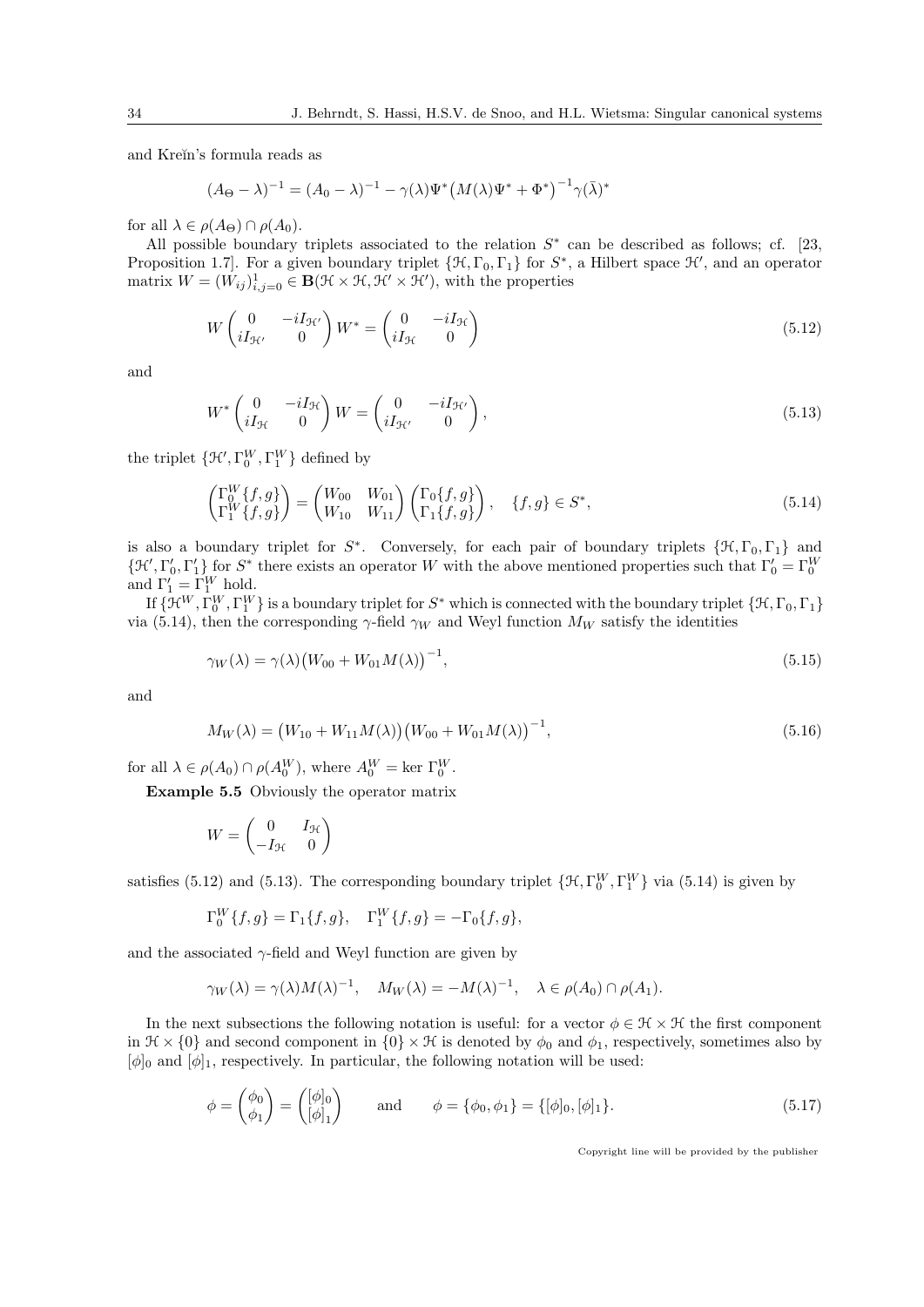and Kreĭn's formula reads as

$$(A_\Theta - \lambda)^{-1} = (A_0 - \lambda)^{-1} - \gamma(\lambda)\Psi^*\big(M(\lambda)\Psi^* + \Phi^*\big)^{-1}\gamma(\bar{\lambda})^*$$

for all $\lambda \in \rho(A_\Theta) \cap \rho(A_0)$.

All possible boundary triplets associated to the relation $S^*$ can be described as follows; cf. [23, Proposition 1.7]. For a given boundary triplet $\{\mathcal{H}, \Gamma_0, \Gamma_1\}$ for $S^*$, a Hilbert space $\mathcal{H}'$, and an operator matrix $W = (W_{ij})_{i,j=0}^1 \in \mathbf{B}(\mathcal{H} \times \mathcal{H}, \mathcal{H}' \times \mathcal{H}')$, with the properties

$$W \begin{pmatrix} 0 & -iI_{\mathcal{H}'} \\ iI_{\mathcal{H}'} & 0 \end{pmatrix} W^* = \begin{pmatrix} 0 & -iI_{\mathcal{H}} \\ iI_{\mathcal{H}} & 0 \end{pmatrix} \tag{5.12}$$

and

$$W^* \begin{pmatrix} 0 & -iI_{\mathcal{H}} \\ iI_{\mathcal{H}} & 0 \end{pmatrix} W = \begin{pmatrix} 0 & -iI_{\mathcal{H}'} \\ iI_{\mathcal{H}'} & 0 \end{pmatrix}, \tag{5.13}$$

the triplet $\{\mathcal{H}', \Gamma_0^W, \Gamma_1^W\}$ defined by

$$\begin{pmatrix} \Gamma_0^W\{f,g\} \\ \Gamma_1^W\{f,g\} \end{pmatrix} = \begin{pmatrix} W_{00} & W_{01} \\ W_{10} & W_{11} \end{pmatrix} \begin{pmatrix} \Gamma_0\{f,g\} \\ \Gamma_1\{f,g\} \end{pmatrix}, \quad \{f,g\} \in S^*, \tag{5.14}$$

is also a boundary triplet for $S^*$. Conversely, for each pair of boundary triplets $\{\mathcal{H}, \Gamma_0, \Gamma_1\}$ and $\{\mathcal{H}', \Gamma_0', \Gamma_1'\}$ for $S^*$ there exists an operator $W$ with the above mentioned properties such that $\Gamma_0' = \Gamma_0^W$ and $\Gamma_1' = \Gamma_1^W$ hold.

If $\{\mathcal{H}^W, \Gamma_0^W, \Gamma_1^W\}$ is a boundary triplet for $S^*$ which is connected with the boundary triplet $\{\mathcal{H}, \Gamma_0, \Gamma_1\}$ via (5.14), then the corresponding $\gamma$-field $\gamma_W$ and Weyl function $M_W$ satisfy the identities

$$\gamma_W(\lambda) = \gamma(\lambda)\big(W_{00} + W_{01}M(\lambda)\big)^{-1}, \tag{5.15}$$

and

$$M_W(\lambda) = \big(W_{10} + W_{11}M(\lambda)\big)\big(W_{00} + W_{01}M(\lambda)\big)^{-1}, \tag{5.16}$$

for all $\lambda \in \rho(A_0) \cap \rho(A_0^W)$, where $A_0^W = \ker \Gamma_0^W$.

**Example 5.5** Obviously the operator matrix

$$W = \begin{pmatrix} 0 & I_{\mathcal{H}} \\ -I_{\mathcal{H}} & 0 \end{pmatrix}$$

satisfies (5.12) and (5.13). The corresponding boundary triplet $\{\mathcal{H}, \Gamma_0^W, \Gamma_1^W\}$ via (5.14) is given by

$$\Gamma_0^W\{f,g\} = \Gamma_1\{f,g\}, \quad \Gamma_1^W\{f,g\} = -\Gamma_0\{f,g\},$$

and the associated $\gamma$-field and Weyl function are given by

$$\gamma_W(\lambda) = \gamma(\lambda)M(\lambda)^{-1}, \quad M_W(\lambda) = -M(\lambda)^{-1}, \quad \lambda \in \rho(A_0) \cap \rho(A_1).$$

In the next subsections the following notation is useful: for a vector $\phi \in \mathcal{H} \times \mathcal{H}$ the first component in $\mathcal{H} \times \{0\}$ and second component in $\{0\} \times \mathcal{H}$ is denoted by $\phi_0$ and $\phi_1$, respectively, sometimes also by $[\phi]_0$ and $[\phi]_1$, respectively. In particular, the following notation will be used:

$$\phi = \begin{pmatrix} \phi_0 \\ \phi_1 \end{pmatrix} = \begin{pmatrix} [\phi]_0 \\ [\phi]_1 \end{pmatrix} \qquad \text{and} \qquad \phi = \{\phi_0, \phi_1\} = \{[\phi]_0, [\phi]_1\}. \tag{5.17}$$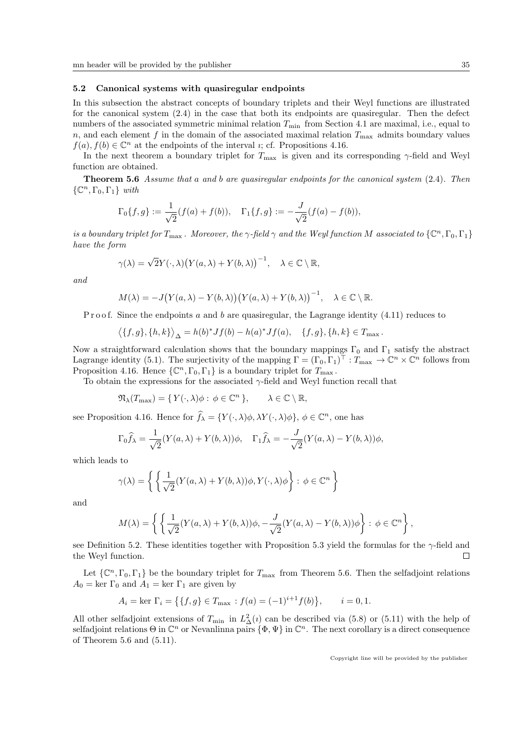### 5.2 Canonical systems with quasiregular endpoints

In this subsection the abstract concepts of boundary triplets and their Weyl functions are illustrated for the canonical system (2.4) in the case that both its endpoints are quasiregular. Then the defect numbers of the associated symmetric minimal relation $T_{\min}$ from Section 4.1 are maximal, i.e., equal to $n$, and each element $f$ in the domain of the associated maximal relation $T_{\max}$ admits boundary values $f(a), f(b) \in \mathbb{C}^n$ at the endpoints of the interval $\imath$; cf. Propositions 4.16.

In the next theorem a boundary triplet for $T_{\max}$ is given and its corresponding $\gamma$-field and Weyl function are obtained.

**Theorem 5.6** *Assume that $a$ and $b$ are quasiregular endpoints for the canonical system (2.4). Then $\{\mathbb{C}^n, \Gamma_0, \Gamma_1\}$ with*

$$\Gamma_0\{f,g\} := \frac{1}{\sqrt{2}}(f(a)+f(b)), \quad \Gamma_1\{f,g\} := -\frac{J}{\sqrt{2}}(f(a)-f(b)),$$

*is a boundary triplet for $T_{\max}$. Moreover, the $\gamma$-field $\gamma$ and the Weyl function $M$ associated to $\{\mathbb{C}^n, \Gamma_0, \Gamma_1\}$ have the form*

$$\gamma(\lambda) = \sqrt{2}Y(\cdot,\lambda)\big(Y(a,\lambda)+Y(b,\lambda)\big)^{-1}, \quad \lambda \in \mathbb{C}\setminus\mathbb{R},$$

*and*

$$M(\lambda) = -J\big(Y(a,\lambda)-Y(b,\lambda)\big)\big(Y(a,\lambda)+Y(b,\lambda)\big)^{-1}, \quad \lambda \in \mathbb{C}\setminus\mathbb{R}.$$

Proof. Since the endpoints $a$ and $b$ are quasiregular, the Lagrange identity (4.11) reduces to

$$\big\langle \{f,g\},\{h,k\}\big\rangle_\Delta = h(b)^*Jf(b) - h(a)^*Jf(a), \quad \{f,g\},\{h,k\} \in T_{\max}.$$

Now a straightforward calculation shows that the boundary mappings $\Gamma_0$ and $\Gamma_1$ satisfy the abstract Lagrange identity (5.1). The surjectivity of the mapping $\Gamma = (\Gamma_0,\Gamma_1)^\top : T_{\max} \to \mathbb{C}^n \times \mathbb{C}^n$ follows from Proposition 4.16. Hence $\{\mathbb{C}^n, \Gamma_0, \Gamma_1\}$ is a boundary triplet for $T_{\max}$.

To obtain the expressions for the associated $\gamma$-field and Weyl function recall that

$$\mathfrak{N}_\lambda(T_{\max}) = \{\, Y(\cdot,\lambda)\phi : \phi \in \mathbb{C}^n \,\}, \qquad \lambda \in \mathbb{C}\setminus\mathbb{R},$$

see Proposition 4.16. Hence for $\widehat{f}_\lambda = \{Y(\cdot,\lambda)\phi, \lambda Y(\cdot,\lambda)\phi\}$, $\phi \in \mathbb{C}^n$, one has

$$\Gamma_0\widehat{f}_\lambda = \frac{1}{\sqrt{2}}(Y(a,\lambda)+Y(b,\lambda))\phi, \quad \Gamma_1\widehat{f}_\lambda = -\frac{J}{\sqrt{2}}(Y(a,\lambda)-Y(b,\lambda))\phi,$$

which leads to

$$\gamma(\lambda) = \left\{ \left\{ \frac{1}{\sqrt{2}}(Y(a,\lambda)+Y(b,\lambda))\phi, Y(\cdot,\lambda)\phi \right\} : \phi \in \mathbb{C}^n \right\}$$

and

$$M(\lambda) = \left\{ \left\{ \frac{1}{\sqrt{2}}(Y(a,\lambda)+Y(b,\lambda))\phi, -\frac{J}{\sqrt{2}}(Y(a,\lambda)-Y(b,\lambda))\phi \right\} : \phi \in \mathbb{C}^n \right\},$$

see Definition 5.2. These identities together with Proposition 5.3 yield the formulas for the $\gamma$-field and the Weyl function. $\square$

Let $\{\mathbb{C}^n, \Gamma_0, \Gamma_1\}$ be the boundary triplet for $T_{\max}$ from Theorem 5.6. Then the selfadjoint relations $A_0 = \ker \Gamma_0$ and $A_1 = \ker \Gamma_1$ are given by

$$A_i = \ker \Gamma_i = \big\{\{f,g\} \in T_{\max} : f(a) = (-1)^{i+1}f(b)\big\}, \qquad i = 0,1.$$

All other selfadjoint extensions of $T_{\min}$ in $L^2_\Delta(\imath)$ can be described via (5.8) or (5.11) with the help of selfadjoint relations $\Theta$ in $\mathbb{C}^n$ or Nevanlinna pairs $\{\Phi,\Psi\}$ in $\mathbb{C}^n$. The next corollary is a direct consequence of Theorem 5.6 and (5.11).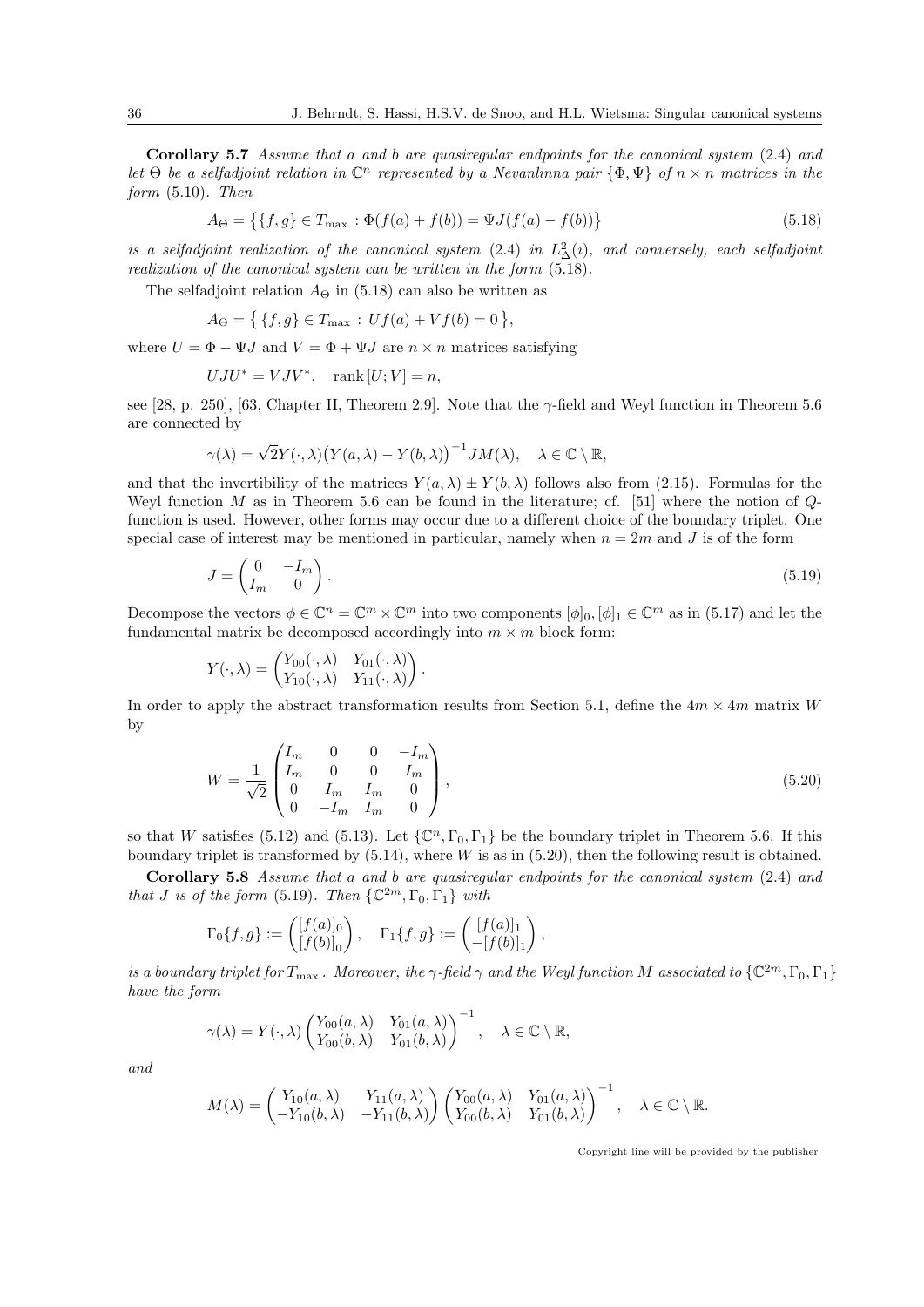**Corollary 5.7** *Assume that $a$ and $b$ are quasiregular endpoints for the canonical system (2.4) and let $\Theta$ be a selfadjoint relation in $\mathbb{C}^n$ represented by a Nevanlinna pair $\{\Phi, \Psi\}$ of $n \times n$ matrices in the form (5.10). Then*

$$A_\Theta = \big\{\{f, g\} \in T_{\max} : \Phi(f(a) + f(b)) = \Psi J(f(a) - f(b))\big\} \tag{5.18}$$

*is a selfadjoint realization of the canonical system (2.4) in $L^2_\Delta(\imath)$, and conversely, each selfadjoint realization of the canonical system can be written in the form (5.18).*

The selfadjoint relation $A_\Theta$ in (5.18) can also be written as

$$A_\Theta = \big\{ \{f, g\} \in T_{\max} : Uf(a) + Vf(b) = 0 \big\},$$

where $U = \Phi - \Psi J$ and $V = \Phi + \Psi J$ are $n \times n$ matrices satisfying

$$UJU^* = VJV^*, \quad \operatorname{rank}[U; V] = n,$$

see [28, p. 250], [63, Chapter II, Theorem 2.9]. Note that the $\gamma$-field and Weyl function in Theorem 5.6 are connected by

$$\gamma(\lambda) = \sqrt{2}Y(\cdot, \lambda)\big(Y(a, \lambda) - Y(b, \lambda)\big)^{-1} JM(\lambda), \quad \lambda \in \mathbb{C} \setminus \mathbb{R},$$

and that the invertibility of the matrices $Y(a, \lambda) \pm Y(b, \lambda)$ follows also from (2.15). Formulas for the Weyl function $M$ as in Theorem 5.6 can be found in the literature; cf. [51] where the notion of $Q$-function is used. However, other forms may occur due to a different choice of the boundary triplet. One special case of interest may be mentioned in particular, namely when $n = 2m$ and $J$ is of the form

$$J = \begin{pmatrix} 0 & -I_m \\ I_m & 0 \end{pmatrix}. \tag{5.19}$$

Decompose the vectors $\phi \in \mathbb{C}^n = \mathbb{C}^m \times \mathbb{C}^m$ into two components $[\phi]_0, [\phi]_1 \in \mathbb{C}^m$ as in (5.17) and let the fundamental matrix be decomposed accordingly into $m \times m$ block form:

$$Y(\cdot, \lambda) = \begin{pmatrix} Y_{00}(\cdot, \lambda) & Y_{01}(\cdot, \lambda) \\ Y_{10}(\cdot, \lambda) & Y_{11}(\cdot, \lambda) \end{pmatrix}.$$

In order to apply the abstract transformation results from Section 5.1, define the $4m \times 4m$ matrix $W$ by

$$W = \frac{1}{\sqrt{2}} \begin{pmatrix} I_m & 0 & 0 & -I_m \\ I_m & 0 & 0 & I_m \\ 0 & I_m & I_m & 0 \\ 0 & -I_m & I_m & 0 \end{pmatrix}, \tag{5.20}$$

so that $W$ satisfies (5.12) and (5.13). Let $\{\mathbb{C}^n, \Gamma_0, \Gamma_1\}$ be the boundary triplet in Theorem 5.6. If this boundary triplet is transformed by (5.14), where $W$ is as in (5.20), then the following result is obtained.

**Corollary 5.8** *Assume that $a$ and $b$ are quasiregular endpoints for the canonical system (2.4) and that $J$ is of the form (5.19). Then $\{\mathbb{C}^{2m}, \Gamma_0, \Gamma_1\}$ with*

$$\Gamma_0\{f, g\} := \begin{pmatrix} [f(a)]_0 \\ [f(b)]_0 \end{pmatrix}, \quad \Gamma_1\{f, g\} := \begin{pmatrix} [f(a)]_1 \\ -[f(b)]_1 \end{pmatrix},$$

*is a boundary triplet for $T_{\max}$. Moreover, the $\gamma$-field $\gamma$ and the Weyl function $M$ associated to $\{\mathbb{C}^{2m}, \Gamma_0, \Gamma_1\}$ have the form*

$$\gamma(\lambda) = Y(\cdot, \lambda) \begin{pmatrix} Y_{00}(a, \lambda) & Y_{01}(a, \lambda) \\ Y_{00}(b, \lambda) & Y_{01}(b, \lambda) \end{pmatrix}^{-1}, \quad \lambda \in \mathbb{C} \setminus \mathbb{R},$$

*and*

$$M(\lambda) = \begin{pmatrix} Y_{10}(a, \lambda) & Y_{11}(a, \lambda) \\ -Y_{10}(b, \lambda) & -Y_{11}(b, \lambda) \end{pmatrix} \begin{pmatrix} Y_{00}(a, \lambda) & Y_{01}(a, \lambda) \\ Y_{00}(b, \lambda) & Y_{01}(b, \lambda) \end{pmatrix}^{-1}, \quad \lambda \in \mathbb{C} \setminus \mathbb{R}.$$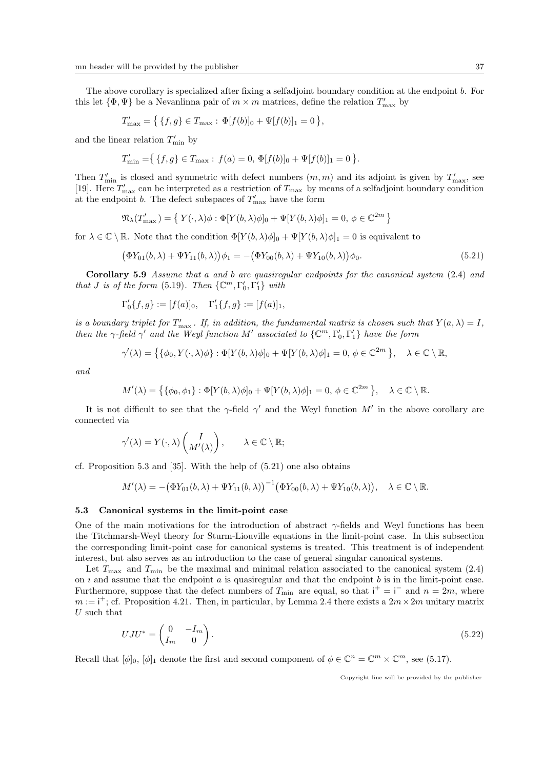The above corollary is specialized after fixing a selfadjoint boundary condition at the endpoint $b$. For this let $\{\Phi, \Psi\}$ be a Nevanlinna pair of $m \times m$ matrices, define the relation $T'_{\max}$ by

$$T'_{\max} = \big\{ \{f, g\} \in T_{\max} : \Phi[f(b)]_0 + \Psi[f(b)]_1 = 0 \big\},$$

and the linear relation $T'_{\min}$ by

$$T'_{\min} = \big\{ \{f, g\} \in T_{\max} : f(a) = 0,\ \Phi[f(b)]_0 + \Psi[f(b)]_1 = 0 \big\}.$$

Then $T'_{\min}$ is closed and symmetric with defect numbers $(m, m)$ and its adjoint is given by $T'_{\max}$, see [19]. Here $T'_{\max}$ can be interpreted as a restriction of $T_{\max}$ by means of a selfadjoint boundary condition at the endpoint $b$. The defect subspaces of $T'_{\max}$ have the form

$$\mathfrak{N}_\lambda(T'_{\max}) = \big\{ Y(\cdot, \lambda)\phi : \Phi[Y(b, \lambda)\phi]_0 + \Psi[Y(b, \lambda)\phi]_1 = 0,\ \phi \in \mathbb{C}^{2m} \big\}$$

for $\lambda \in \mathbb{C} \setminus \mathbb{R}$. Note that the condition $\Phi[Y(b, \lambda)\phi]_0 + \Psi[Y(b, \lambda)\phi]_1 = 0$ is equivalent to

$$\big(\Phi Y_{01}(b, \lambda) + \Psi Y_{11}(b, \lambda)\big)\phi_1 = -\big(\Phi Y_{00}(b, \lambda) + \Psi Y_{10}(b, \lambda)\big)\phi_0. \tag{5.21}$$

**Corollary 5.9** *Assume that $a$ and $b$ are quasiregular endpoints for the canonical system (2.4) and that $J$ is of the form (5.19). Then $\{\mathbb{C}^m, \Gamma'_0, \Gamma'_1\}$ with*

$$\Gamma'_0\{f, g\} := [f(a)]_0, \quad \Gamma'_1\{f, g\} := [f(a)]_1,$$

*is a boundary triplet for $T'_{\max}$. If, in addition, the fundamental matrix is chosen such that $Y(a, \lambda) = I$, then the $\gamma$-field $\gamma'$ and the Weyl function $M'$ associated to $\{\mathbb{C}^m, \Gamma'_0, \Gamma'_1\}$ have the form*

$$\gamma'(\lambda) = \big\{ \{\phi_0, Y(\cdot, \lambda)\phi\} : \Phi[Y(b, \lambda)\phi]_0 + \Psi[Y(b, \lambda)\phi]_1 = 0,\ \phi \in \mathbb{C}^{2m} \big\}, \quad \lambda \in \mathbb{C} \setminus \mathbb{R},$$

*and*

$$M'(\lambda) = \big\{ \{\phi_0, \phi_1\} : \Phi[Y(b, \lambda)\phi]_0 + \Psi[Y(b, \lambda)\phi]_1 = 0,\ \phi \in \mathbb{C}^{2m} \big\}, \quad \lambda \in \mathbb{C} \setminus \mathbb{R}.$$

It is not difficult to see that the $\gamma$-field $\gamma'$ and the Weyl function $M'$ in the above corollary are connected via

$$\gamma'(\lambda) = Y(\cdot, \lambda) \begin{pmatrix} I \\ M'(\lambda) \end{pmatrix}, \qquad \lambda \in \mathbb{C} \setminus \mathbb{R};$$

cf. Proposition 5.3 and [35]. With the help of (5.21) one also obtains

$$M'(\lambda) = -\big(\Phi Y_{01}(b, \lambda) + \Psi Y_{11}(b, \lambda)\big)^{-1}\big(\Phi Y_{00}(b, \lambda) + \Psi Y_{10}(b, \lambda)\big), \quad \lambda \in \mathbb{C} \setminus \mathbb{R}.$$

### 5.3 Canonical systems in the limit-point case

One of the main motivations for the introduction of abstract $\gamma$-fields and Weyl functions has been the Titchmarsh-Weyl theory for Sturm-Liouville equations in the limit-point case. In this subsection the corresponding limit-point case for canonical systems is treated. This treatment is of independent interest, but also serves as an introduction to the case of general singular canonical systems.

Let $T_{\max}$ and $T_{\min}$ be the maximal and minimal relation associated to the canonical system (2.4) on $\imath$ and assume that the endpoint $a$ is quasiregular and that the endpoint $b$ is in the limit-point case. Furthermore, suppose that the defect numbers of $T_{\min}$ are equal, so that $\mathsf{i}^+ = \mathsf{i}^-$ and $n = 2m$, where $m := \mathsf{i}^+$; cf. Proposition 4.21. Then, in particular, by Lemma 2.4 there exists a $2m \times 2m$ unitary matrix $U$ such that

$$UJU^* = \begin{pmatrix} 0 & -I_m \\ I_m & 0 \end{pmatrix}. \tag{5.22}$$

Recall that $[\phi]_0$, $[\phi]_1$ denote the first and second component of $\phi \in \mathbb{C}^n = \mathbb{C}^m \times \mathbb{C}^m$, see (5.17).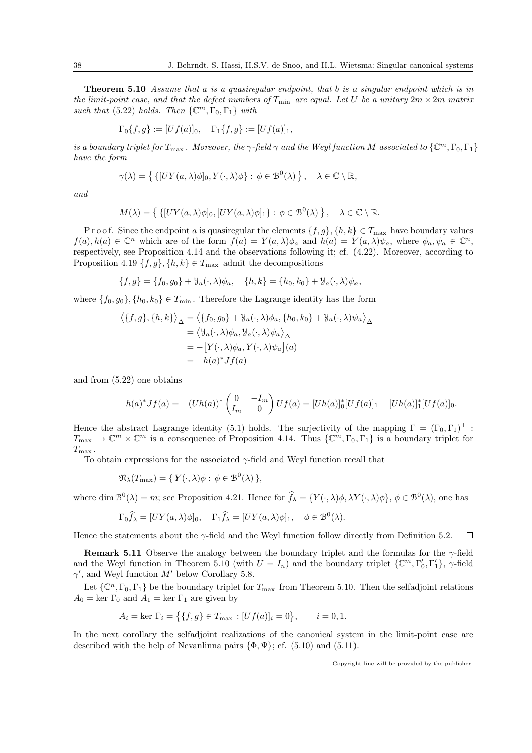**Theorem 5.10** *Assume that a is a quasiregular endpoint, that b is a singular endpoint which is in the limit-point case, and that the defect numbers of $T_{\min}$ are equal. Let $U$ be a unitary $2m \times 2m$ matrix such that (5.22) holds. Then $\{\mathbb{C}^m, \Gamma_0, \Gamma_1\}$ with*

$$\Gamma_0\{f,g\} := [Uf(a)]_0, \quad \Gamma_1\{f,g\} := [Uf(a)]_1,$$

*is a boundary triplet for $T_{\max}$. Moreover, the $\gamma$-field $\gamma$ and the Weyl function $M$ associated to $\{\mathbb{C}^m, \Gamma_0, \Gamma_1\}$ have the form*

$$\gamma(\lambda) = \big\{ \{[UY(a,\lambda)\phi]_0, Y(\cdot,\lambda)\phi\} : \phi \in \mathcal{B}^0(\lambda) \big\}, \quad \lambda \in \mathbb{C}\setminus\mathbb{R},$$

*and*

$$M(\lambda) = \big\{ \{[UY(a,\lambda)\phi]_0, [UY(a,\lambda)\phi]_1\} : \phi \in \mathcal{B}^0(\lambda) \big\}, \quad \lambda \in \mathbb{C}\setminus\mathbb{R}.$$

Proof. Since the endpoint $a$ is quasiregular the elements $\{f,g\}, \{h,k\} \in T_{\max}$ have boundary values $f(a), h(a) \in \mathbb{C}^n$ which are of the form $f(a) = Y(a,\lambda)\phi_a$ and $h(a) = Y(a,\lambda)\psi_a$, where $\phi_a, \psi_a \in \mathbb{C}^n$, respectively, see Proposition 4.14 and the observations following it; cf. (4.22). Moreover, according to Proposition 4.19 $\{f,g\}, \{h,k\} \in T_{\max}$ admit the decompositions

$$\{f,g\} = \{f_0,g_0\} + \mathcal{Y}_a(\cdot,\lambda)\phi_a, \quad \{h,k\} = \{h_0,k_0\} + \mathcal{Y}_a(\cdot,\lambda)\psi_a,$$

where $\{f_0,g_0\}, \{h_0,k_0\} \in T_{\min}$. Therefore the Lagrange identity has the form

$$\begin{aligned}
\big\langle \{f,g\},\{h,k\}\big\rangle_\Delta &= \big\langle \{f_0,g_0\} + \mathcal{Y}_a(\cdot,\lambda)\phi_a, \{h_0,k_0\} + \mathcal{Y}_a(\cdot,\lambda)\psi_a\big\rangle_\Delta \\
&= \big\langle \mathcal{Y}_a(\cdot,\lambda)\phi_a, \mathcal{Y}_a(\cdot,\lambda)\psi_a\big\rangle_\Delta \\
&= -\big[Y(\cdot,\lambda)\phi_a, Y(\cdot,\lambda)\psi_a\big](a) \\
&= -h(a)^* J f(a)
\end{aligned}$$

and from (5.22) one obtains

$$-h(a)^*Jf(a) = -(Uh(a))^* \begin{pmatrix} 0 & -I_m \\ I_m & 0 \end{pmatrix} Uf(a) = [Uh(a)]_0^*[Uf(a)]_1 - [Uh(a)]_1^*[Uf(a)]_0.$$

Hence the abstract Lagrange identity (5.1) holds. The surjectivity of the mapping $\Gamma = (\Gamma_0, \Gamma_1)^\top : T_{\max} \to \mathbb{C}^m \times \mathbb{C}^m$ is a consequence of Proposition 4.14. Thus $\{\mathbb{C}^m, \Gamma_0, \Gamma_1\}$ is a boundary triplet for $T_{\max}$.

To obtain expressions for the associated $\gamma$-field and Weyl function recall that

$$\mathfrak{N}_\lambda(T_{\max}) = \{ Y(\cdot,\lambda)\phi : \phi \in \mathcal{B}^0(\lambda) \},$$

where $\dim \mathcal{B}^0(\lambda) = m$; see Proposition 4.21. Hence for $\widehat{f}_\lambda = \{Y(\cdot,\lambda)\phi, \lambda Y(\cdot,\lambda)\phi\}$, $\phi \in \mathcal{B}^0(\lambda)$, one has

$$\Gamma_0 \widehat{f}_\lambda = [UY(a,\lambda)\phi]_0, \quad \Gamma_1 \widehat{f}_\lambda = [UY(a,\lambda)\phi]_1, \quad \phi \in \mathcal{B}^0(\lambda).$$

Hence the statements about the $\gamma$-field and the Weyl function follow directly from Definition 5.2. $\square$

**Remark 5.11** Observe the analogy between the boundary triplet and the formulas for the $\gamma$-field and the Weyl function in Theorem 5.10 (with $U = I_n$) and the boundary triplet $\{\mathbb{C}^m, \Gamma_0', \Gamma_1'\}$, $\gamma$-field $\gamma'$, and Weyl function $M'$ below Corollary 5.8.

Let $\{\mathbb{C}^n, \Gamma_0, \Gamma_1\}$ be the boundary triplet for $T_{\max}$ from Theorem 5.10. Then the selfadjoint relations $A_0 = \ker \Gamma_0$ and $A_1 = \ker \Gamma_1$ are given by

$$A_i = \ker \Gamma_i = \big\{\{f,g\} \in T_{\max} : [Uf(a)]_i = 0\big\}, \qquad i = 0,1.$$

In the next corollary the selfadjoint realizations of the canonical system in the limit-point case are described with the help of Nevanlinna pairs $\{\Phi, \Psi\}$; cf. (5.10) and (5.11).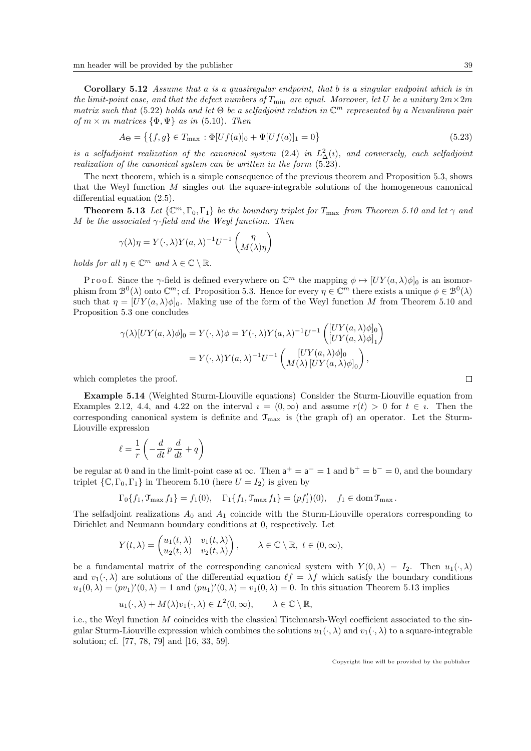**Corollary 5.12** *Assume that a is a quasiregular endpoint, that b is a singular endpoint which is in the limit-point case, and that the defect numbers of $T_{\min}$ are equal. Moreover, let $U$ be a unitary $2m\times 2m$ matrix such that (5.22) holds and let $\Theta$ be a selfadjoint relation in $\mathbb{C}^m$ represented by a Nevanlinna pair of $m\times m$ matrices $\{\Phi,\Psi\}$ as in (5.10). Then*

$$A_\Theta = \big\{\{f,g\} \in T_{\max} : \Phi[Uf(a)]_0 + \Psi[Uf(a)]_1 = 0\big\} \tag{5.23}$$

*is a selfadjoint realization of the canonical system (2.4) in $L^2_\Delta(\imath)$, and conversely, each selfadjoint realization of the canonical system can be written in the form (5.23).*

The next theorem, which is a simple consequence of the previous theorem and Proposition 5.3, shows that the Weyl function $M$ singles out the square-integrable solutions of the homogeneous canonical differential equation (2.5).

**Theorem 5.13** *Let $\{\mathbb{C}^m,\Gamma_0,\Gamma_1\}$ be the boundary triplet for $T_{\max}$ from Theorem 5.10 and let $\gamma$ and $M$ be the associated $\gamma$-field and the Weyl function. Then*

$$\gamma(\lambda)\eta = Y(\cdot,\lambda)Y(a,\lambda)^{-1}U^{-1}\begin{pmatrix}\eta\\ M(\lambda)\eta\end{pmatrix}$$

*holds for all $\eta\in\mathbb{C}^m$ and $\lambda\in\mathbb{C}\setminus\mathbb{R}$.*

Proof. Since the $\gamma$-field is defined everywhere on $\mathbb{C}^m$ the mapping $\phi\mapsto[UY(a,\lambda)\phi]_0$ is an isomorphism from $\mathcal{B}^0(\lambda)$ onto $\mathbb{C}^m$; cf. Proposition 5.3. Hence for every $\eta\in\mathbb{C}^m$ there exists a unique $\phi\in\mathcal{B}^0(\lambda)$ such that $\eta=[UY(a,\lambda)\phi]_0$. Making use of the form of the Weyl function $M$ from Theorem 5.10 and Proposition 5.3 one concludes

$$\begin{aligned}\gamma(\lambda)[UY(a,\lambda)\phi]_0 = Y(\cdot,\lambda)\phi &= Y(\cdot,\lambda)Y(a,\lambda)^{-1}U^{-1}\begin{pmatrix}[UY(a,\lambda)\phi]_0\\ [UY(a,\lambda)\phi]_1\end{pmatrix}\\ &= Y(\cdot,\lambda)Y(a,\lambda)^{-1}U^{-1}\begin{pmatrix}[UY(a,\lambda)\phi]_0\\ M(\lambda)\,[UY(a,\lambda)\phi]_0\end{pmatrix},\end{aligned}$$

which completes the proof. $\square$

**Example 5.14** (Weighted Sturm-Liouville equations) Consider the Sturm-Liouville equation from Examples 2.12, 4.4, and 4.22 on the interval $\imath=(0,\infty)$ and assume $r(t)>0$ for $t\in\imath$. Then the corresponding canonical system is definite and $\mathcal{T}_{\max}$ is (the graph of) an operator. Let the Sturm-Liouville expression

$$\ell = \frac{1}{r}\left(-\frac{d}{dt}\,p\,\frac{d}{dt}+q\right)$$

be regular at 0 and in the limit-point case at $\infty$. Then $\mathsf{a}^+=\mathsf{a}^-=1$ and $\mathsf{b}^+=\mathsf{b}^-=0$, and the boundary triplet $\{\mathbb{C},\Gamma_0,\Gamma_1\}$ in Theorem 5.10 (here $U=I_2$) is given by

$$\Gamma_0\{f_1,\mathcal{T}_{\max}f_1\}=f_1(0),\quad \Gamma_1\{f_1,\mathcal{T}_{\max}f_1\}=(pf_1')(0),\quad f_1\in\operatorname{dom}\mathcal{T}_{\max}.$$

The selfadjoint realizations $A_0$ and $A_1$ coincide with the Sturm-Liouville operators corresponding to Dirichlet and Neumann boundary conditions at 0, respectively. Let

$$Y(t,\lambda)=\begin{pmatrix}u_1(t,\lambda) & v_1(t,\lambda)\\ u_2(t,\lambda) & v_2(t,\lambda)\end{pmatrix},\qquad \lambda\in\mathbb{C}\setminus\mathbb{R},\ t\in(0,\infty),$$

be a fundamental matrix of the corresponding canonical system with $Y(0,\lambda)=I_2$. Then $u_1(\cdot,\lambda)$ and $v_1(\cdot,\lambda)$ are solutions of the differential equation $\ell f=\lambda f$ which satisfy the boundary conditions $u_1(0,\lambda)=(pv_1)'(0,\lambda)=1$ and $(pu_1)'(0,\lambda)=v_1(0,\lambda)=0$. In this situation Theorem 5.13 implies

$$u_1(\cdot,\lambda)+M(\lambda)v_1(\cdot,\lambda)\in L^2(0,\infty),\qquad \lambda\in\mathbb{C}\setminus\mathbb{R},$$

i.e., the Weyl function $M$ coincides with the classical Titchmarsh-Weyl coefficient associated to the singular Sturm-Liouville expression which combines the solutions $u_1(\cdot,\lambda)$ and $v_1(\cdot,\lambda)$ to a square-integrable solution; cf. [77, 78, 79] and [16, 33, 59].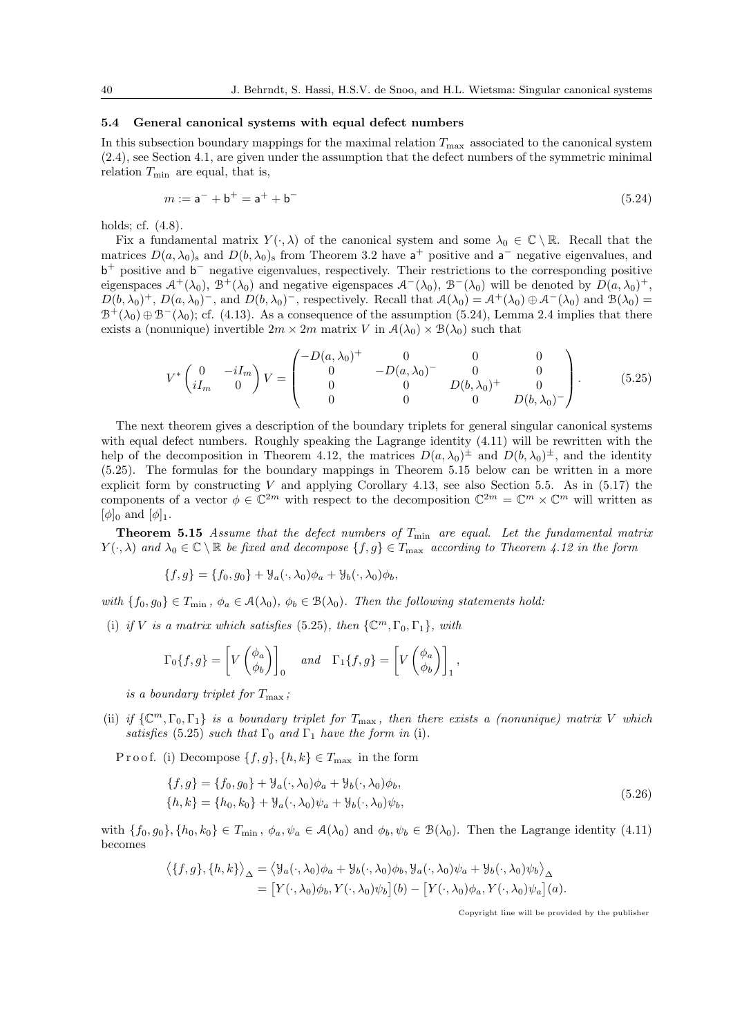### 5.4 General canonical systems with equal defect numbers

In this subsection boundary mappings for the maximal relation $T_{\max}$ associated to the canonical system (2.4), see Section 4.1, are given under the assumption that the defect numbers of the symmetric minimal relation $T_{\min}$ are equal, that is,

$$m := \mathsf{a}^- + \mathsf{b}^+ = \mathsf{a}^+ + \mathsf{b}^- \tag{5.24}$$

holds; cf. (4.8).

Fix a fundamental matrix $Y(\cdot,\lambda)$ of the canonical system and some $\lambda_0 \in \mathbb{C}\setminus\mathbb{R}$. Recall that the matrices $D(a,\lambda_0)_{\rm s}$ and $D(b,\lambda_0)_{\rm s}$ from Theorem 3.2 have $\mathsf{a}^+$ positive and $\mathsf{a}^-$ negative eigenvalues, and $\mathsf{b}^+$ positive and $\mathsf{b}^-$ negative eigenvalues, respectively. Their restrictions to the corresponding positive eigenspaces $\mathcal{A}^+(\lambda_0)$, $\mathcal{B}^+(\lambda_0)$ and negative eigenspaces $\mathcal{A}^-(\lambda_0)$, $\mathcal{B}^-(\lambda_0)$ will be denoted by $D(a,\lambda_0)^+$, $D(b,\lambda_0)^+$, $D(a,\lambda_0)^-$, and $D(b,\lambda_0)^-$, respectively. Recall that $\mathcal{A}(\lambda_0) = \mathcal{A}^+(\lambda_0)\oplus\mathcal{A}^-(\lambda_0)$ and $\mathcal{B}(\lambda_0) = \mathcal{B}^+(\lambda_0)\oplus\mathcal{B}^-(\lambda_0)$; cf. (4.13). As a consequence of the assumption (5.24), Lemma 2.4 implies that there exists a (nonunique) invertible $2m\times 2m$ matrix $V$ in $\mathcal{A}(\lambda_0)\times\mathcal{B}(\lambda_0)$ such that

$$V^*\begin{pmatrix} 0 & -iI_m \\ iI_m & 0\end{pmatrix} V = \begin{pmatrix} -D(a,\lambda_0)^+ & 0 & 0 & 0 \\ 0 & -D(a,\lambda_0)^- & 0 & 0 \\ 0 & 0 & D(b,\lambda_0)^+ & 0 \\ 0 & 0 & 0 & D(b,\lambda_0)^- \end{pmatrix}. \tag{5.25}$$

The next theorem gives a description of the boundary triplets for general singular canonical systems with equal defect numbers. Roughly speaking the Lagrange identity (4.11) will be rewritten with the help of the decomposition in Theorem 4.12, the matrices $D(a,\lambda_0)^\pm$ and $D(b,\lambda_0)^\pm$, and the identity (5.25). The formulas for the boundary mappings in Theorem 5.15 below can be written in a more explicit form by constructing $V$ and applying Corollary 4.13, see also Section 5.5. As in (5.17) the components of a vector $\phi\in\mathbb{C}^{2m}$ with respect to the decomposition $\mathbb{C}^{2m}=\mathbb{C}^m\times\mathbb{C}^m$ will written as $[\phi]_0$ and $[\phi]_1$.

**Theorem 5.15** *Assume that the defect numbers of $T_{\min}$ are equal. Let the fundamental matrix $Y(\cdot,\lambda)$ and $\lambda_0\in\mathbb{C}\setminus\mathbb{R}$ be fixed and decompose $\{f,g\}\in T_{\max}$ according to Theorem 4.12 in the form*

$$\{f,g\} = \{f_0,g_0\} + \mathcal{Y}_a(\cdot,\lambda_0)\phi_a + \mathcal{Y}_b(\cdot,\lambda_0)\phi_b,$$

*with $\{f_0,g_0\}\in T_{\min}$, $\phi_a\in\mathcal{A}(\lambda_0)$, $\phi_b\in\mathcal{B}(\lambda_0)$. Then the following statements hold:*

(i) *if $V$ is a matrix which satisfies (5.25), then $\{\mathbb{C}^m,\Gamma_0,\Gamma_1\}$, with*

$$\Gamma_0\{f,g\} = \left[V\begin{pmatrix}\phi_a\\ \phi_b\end{pmatrix}\right]_0 \quad \text{and} \quad \Gamma_1\{f,g\} = \left[V\begin{pmatrix}\phi_a\\ \phi_b\end{pmatrix}\right]_1,$$

*is a boundary triplet for $T_{\max}$;*

(ii) *if $\{\mathbb{C}^m,\Gamma_0,\Gamma_1\}$ is a boundary triplet for $T_{\max}$, then there exists a (nonunique) matrix $V$ which satisfies (5.25) such that $\Gamma_0$ and $\Gamma_1$ have the form in (i).*

Proof. (i) Decompose $\{f,g\},\{h,k\}\in T_{\max}$ in the form

$$\begin{aligned}\{f,g\} &= \{f_0,g_0\} + \mathcal{Y}_a(\cdot,\lambda_0)\phi_a + \mathcal{Y}_b(\cdot,\lambda_0)\phi_b,\\ \{h,k\} &= \{h_0,k_0\} + \mathcal{Y}_a(\cdot,\lambda_0)\psi_a + \mathcal{Y}_b(\cdot,\lambda_0)\psi_b,\end{aligned} \tag{5.26}$$

with $\{f_0,g_0\},\{h_0,k_0\}\in T_{\min}$, $\phi_a,\psi_a\in\mathcal{A}(\lambda_0)$ and $\phi_b,\psi_b\in\mathcal{B}(\lambda_0)$. Then the Lagrange identity (4.11) becomes

$$\begin{aligned}\big\langle\{f,g\},\{h,k\}\big\rangle_\Delta &= \big\langle \mathcal{Y}_a(\cdot,\lambda_0)\phi_a + \mathcal{Y}_b(\cdot,\lambda_0)\phi_b, \mathcal{Y}_a(\cdot,\lambda_0)\psi_a + \mathcal{Y}_b(\cdot,\lambda_0)\psi_b\big\rangle_\Delta\\ &= \big[Y(\cdot,\lambda_0)\phi_b, Y(\cdot,\lambda_0)\psi_b\big](b) - \big[Y(\cdot,\lambda_0)\phi_a, Y(\cdot,\lambda_0)\psi_a\big](a).\end{aligned}$$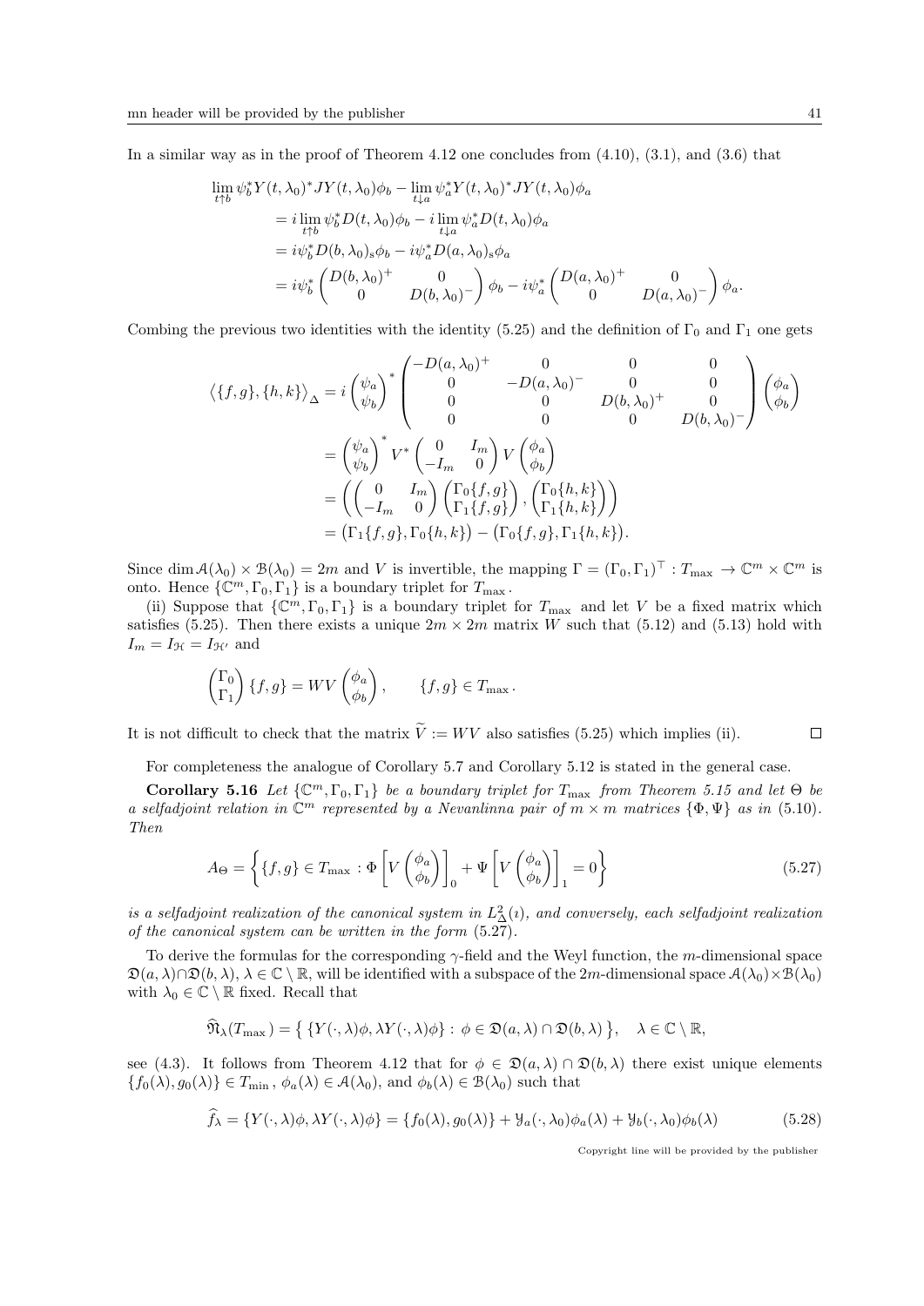In a similar way as in the proof of Theorem 4.12 one concludes from (4.10), (3.1), and (3.6) that

$$
\begin{aligned}
&\lim_{t\uparrow b} \psi_b^* Y(t,\lambda_0)^* J Y(t,\lambda_0)\phi_b - \lim_{t\downarrow a} \psi_a^* Y(t,\lambda_0)^* J Y(t,\lambda_0)\phi_a \\
&= i \lim_{t\uparrow b} \psi_b^* D(t,\lambda_0)\phi_b - i \lim_{t\downarrow a} \psi_a^* D(t,\lambda_0)\phi_a \\
&= i\psi_b^* D(b,\lambda_0)_{\rm s}\phi_b - i\psi_a^* D(a,\lambda_0)_{\rm s}\phi_a \\
&= i\psi_b^* \begin{pmatrix} D(b,\lambda_0)^+ & 0 \\ 0 & D(b,\lambda_0)^- \end{pmatrix}\phi_b - i\psi_a^* \begin{pmatrix} D(a,\lambda_0)^+ & 0 \\ 0 & D(a,\lambda_0)^- \end{pmatrix}\phi_a.
\end{aligned}
$$

Combing the previous two identities with the identity (5.25) and the definition of $\Gamma_0$ and $\Gamma_1$ one gets

$$
\begin{aligned}
\big\langle \{f,g\},\{h,k\}\big\rangle_\Delta &= i \begin{pmatrix} \psi_a \\ \psi_b \end{pmatrix}^* \begin{pmatrix} -D(a,\lambda_0)^+ & 0 & 0 & 0 \\ 0 & -D(a,\lambda_0)^- & 0 & 0 \\ 0 & 0 & D(b,\lambda_0)^+ & 0 \\ 0 & 0 & 0 & D(b,\lambda_0)^- \end{pmatrix} \begin{pmatrix} \phi_a \\ \phi_b \end{pmatrix} \\
&= \begin{pmatrix} \psi_a \\ \psi_b \end{pmatrix}^* V^* \begin{pmatrix} 0 & I_m \\ -I_m & 0 \end{pmatrix} V \begin{pmatrix} \phi_a \\ \phi_b \end{pmatrix} \\
&= \left( \begin{pmatrix} 0 & I_m \\ -I_m & 0 \end{pmatrix} \begin{pmatrix} \Gamma_0\{f,g\} \\ \Gamma_1\{f,g\} \end{pmatrix}, \begin{pmatrix} \Gamma_0\{h,k\} \\ \Gamma_1\{h,k\} \end{pmatrix} \right) \\
&= \big(\Gamma_1\{f,g\},\Gamma_0\{h,k\}\big) - \big(\Gamma_0\{f,g\},\Gamma_1\{h,k\}\big).
\end{aligned}
$$

Since $\dim \mathcal{A}(\lambda_0)\times\mathcal{B}(\lambda_0) = 2m$ and $V$ is invertible, the mapping $\Gamma = (\Gamma_0,\Gamma_1)^\top : T_{\max} \to \mathbb{C}^m\times\mathbb{C}^m$ is onto. Hence $\{\mathbb{C}^m,\Gamma_0,\Gamma_1\}$ is a boundary triplet for $T_{\max}$.

(ii) Suppose that $\{\mathbb{C}^m,\Gamma_0,\Gamma_1\}$ is a boundary triplet for $T_{\max}$ and let $V$ be a fixed matrix which satisfies (5.25). Then there exists a unique $2m\times 2m$ matrix $W$ such that (5.12) and (5.13) hold with $I_m = I_{\mathcal{H}} = I_{\mathcal{H}'}$ and

$$
\begin{pmatrix} \Gamma_0 \\ \Gamma_1 \end{pmatrix}\{f,g\} = WV\begin{pmatrix} \phi_a \\ \phi_b \end{pmatrix}, \qquad \{f,g\}\in T_{\max}.
$$

It is not difficult to check that the matrix $\widetilde{V} := WV$ also satisfies (5.25) which implies (ii). $\square$

For completeness the analogue of Corollary 5.7 and Corollary 5.12 is stated in the general case.

**Corollary 5.16** *Let $\{\mathbb{C}^m,\Gamma_0,\Gamma_1\}$ be a boundary triplet for $T_{\max}$ from Theorem 5.15 and let $\Theta$ be a selfadjoint relation in $\mathbb{C}^m$ represented by a Nevanlinna pair of $m\times m$ matrices $\{\Phi,\Psi\}$ as in (5.10). Then*

$$
A_\Theta = \left\{ \{f,g\}\in T_{\max} : \Phi\left[V\begin{pmatrix} \phi_a \\ \phi_b \end{pmatrix}\right]_0 + \Psi\left[V\begin{pmatrix} \phi_a \\ \phi_b \end{pmatrix}\right]_1 = 0 \right\} \tag{5.27}
$$

*is a selfadjoint realization of the canonical system in $L^2_\Delta(\imath)$, and conversely, each selfadjoint realization of the canonical system can be written in the form (5.27).*

To derive the formulas for the corresponding $\gamma$-field and the Weyl function, the $m$-dimensional space $\mathfrak{D}(a,\lambda)\cap\mathfrak{D}(b,\lambda)$, $\lambda\in\mathbb{C}\setminus\mathbb{R}$, will be identified with a subspace of the $2m$-dimensional space $\mathcal{A}(\lambda_0)\times\mathcal{B}(\lambda_0)$ with $\lambda_0\in\mathbb{C}\setminus\mathbb{R}$ fixed. Recall that

$$
\widehat{\mathfrak{N}}_\lambda(T_{\max}) = \big\{ \{Y(\cdot,\lambda)\phi, \lambda Y(\cdot,\lambda)\phi\} : \phi\in\mathfrak{D}(a,\lambda)\cap\mathfrak{D}(b,\lambda) \big\}, \quad \lambda\in\mathbb{C}\setminus\mathbb{R},
$$

see (4.3). It follows from Theorem 4.12 that for $\phi\in\mathfrak{D}(a,\lambda)\cap\mathfrak{D}(b,\lambda)$ there exist unique elements $\{f_0(\lambda),g_0(\lambda)\}\in T_{\min}$, $\phi_a(\lambda)\in\mathcal{A}(\lambda_0)$, and $\phi_b(\lambda)\in\mathcal{B}(\lambda_0)$ such that

$$
\widehat{f}_\lambda = \{Y(\cdot,\lambda)\phi, \lambda Y(\cdot,\lambda)\phi\} = \{f_0(\lambda),g_0(\lambda)\} + \mathcal{Y}_a(\cdot,\lambda_0)\phi_a(\lambda) + \mathcal{Y}_b(\cdot,\lambda_0)\phi_b(\lambda) \tag{5.28}
$$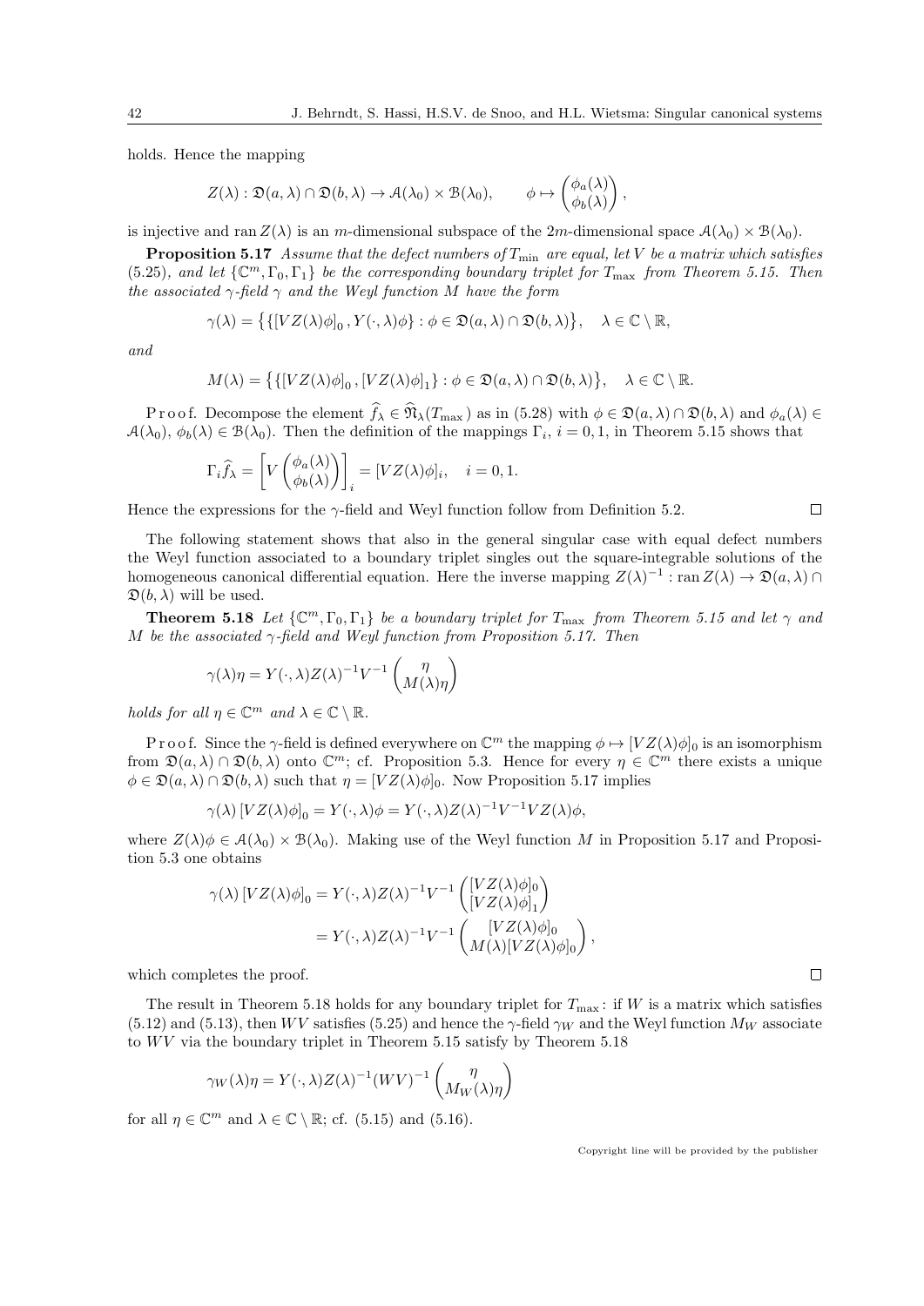holds. Hence the mapping

$$Z(\lambda) : \mathfrak{D}(a,\lambda) \cap \mathfrak{D}(b,\lambda) \to \mathcal{A}(\lambda_0) \times \mathcal{B}(\lambda_0), \qquad \phi \mapsto \begin{pmatrix} \phi_a(\lambda) \\ \phi_b(\lambda) \end{pmatrix},$$

is injective and $\operatorname{ran} Z(\lambda)$ is an $m$-dimensional subspace of the $2m$-dimensional space $\mathcal{A}(\lambda_0) \times \mathcal{B}(\lambda_0)$.

**Proposition 5.17** *Assume that the defect numbers of $T_{\min}$ are equal, let $V$ be a matrix which satisfies (5.25), and let $\{\mathbb{C}^m, \Gamma_0, \Gamma_1\}$ be the corresponding boundary triplet for $T_{\max}$ from Theorem 5.15. Then the associated $\gamma$-field $\gamma$ and the Weyl function $M$ have the form*

$$\gamma(\lambda) = \left\{ \{[VZ(\lambda)\phi]_0, Y(\cdot,\lambda)\phi\} : \phi \in \mathfrak{D}(a,\lambda) \cap \mathfrak{D}(b,\lambda) \right\}, \quad \lambda \in \mathbb{C} \setminus \mathbb{R},$$

*and*

$$M(\lambda) = \left\{ \{[VZ(\lambda)\phi]_0, [VZ(\lambda)\phi]_1\} : \phi \in \mathfrak{D}(a,\lambda) \cap \mathfrak{D}(b,\lambda) \right\}, \quad \lambda \in \mathbb{C} \setminus \mathbb{R}.$$

Proof. Decompose the element $\widehat{f}_\lambda \in \widehat{\mathfrak{N}}_\lambda(T_{\max})$ as in (5.28) with $\phi \in \mathfrak{D}(a,\lambda) \cap \mathfrak{D}(b,\lambda)$ and $\phi_a(\lambda) \in \mathcal{A}(\lambda_0)$, $\phi_b(\lambda) \in \mathcal{B}(\lambda_0)$. Then the definition of the mappings $\Gamma_i$, $i = 0, 1$, in Theorem 5.15 shows that

$$\Gamma_i \widehat{f}_\lambda = \left[ V \begin{pmatrix} \phi_a(\lambda) \\ \phi_b(\lambda) \end{pmatrix} \right]_i = [VZ(\lambda)\phi]_i, \quad i = 0, 1.$$

Hence the expressions for the $\gamma$-field and Weyl function follow from Definition 5.2. $\square$

The following statement shows that also in the general singular case with equal defect numbers the Weyl function associated to a boundary triplet singles out the square-integrable solutions of the homogeneous canonical differential equation. Here the inverse mapping $Z(\lambda)^{-1} : \operatorname{ran} Z(\lambda) \to \mathfrak{D}(a,\lambda) \cap \mathfrak{D}(b,\lambda)$ will be used.

**Theorem 5.18** *Let $\{\mathbb{C}^m, \Gamma_0, \Gamma_1\}$ be a boundary triplet for $T_{\max}$ from Theorem 5.15 and let $\gamma$ and $M$ be the associated $\gamma$-field and Weyl function from Proposition 5.17. Then*

$$\gamma(\lambda)\eta = Y(\cdot,\lambda) Z(\lambda)^{-1} V^{-1} \begin{pmatrix} \eta \\ M(\lambda)\eta \end{pmatrix}$$

*holds for all $\eta \in \mathbb{C}^m$ and $\lambda \in \mathbb{C} \setminus \mathbb{R}$.*

Proof. Since the $\gamma$-field is defined everywhere on $\mathbb{C}^m$ the mapping $\phi \mapsto [VZ(\lambda)\phi]_0$ is an isomorphism from $\mathfrak{D}(a,\lambda) \cap \mathfrak{D}(b,\lambda)$ onto $\mathbb{C}^m$; cf. Proposition 5.3. Hence for every $\eta \in \mathbb{C}^m$ there exists a unique $\phi \in \mathfrak{D}(a,\lambda) \cap \mathfrak{D}(b,\lambda)$ such that $\eta = [VZ(\lambda)\phi]_0$. Now Proposition 5.17 implies

$$\gamma(\lambda)\, [VZ(\lambda)\phi]_0 = Y(\cdot,\lambda)\phi = Y(\cdot,\lambda) Z(\lambda)^{-1} V^{-1} V Z(\lambda)\phi,$$

where $Z(\lambda)\phi \in \mathcal{A}(\lambda_0) \times \mathcal{B}(\lambda_0)$. Making use of the Weyl function $M$ in Proposition 5.17 and Proposition 5.3 one obtains

$$\begin{aligned}
\gamma(\lambda)\, [VZ(\lambda)\phi]_0 &= Y(\cdot,\lambda) Z(\lambda)^{-1} V^{-1} \begin{pmatrix} [VZ(\lambda)\phi]_0 \\ [VZ(\lambda)\phi]_1 \end{pmatrix} \\
&= Y(\cdot,\lambda) Z(\lambda)^{-1} V^{-1} \begin{pmatrix} [VZ(\lambda)\phi]_0 \\ M(\lambda)[VZ(\lambda)\phi]_0 \end{pmatrix},
\end{aligned}$$

which completes the proof. $\square$

The result in Theorem 5.18 holds for any boundary triplet for $T_{\max}$: if $W$ is a matrix which satisfies (5.12) and (5.13), then $WV$ satisfies (5.25) and hence the $\gamma$-field $\gamma_W$ and the Weyl function $M_W$ associate to $WV$ via the boundary triplet in Theorem 5.15 satisfy by Theorem 5.18

$$\gamma_W(\lambda)\eta = Y(\cdot,\lambda) Z(\lambda)^{-1} (WV)^{-1} \begin{pmatrix} \eta \\ M_W(\lambda)\eta \end{pmatrix}$$

for all $\eta \in \mathbb{C}^m$ and $\lambda \in \mathbb{C} \setminus \mathbb{R}$; cf. (5.15) and (5.16).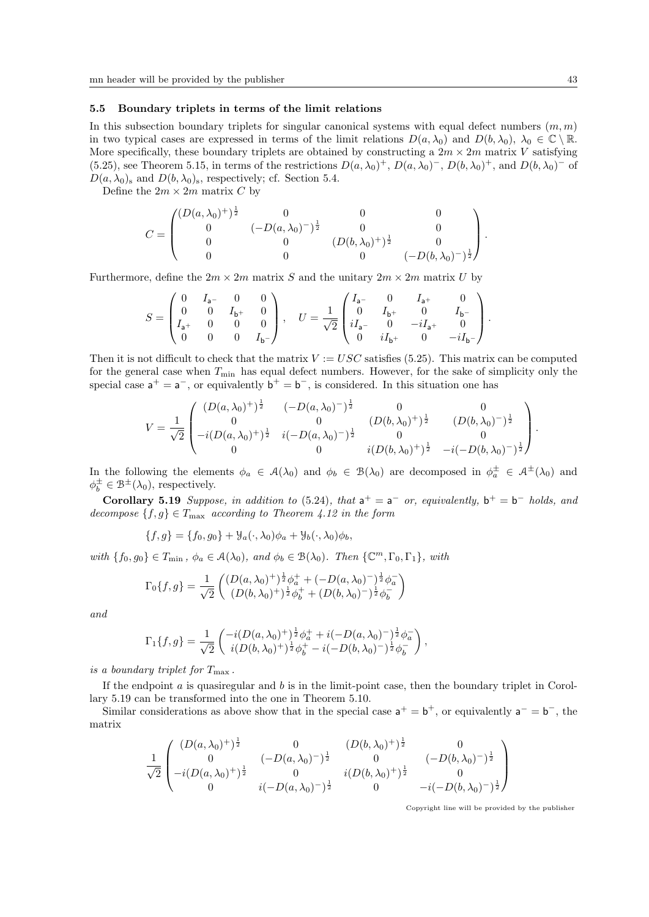### 5.5 Boundary triplets in terms of the limit relations

In this subsection boundary triplets for singular canonical systems with equal defect numbers $(m, m)$ in two typical cases are expressed in terms of the limit relations $D(a, \lambda_0)$ and $D(b, \lambda_0)$, $\lambda_0 \in \mathbb{C} \setminus \mathbb{R}$. More specifically, these boundary triplets are obtained by constructing a $2m \times 2m$ matrix $V$ satisfying (5.25), see Theorem 5.15, in terms of the restrictions $D(a, \lambda_0)^+$, $D(a, \lambda_0)^-$, $D(b, \lambda_0)^+$, and $D(b, \lambda_0)^-$ of $D(a, \lambda_0)_{\rm s}$ and $D(b, \lambda_0)_{\rm s}$, respectively; cf. Section 5.4.

Define the $2m \times 2m$ matrix $C$ by

$$
C = \begin{pmatrix} (D(a,\lambda_0)^+)^{\frac{1}{2}} & 0 & 0 & 0 \\ 0 & (-D(a,\lambda_0)^-)^{\frac{1}{2}} & 0 & 0 \\ 0 & 0 & (D(b,\lambda_0)^+)^{\frac{1}{2}} & 0 \\ 0 & 0 & 0 & (-D(b,\lambda_0)^-)^{\frac{1}{2}} \end{pmatrix}.
$$

Furthermore, define the $2m \times 2m$ matrix $S$ and the unitary $2m \times 2m$ matrix $U$ by

$$
S = \begin{pmatrix} 0 & I_{\mathsf{a}^-} & 0 & 0 \\ 0 & 0 & I_{\mathsf{b}^+} & 0 \\ I_{\mathsf{a}^+} & 0 & 0 & 0 \\ 0 & 0 & 0 & I_{\mathsf{b}^-} \end{pmatrix}, \quad U = \frac{1}{\sqrt{2}} \begin{pmatrix} I_{\mathsf{a}^-} & 0 & I_{\mathsf{a}^+} & 0 \\ 0 & I_{\mathsf{b}^+} & 0 & I_{\mathsf{b}^-} \\ iI_{\mathsf{a}^-} & 0 & -iI_{\mathsf{a}^+} & 0 \\ 0 & iI_{\mathsf{b}^+} & 0 & -iI_{\mathsf{b}^-} \end{pmatrix}.
$$

Then it is not difficult to check that the matrix $V := USC$ satisfies (5.25). This matrix can be computed for the general case when $T_{\min}$ has equal defect numbers. However, for the sake of simplicity only the special case $\mathsf{a}^+ = \mathsf{a}^-$, or equivalently $\mathsf{b}^+ = \mathsf{b}^-$, is considered. In this situation one has

$$
V = \frac{1}{\sqrt{2}} \begin{pmatrix} (D(a,\lambda_0)^+)^{\frac{1}{2}} & (-D(a,\lambda_0)^-)^{\frac{1}{2}} & 0 & 0 \\ 0 & 0 & (D(b,\lambda_0)^+)^{\frac{1}{2}} & (D(b,\lambda_0)^-)^{\frac{1}{2}} \\ -i(D(a,\lambda_0)^+)^{\frac{1}{2}} & i(-D(a,\lambda_0)^-)^{\frac{1}{2}} & 0 & 0 \\ 0 & 0 & i(D(b,\lambda_0)^+)^{\frac{1}{2}} & -i(-D(b,\lambda_0)^-)^{\frac{1}{2}} \end{pmatrix}.
$$

In the following the elements $\phi_a \in \mathcal{A}(\lambda_0)$ and $\phi_b \in \mathcal{B}(\lambda_0)$ are decomposed in $\phi_a^\pm \in \mathcal{A}^\pm(\lambda_0)$ and $\phi_b^\pm \in \mathcal{B}^\pm(\lambda_0)$, respectively.

**Corollary 5.19** *Suppose, in addition to* (5.24)*, that* $\mathsf{a}^+ = \mathsf{a}^-$ *or, equivalently,* $\mathsf{b}^+ = \mathsf{b}^-$ *holds, and decompose* $\{f, g\} \in T_{\max}$ *according to Theorem 4.12 in the form*

$$
\{f, g\} = \{f_0, g_0\} + \mathcal{Y}_a(\cdot, \lambda_0)\phi_a + \mathcal{Y}_b(\cdot, \lambda_0)\phi_b,
$$

*with* $\{f_0, g_0\} \in T_{\min}$*,* $\phi_a \in \mathcal{A}(\lambda_0)$*, and* $\phi_b \in \mathcal{B}(\lambda_0)$*. Then* $\{\mathbb{C}^m, \Gamma_0, \Gamma_1\}$*, with*

$$
\Gamma_0\{f, g\} = \frac{1}{\sqrt{2}} \begin{pmatrix} (D(a,\lambda_0)^+)^{\frac{1}{2}}\phi_a^+ + (-D(a,\lambda_0)^-)^{\frac{1}{2}}\phi_a^- \\ (D(b,\lambda_0)^+)^{\frac{1}{2}}\phi_b^+ + (D(b,\lambda_0)^-)^{\frac{1}{2}}\phi_b^- \end{pmatrix}
$$

*and*

$$
\Gamma_1\{f, g\} = \frac{1}{\sqrt{2}} \begin{pmatrix} -i(D(a,\lambda_0)^+)^{\frac{1}{2}}\phi_a^+ + i(-D(a,\lambda_0)^-)^{\frac{1}{2}}\phi_a^- \\ i(D(b,\lambda_0)^+)^{\frac{1}{2}}\phi_b^+ - i(-D(b,\lambda_0)^-)^{\frac{1}{2}}\phi_b^- \end{pmatrix},
$$

*is a boundary triplet for* $T_{\max}$*.*

If the endpoint $a$ is quasiregular and $b$ is in the limit-point case, then the boundary triplet in Corollary 5.19 can be transformed into the one in Theorem 5.10.

Similar considerations as above show that in the special case $\mathsf{a}^+ = \mathsf{b}^+$, or equivalently $\mathsf{a}^- = \mathsf{b}^-$, the matrix

$$
\frac{1}{\sqrt{2}} \begin{pmatrix} (D(a,\lambda_0)^+)^{\frac{1}{2}} & 0 & (D(b,\lambda_0)^+)^{\frac{1}{2}} & 0 \\ 0 & (-D(a,\lambda_0)^-)^{\frac{1}{2}} & 0 & (-D(b,\lambda_0)^-)^{\frac{1}{2}} \\ -i(D(a,\lambda_0)^+)^{\frac{1}{2}} & 0 & i(D(b,\lambda_0)^+)^{\frac{1}{2}} & 0 \\ 0 & i(-D(a,\lambda_0)^-)^{\frac{1}{2}} & 0 & -i(-D(b,\lambda_0)^-)^{\frac{1}{2}} \end{pmatrix}
$$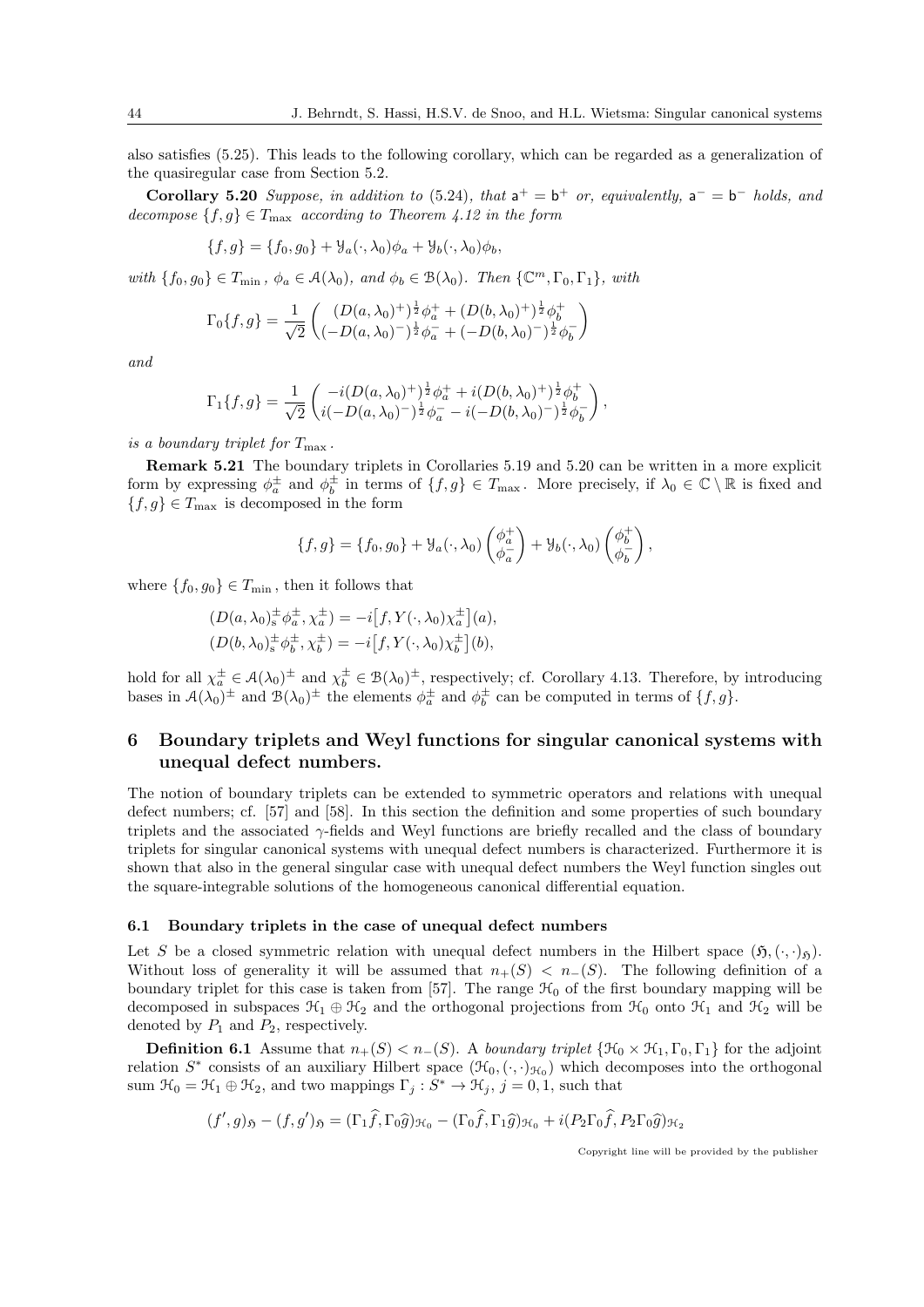also satisfies (5.25). This leads to the following corollary, which can be regarded as a generalization of the quasiregular case from Section 5.2.

**Corollary 5.20** *Suppose, in addition to* (5.24)*, that* $\mathsf{a}^+ = \mathsf{b}^+$ *or, equivalently,* $\mathsf{a}^- = \mathsf{b}^-$ *holds, and decompose* $\{f,g\} \in T_{\max}$ *according to Theorem 4.12 in the form*

$$\{f,g\} = \{f_0, g_0\} + \mathcal{Y}_a(\cdot,\lambda_0)\phi_a + \mathcal{Y}_b(\cdot,\lambda_0)\phi_b,$$

*with* $\{f_0,g_0\} \in T_{\min}$*,* $\phi_a \in \mathcal{A}(\lambda_0)$*, and* $\phi_b \in \mathcal{B}(\lambda_0)$*. Then* $\{\mathbb{C}^m, \Gamma_0, \Gamma_1\}$*, with*

$$\Gamma_0\{f,g\} = \frac{1}{\sqrt{2}} \begin{pmatrix} (D(a,\lambda_0)^+)^{\frac{1}{2}}\phi_a^+ + (D(b,\lambda_0)^+)^{\frac{1}{2}}\phi_b^+ \\ (-D(a,\lambda_0)^-)^{\frac{1}{2}}\phi_a^- + (-D(b,\lambda_0)^-)^{\frac{1}{2}}\phi_b^- \end{pmatrix}$$

*and*

$$\Gamma_1\{f,g\} = \frac{1}{\sqrt{2}} \begin{pmatrix} -i(D(a,\lambda_0)^+)^{\frac{1}{2}}\phi_a^+ + i(D(b,\lambda_0)^+)^{\frac{1}{2}}\phi_b^+ \\ i(-D(a,\lambda_0)^-)^{\frac{1}{2}}\phi_a^- - i(-D(b,\lambda_0)^-)^{\frac{1}{2}}\phi_b^- \end{pmatrix},$$

*is a boundary triplet for* $T_{\max}$*.*

**Remark 5.21** The boundary triplets in Corollaries 5.19 and 5.20 can be written in a more explicit form by expressing $\phi_a^\pm$ and $\phi_b^\pm$ in terms of $\{f,g\} \in T_{\max}$. More precisely, if $\lambda_0 \in \mathbb{C}\setminus\mathbb{R}$ is fixed and $\{f,g\} \in T_{\max}$ is decomposed in the form

$$\{f,g\} = \{f_0,g_0\} + \mathcal{Y}_a(\cdot,\lambda_0)\begin{pmatrix}\phi_a^+ \\ \phi_a^-\end{pmatrix} + \mathcal{Y}_b(\cdot,\lambda_0)\begin{pmatrix}\phi_b^+ \\ \phi_b^-\end{pmatrix},$$

where $\{f_0,g_0\} \in T_{\min}$, then it follows that

$$\begin{aligned}
(D(a,\lambda_0)_{\rm s}^\pm \phi_a^\pm, \chi_a^\pm) &= -i\big[f, Y(\cdot,\lambda_0)\chi_a^\pm\big](a), \\
(D(b,\lambda_0)_{\rm s}^\pm \phi_b^\pm, \chi_b^\pm) &= -i\big[f, Y(\cdot,\lambda_0)\chi_b^\pm\big](b),
\end{aligned}$$

hold for all $\chi_a^\pm \in \mathcal{A}(\lambda_0)^\pm$ and $\chi_b^\pm \in \mathcal{B}(\lambda_0)^\pm$, respectively; cf. Corollary 4.13. Therefore, by introducing bases in $\mathcal{A}(\lambda_0)^\pm$ and $\mathcal{B}(\lambda_0)^\pm$ the elements $\phi_a^\pm$ and $\phi_b^\pm$ can be computed in terms of $\{f,g\}$.

## 6 Boundary triplets and Weyl functions for singular canonical systems with unequal defect numbers.

The notion of boundary triplets can be extended to symmetric operators and relations with unequal defect numbers; cf. [57] and [58]. In this section the definition and some properties of such boundary triplets and the associated $\gamma$-fields and Weyl functions are briefly recalled and the class of boundary triplets for singular canonical systems with unequal defect numbers is characterized. Furthermore it is shown that also in the general singular case with unequal defect numbers the Weyl function singles out the square-integrable solutions of the homogeneous canonical differential equation.

### 6.1 Boundary triplets in the case of unequal defect numbers

Let $S$ be a closed symmetric relation with unequal defect numbers in the Hilbert space $(\mathfrak{H}, (\cdot,\cdot)_{\mathfrak{H}})$. Without loss of generality it will be assumed that $n_+(S) < n_-(S)$. The following definition of a boundary triplet for this case is taken from [57]. The range $\mathcal{H}_0$ of the first boundary mapping will be decomposed in subspaces $\mathcal{H}_1 \oplus \mathcal{H}_2$ and the orthogonal projections from $\mathcal{H}_0$ onto $\mathcal{H}_1$ and $\mathcal{H}_2$ will be denoted by $P_1$ and $P_2$, respectively.

**Definition 6.1** Assume that $n_+(S) < n_-(S)$. A *boundary triplet* $\{\mathcal{H}_0 \times \mathcal{H}_1, \Gamma_0, \Gamma_1\}$ for the adjoint relation $S^*$ consists of an auxiliary Hilbert space $(\mathcal{H}_0, (\cdot,\cdot)_{\mathcal{H}_0})$ which decomposes into the orthogonal sum $\mathcal{H}_0 = \mathcal{H}_1 \oplus \mathcal{H}_2$, and two mappings $\Gamma_j : S^* \to \mathcal{H}_j$, $j = 0, 1$, such that

$$(f',g)_{\mathfrak{H}} - (f,g')_{\mathfrak{H}} = (\Gamma_1\widehat{f}, \Gamma_0\widehat{g})_{\mathcal{H}_0} - (\Gamma_0\widehat{f}, \Gamma_1\widehat{g})_{\mathcal{H}_0} + i(P_2\Gamma_0\widehat{f}, P_2\Gamma_0\widehat{g})_{\mathcal{H}_2}$$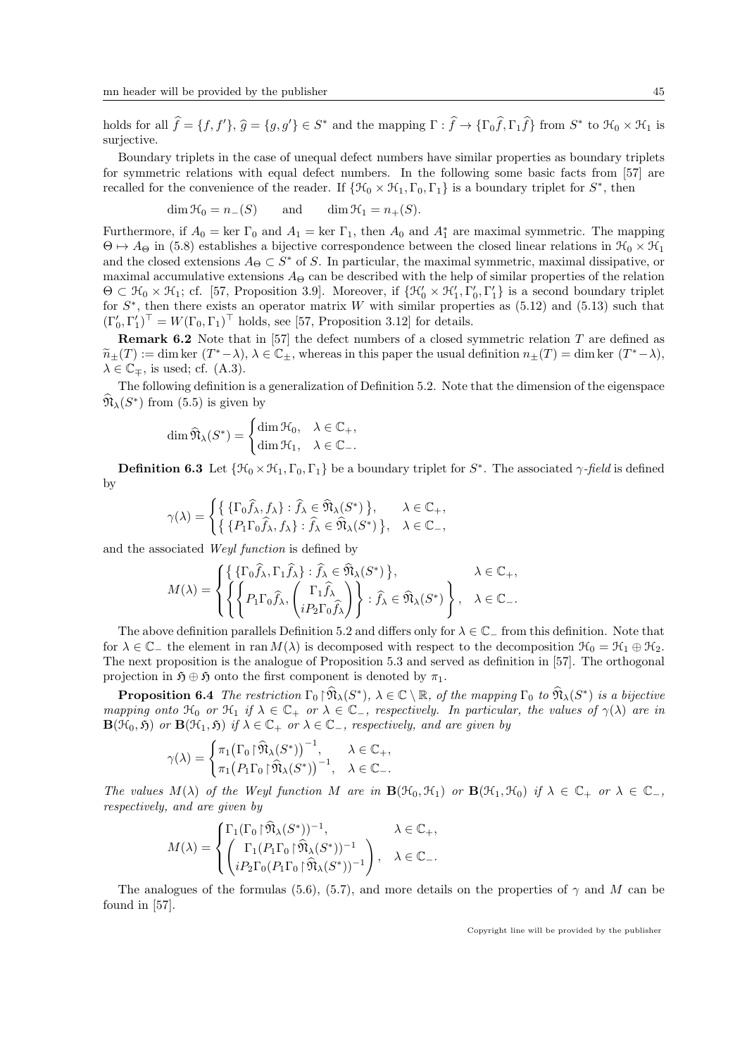holds for all $\widehat{f} = \{f, f'\}$, $\widehat{g} = \{g, g'\} \in S^*$ and the mapping $\Gamma : \widehat{f} \to \{\Gamma_0 \widehat{f}, \Gamma_1 \widehat{f}\}$ from $S^*$ to $\mathcal{H}_0 \times \mathcal{H}_1$ is surjective.

Boundary triplets in the case of unequal defect numbers have similar properties as boundary triplets for symmetric relations with equal defect numbers. In the following some basic facts from [57] are recalled for the convenience of the reader. If $\{\mathcal{H}_0 \times \mathcal{H}_1, \Gamma_0, \Gamma_1\}$ is a boundary triplet for $S^*$, then

$$\dim \mathcal{H}_0 = n_-(S) \qquad \text{and} \qquad \dim \mathcal{H}_1 = n_+(S).$$

Furthermore, if $A_0 = \ker \Gamma_0$ and $A_1 = \ker \Gamma_1$, then $A_0$ and $A_1^*$ are maximal symmetric. The mapping $\Theta \mapsto A_\Theta$ in (5.8) establishes a bijective correspondence between the closed linear relations in $\mathcal{H}_0 \times \mathcal{H}_1$ and the closed extensions $A_\Theta \subset S^*$ of $S$. In particular, the maximal symmetric, maximal dissipative, or maximal accumulative extensions $A_\Theta$ can be described with the help of similar properties of the relation $\Theta \subset \mathcal{H}_0 \times \mathcal{H}_1$; cf. [57, Proposition 3.9]. Moreover, if $\{\mathcal{H}_0' \times \mathcal{H}_1', \Gamma_0', \Gamma_1'\}$ is a second boundary triplet for $S^*$, then there exists an operator matrix $W$ with similar properties as (5.12) and (5.13) such that $(\Gamma_0', \Gamma_1')^\top = W(\Gamma_0, \Gamma_1)^\top$ holds, see [57, Proposition 3.12] for details.

**Remark 6.2** Note that in [57] the defect numbers of a closed symmetric relation $T$ are defined as $\widetilde{n}_\pm(T) := \dim \ker (T^* - \lambda)$, $\lambda \in \mathbb{C}_\pm$, whereas in this paper the usual definition $n_\pm(T) = \dim \ker (T^* - \lambda)$, $\lambda \in \mathbb{C}_\mp$, is used; cf. (A.3).

The following definition is a generalization of Definition 5.2. Note that the dimension of the eigenspace $\widehat{\mathfrak{N}}_\lambda(S^*)$ from (5.5) is given by

$$\dim \widehat{\mathfrak{N}}_\lambda(S^*) = \begin{cases} \dim \mathcal{H}_0, & \lambda \in \mathbb{C}_+, \\ \dim \mathcal{H}_1, & \lambda \in \mathbb{C}_-. \end{cases}$$

**Definition 6.3** Let $\{\mathcal{H}_0 \times \mathcal{H}_1, \Gamma_0, \Gamma_1\}$ be a boundary triplet for $S^*$. The associated *$\gamma$-field* is defined by

$$\gamma(\lambda) = \begin{cases} \big\{ \{\Gamma_0 \widehat{f}_\lambda, f_\lambda\} : \widehat{f}_\lambda \in \widehat{\mathfrak{N}}_\lambda(S^*) \big\}, & \lambda \in \mathbb{C}_+, \\ \big\{ \{P_1 \Gamma_0 \widehat{f}_\lambda, f_\lambda\} : \widehat{f}_\lambda \in \widehat{\mathfrak{N}}_\lambda(S^*) \big\}, & \lambda \in \mathbb{C}_-, \end{cases}$$

and the associated *Weyl function* is defined by

$$M(\lambda) = \begin{cases} \big\{ \{\Gamma_0 \widehat{f}_\lambda, \Gamma_1 \widehat{f}_\lambda\} : \widehat{f}_\lambda \in \widehat{\mathfrak{N}}_\lambda(S^*) \big\}, & \lambda \in \mathbb{C}_+, \\ \left\{ \left\{ P_1 \Gamma_0 \widehat{f}_\lambda, \begin{pmatrix} \Gamma_1 \widehat{f}_\lambda \\ i P_2 \Gamma_0 \widehat{f}_\lambda \end{pmatrix} \right\} : \widehat{f}_\lambda \in \widehat{\mathfrak{N}}_\lambda(S^*) \right\}, & \lambda \in \mathbb{C}_-. \end{cases}$$

The above definition parallels Definition 5.2 and differs only for $\lambda \in \mathbb{C}_-$ from this definition. Note that for $\lambda \in \mathbb{C}_-$ the element in $\operatorname{ran} M(\lambda)$ is decomposed with respect to the decomposition $\mathcal{H}_0 = \mathcal{H}_1 \oplus \mathcal{H}_2$. The next proposition is the analogue of Proposition 5.3 and served as definition in [57]. The orthogonal projection in $\mathfrak{H} \oplus \mathfrak{H}$ onto the first component is denoted by $\pi_1$.

**Proposition 6.4** *The restriction $\Gamma_0 \upharpoonright \widehat{\mathfrak{N}}_\lambda(S^*)$, $\lambda \in \mathbb{C} \setminus \mathbb{R}$, of the mapping $\Gamma_0$ to $\widehat{\mathfrak{N}}_\lambda(S^*)$ is a bijective mapping onto $\mathcal{H}_0$ or $\mathcal{H}_1$ if $\lambda \in \mathbb{C}_+$ or $\lambda \in \mathbb{C}_-$, respectively. In particular, the values of $\gamma(\lambda)$ are in $\mathbf{B}(\mathcal{H}_0, \mathfrak{H})$ or $\mathbf{B}(\mathcal{H}_1, \mathfrak{H})$ if $\lambda \in \mathbb{C}_+$ or $\lambda \in \mathbb{C}_-$, respectively, and are given by*

$$\gamma(\lambda) = \begin{cases} \pi_1 \big( \Gamma_0 \upharpoonright \widehat{\mathfrak{N}}_\lambda(S^*) \big)^{-1}, & \lambda \in \mathbb{C}_+, \\ \pi_1 \big( P_1 \Gamma_0 \upharpoonright \widehat{\mathfrak{N}}_\lambda(S^*) \big)^{-1}, & \lambda \in \mathbb{C}_-. \end{cases}$$

*The values $M(\lambda)$ of the Weyl function $M$ are in $\mathbf{B}(\mathcal{H}_0, \mathcal{H}_1)$ or $\mathbf{B}(\mathcal{H}_1, \mathcal{H}_0)$ if $\lambda \in \mathbb{C}_+$ or $\lambda \in \mathbb{C}_-$, respectively, and are given by*

$$M(\lambda) = \begin{cases} \Gamma_1 (\Gamma_0 \upharpoonright \widehat{\mathfrak{N}}_\lambda(S^*))^{-1}, & \lambda \in \mathbb{C}_+, \\ \begin{pmatrix} \Gamma_1 (P_1 \Gamma_0 \upharpoonright \widehat{\mathfrak{N}}_\lambda(S^*))^{-1} \\ i P_2 \Gamma_0 (P_1 \Gamma_0 \upharpoonright \widehat{\mathfrak{N}}_\lambda(S^*))^{-1} \end{pmatrix}, & \lambda \in \mathbb{C}_-. \end{cases}$$

The analogues of the formulas (5.6), (5.7), and more details on the properties of $\gamma$ and $M$ can be found in [57].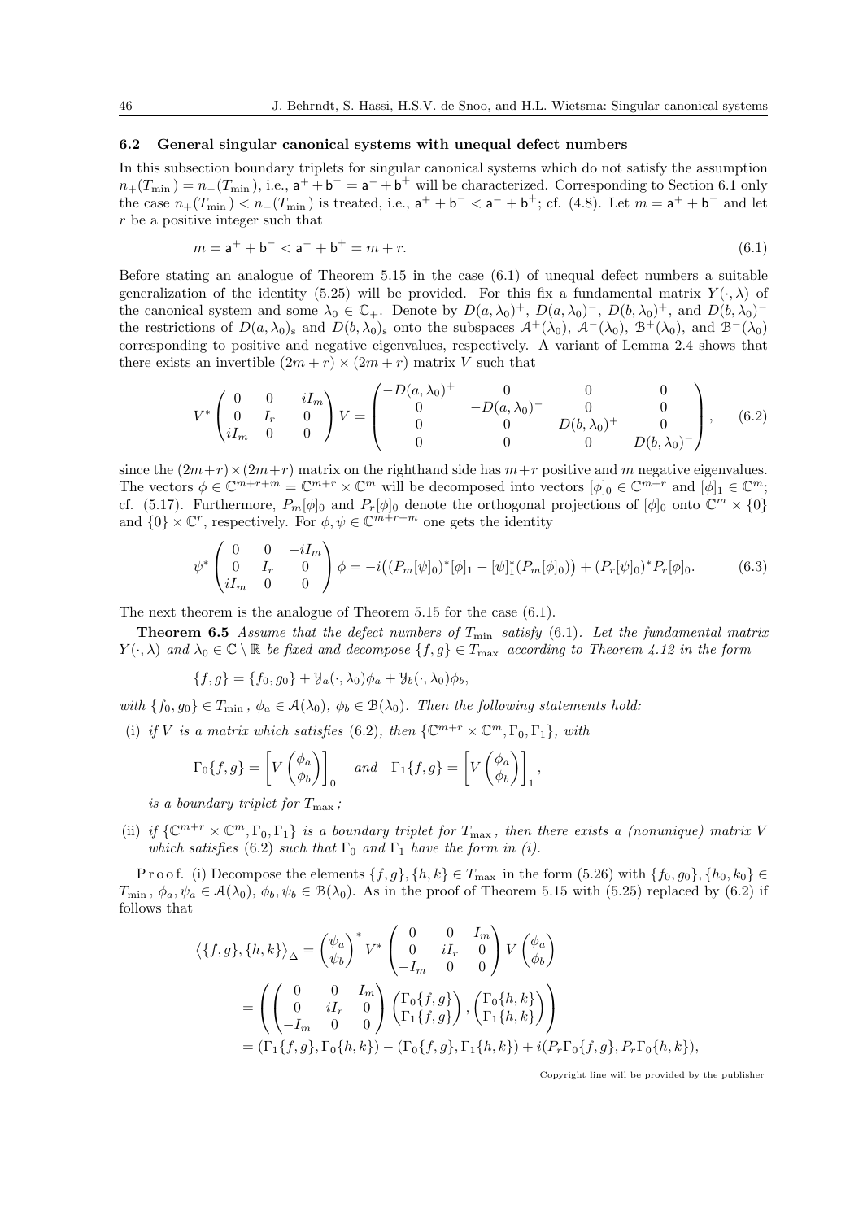### 6.2 General singular canonical systems with unequal defect numbers

In this subsection boundary triplets for singular canonical systems which do not satisfy the assumption $n_+(T_{\min}) = n_-(T_{\min})$, i.e., $\mathsf{a}^+ + \mathsf{b}^- = \mathsf{a}^- + \mathsf{b}^+$ will be characterized. Corresponding to Section 6.1 only the case $n_+(T_{\min}) < n_-(T_{\min})$ is treated, i.e., $\mathsf{a}^+ + \mathsf{b}^- < \mathsf{a}^- + \mathsf{b}^+$; cf. (4.8). Let $m = \mathsf{a}^+ + \mathsf{b}^-$ and let $r$ be a positive integer such that

$$m = \mathsf{a}^+ + \mathsf{b}^- < \mathsf{a}^- + \mathsf{b}^+ = m + r. \tag{6.1}$$

Before stating an analogue of Theorem 5.15 in the case (6.1) of unequal defect numbers a suitable generalization of the identity (5.25) will be provided. For this fix a fundamental matrix $Y(\cdot,\lambda)$ of the canonical system and some $\lambda_0 \in \mathbb{C}_+$. Denote by $D(a,\lambda_0)^+$, $D(a,\lambda_0)^-$, $D(b,\lambda_0)^+$, and $D(b,\lambda_0)^-$ the restrictions of $D(a,\lambda_0)_{\rm s}$ and $D(b,\lambda_0)_{\rm s}$ onto the subspaces $\mathcal{A}^+(\lambda_0)$, $\mathcal{A}^-(\lambda_0)$, $\mathcal{B}^+(\lambda_0)$, and $\mathcal{B}^-(\lambda_0)$ corresponding to positive and negative eigenvalues, respectively. A variant of Lemma 2.4 shows that there exists an invertible $(2m+r)\times(2m+r)$ matrix $V$ such that

$$V^* \begin{pmatrix} 0 & 0 & -iI_m \\ 0 & I_r & 0 \\ iI_m & 0 & 0 \end{pmatrix} V = \begin{pmatrix} -D(a,\lambda_0)^+ & 0 & 0 & 0 \\ 0 & -D(a,\lambda_0)^- & 0 & 0 \\ 0 & 0 & D(b,\lambda_0)^+ & 0 \\ 0 & 0 & 0 & D(b,\lambda_0)^- \end{pmatrix}, \tag{6.2}$$

since the $(2m+r)\times(2m+r)$ matrix on the righthand side has $m+r$ positive and $m$ negative eigenvalues. The vectors $\phi \in \mathbb{C}^{m+r+m} = \mathbb{C}^{m+r} \times \mathbb{C}^m$ will be decomposed into vectors $[\phi]_0 \in \mathbb{C}^{m+r}$ and $[\phi]_1 \in \mathbb{C}^m$; cf. (5.17). Furthermore, $P_m[\phi]_0$ and $P_r[\phi]_0$ denote the orthogonal projections of $[\phi]_0$ onto $\mathbb{C}^m \times \{0\}$ and $\{0\} \times \mathbb{C}^r$, respectively. For $\phi, \psi \in \mathbb{C}^{m+r+m}$ one gets the identity

$$\psi^* \begin{pmatrix} 0 & 0 & -iI_m \\ 0 & I_r & 0 \\ iI_m & 0 & 0 \end{pmatrix} \phi = -i\big((P_m[\psi]_0)^*[\phi]_1 - [\psi]_1^*(P_m[\phi]_0)\big) + (P_r[\psi]_0)^* P_r[\phi]_0. \tag{6.3}$$

The next theorem is the analogue of Theorem 5.15 for the case (6.1).

**Theorem 6.5** *Assume that the defect numbers of $T_{\min}$ satisfy (6.1). Let the fundamental matrix $Y(\cdot,\lambda)$ and $\lambda_0 \in \mathbb{C}\setminus\mathbb{R}$ be fixed and decompose $\{f,g\} \in T_{\max}$ according to Theorem 4.12 in the form*

$$\{f,g\} = \{f_0,g_0\} + \mathcal{Y}_a(\cdot,\lambda_0)\phi_a + \mathcal{Y}_b(\cdot,\lambda_0)\phi_b,$$

*with $\{f_0,g_0\} \in T_{\min}$, $\phi_a \in \mathcal{A}(\lambda_0)$, $\phi_b \in \mathcal{B}(\lambda_0)$. Then the following statements hold:*

(i) *if $V$ is a matrix which satisfies (6.2), then $\{\mathbb{C}^{m+r}\times\mathbb{C}^m, \Gamma_0, \Gamma_1\}$, with*

$$\Gamma_0\{f,g\} = \left[V\begin{pmatrix}\phi_a\\ \phi_b\end{pmatrix}\right]_0 \quad \text{and} \quad \Gamma_1\{f,g\} = \left[V\begin{pmatrix}\phi_a\\ \phi_b\end{pmatrix}\right]_1,$$

*is a boundary triplet for $T_{\max}$;*

(ii) *if $\{\mathbb{C}^{m+r}\times\mathbb{C}^m, \Gamma_0, \Gamma_1\}$ is a boundary triplet for $T_{\max}$, then there exists a (nonunique) matrix $V$ which satisfies (6.2) such that $\Gamma_0$ and $\Gamma_1$ have the form in (i).*

Proof. (i) Decompose the elements $\{f,g\},\{h,k\} \in T_{\max}$ in the form (5.26) with $\{f_0,g_0\},\{h_0,k_0\} \in T_{\min}$, $\phi_a,\psi_a \in \mathcal{A}(\lambda_0)$, $\phi_b,\psi_b \in \mathcal{B}(\lambda_0)$. As in the proof of Theorem 5.15 with (5.25) replaced by (6.2) if follows that

$$\begin{aligned}
\big\langle \{f,g\},\{h,k\}\big\rangle_\Delta &= \begin{pmatrix}\psi_a\\ \psi_b\end{pmatrix}^* V^* \begin{pmatrix} 0 & 0 & I_m \\ 0 & iI_r & 0 \\ -I_m & 0 & 0 \end{pmatrix} V \begin{pmatrix}\phi_a\\ \phi_b\end{pmatrix} \\
&= \left( \begin{pmatrix} 0 & 0 & I_m \\ 0 & iI_r & 0 \\ -I_m & 0 & 0 \end{pmatrix} \begin{pmatrix}\Gamma_0\{f,g\}\\ \Gamma_1\{f,g\}\end{pmatrix}, \begin{pmatrix}\Gamma_0\{h,k\}\\ \Gamma_1\{h,k\}\end{pmatrix} \right) \\
&= (\Gamma_1\{f,g\},\Gamma_0\{h,k\}) - (\Gamma_0\{f,g\},\Gamma_1\{h,k\}) + i(P_r\Gamma_0\{f,g\}, P_r\Gamma_0\{h,k\}),
\end{aligned}$$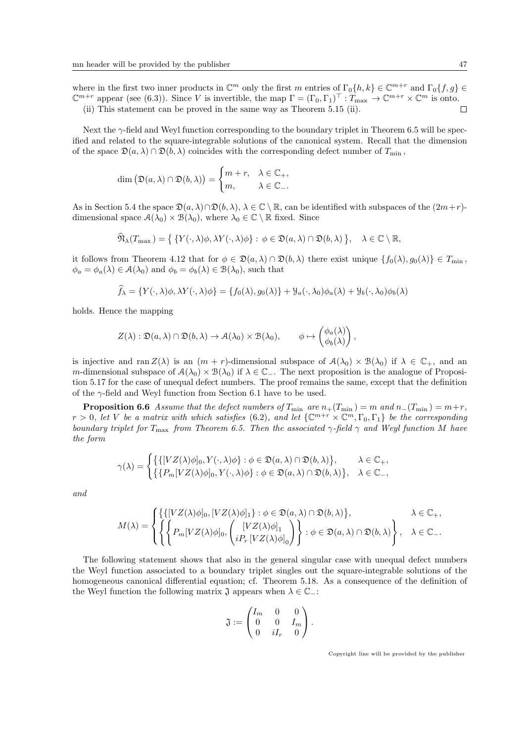where in the first two inner products in $\mathbb{C}^m$ only the first $m$ entries of $\Gamma_0\{h,k\} \in \mathbb{C}^{m+r}$ and $\Gamma_0\{f,g\} \in \mathbb{C}^{m+r}$ appear (see (6.3)). Since $V$ is invertible, the map $\Gamma = (\Gamma_0, \Gamma_1)^\top : T_{\max} \to \mathbb{C}^{m+r} \times \mathbb{C}^m$ is onto.

(ii) This statement can be proved in the same way as Theorem 5.15 (ii). $\square$

Next the $\gamma$-field and Weyl function corresponding to the boundary triplet in Theorem 6.5 will be specified and related to the square-integrable solutions of the canonical system. Recall that the dimension of the space $\mathfrak{D}(a,\lambda) \cap \mathfrak{D}(b,\lambda)$ coincides with the corresponding defect number of $T_{\min}$,

$$\dim\big(\mathfrak{D}(a,\lambda) \cap \mathfrak{D}(b,\lambda)\big) = \begin{cases} m+r, & \lambda \in \mathbb{C}_+, \\ m, & \lambda \in \mathbb{C}_-. \end{cases}$$

As in Section 5.4 the space $\mathfrak{D}(a,\lambda) \cap \mathfrak{D}(b,\lambda)$, $\lambda \in \mathbb{C} \setminus \mathbb{R}$, can be identified with subspaces of the $(2m+r)$-dimensional space $\mathcal{A}(\lambda_0) \times \mathcal{B}(\lambda_0)$, where $\lambda_0 \in \mathbb{C} \setminus \mathbb{R}$ fixed. Since

$$\widehat{\mathfrak{N}}_\lambda(T_{\max}) = \big\{ \{Y(\cdot,\lambda)\phi, \lambda Y(\cdot,\lambda)\phi\} : \phi \in \mathfrak{D}(a,\lambda) \cap \mathfrak{D}(b,\lambda) \big\}, \quad \lambda \in \mathbb{C} \setminus \mathbb{R},$$

it follows from Theorem 4.12 that for $\phi \in \mathfrak{D}(a,\lambda) \cap \mathfrak{D}(b,\lambda)$ there exist unique $\{f_0(\lambda), g_0(\lambda)\} \in T_{\min}$, $\phi_a = \phi_a(\lambda) \in \mathcal{A}(\lambda_0)$ and $\phi_b = \phi_b(\lambda) \in \mathcal{B}(\lambda_0)$, such that

$$\widehat{f}_\lambda = \{Y(\cdot,\lambda)\phi, \lambda Y(\cdot,\lambda)\phi\} = \{f_0(\lambda), g_0(\lambda)\} + \mathcal{Y}_a(\cdot,\lambda_0)\phi_a(\lambda) + \mathcal{Y}_b(\cdot,\lambda_0)\phi_b(\lambda)$$

holds. Hence the mapping

$$Z(\lambda) : \mathfrak{D}(a,\lambda) \cap \mathfrak{D}(b,\lambda) \to \mathcal{A}(\lambda_0) \times \mathcal{B}(\lambda_0), \qquad \phi \mapsto \begin{pmatrix} \phi_a(\lambda) \\ \phi_b(\lambda) \end{pmatrix},$$

is injective and $\operatorname{ran} Z(\lambda)$ is an $(m+r)$-dimensional subspace of $\mathcal{A}(\lambda_0) \times \mathcal{B}(\lambda_0)$ if $\lambda \in \mathbb{C}_+$, and an $m$-dimensional subspace of $\mathcal{A}(\lambda_0) \times \mathcal{B}(\lambda_0)$ if $\lambda \in \mathbb{C}_-$. The next proposition is the analogue of Proposition 5.17 for the case of unequal defect numbers. The proof remains the same, except that the definition of the $\gamma$-field and Weyl function from Section 6.1 have to be used.

**Proposition 6.6** *Assume that the defect numbers of $T_{\min}$ are $n_+(T_{\min}) = m$ and $n_-(T_{\min}) = m+r$, $r > 0$, let $V$ be a matrix with which satisfies (6.2), and let $\{\mathbb{C}^{m+r} \times \mathbb{C}^m, \Gamma_0, \Gamma_1\}$ be the corresponding boundary triplet for $T_{\max}$ from Theorem 6.5. Then the associated $\gamma$-field $\gamma$ and Weyl function $M$ have the form*

$$\gamma(\lambda) = \begin{cases} \big\{ \{[VZ(\lambda)\phi]_0, Y(\cdot,\lambda)\phi\} : \phi \in \mathfrak{D}(a,\lambda) \cap \mathfrak{D}(b,\lambda) \big\}, & \lambda \in \mathbb{C}_+, \\ \big\{ \{P_m[VZ(\lambda)\phi]_0, Y(\cdot,\lambda)\phi\} : \phi \in \mathfrak{D}(a,\lambda) \cap \mathfrak{D}(b,\lambda) \big\}, & \lambda \in \mathbb{C}_-, \end{cases}$$

*and*

$$M(\lambda) = \begin{cases} \big\{ \{[VZ(\lambda)\phi]_0, [VZ(\lambda)\phi]_1\} : \phi \in \mathfrak{D}(a,\lambda) \cap \mathfrak{D}(b,\lambda) \big\}, & \lambda \in \mathbb{C}_+, \\ \left\{ \left\{ P_m[VZ(\lambda)\phi]_0, \begin{pmatrix} [VZ(\lambda)\phi]_1 \\ iP_r\,[VZ(\lambda)\phi]_0 \end{pmatrix} \right\} : \phi \in \mathfrak{D}(a,\lambda) \cap \mathfrak{D}(b,\lambda) \right\}, & \lambda \in \mathbb{C}_-. \end{cases}$$

The following statement shows that also in the general singular case with unequal defect numbers the Weyl function associated to a boundary triplet singles out the square-integrable solutions of the homogeneous canonical differential equation; cf. Theorem 5.18. As a consequence of the definition of the Weyl function the following matrix $\mathfrak{J}$ appears when $\lambda \in \mathbb{C}_-$:

$$\mathfrak{J} := \begin{pmatrix} I_m & 0 & 0 \\ 0 & 0 & I_m \\ 0 & iI_r & 0 \end{pmatrix}.$$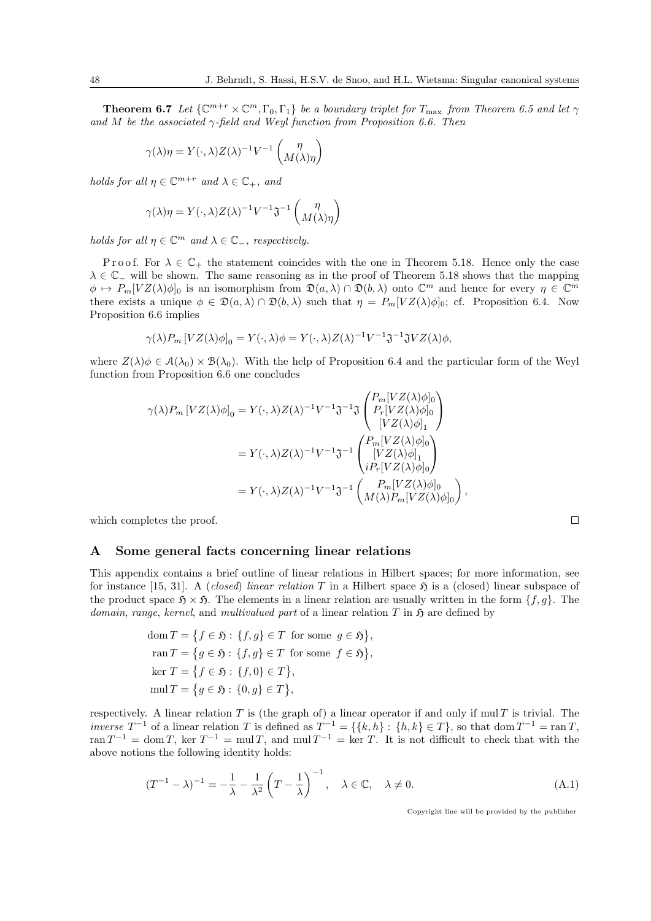**Theorem 6.7** *Let $\{\mathbb{C}^{m+r} \times \mathbb{C}^m, \Gamma_0, \Gamma_1\}$ be a boundary triplet for $T_{\max}$ from Theorem 6.5 and let $\gamma$ and $M$ be the associated $\gamma$-field and Weyl function from Proposition 6.6. Then*

$$\gamma(\lambda)\eta = Y(\cdot,\lambda)Z(\lambda)^{-1}V^{-1}\begin{pmatrix}\eta \\ M(\lambda)\eta\end{pmatrix}$$

*holds for all $\eta \in \mathbb{C}^{m+r}$ and $\lambda \in \mathbb{C}_+$, and*

$$\gamma(\lambda)\eta = Y(\cdot,\lambda)Z(\lambda)^{-1}V^{-1}\mathfrak{J}^{-1}\begin{pmatrix}\eta \\ M(\lambda)\eta\end{pmatrix}$$

*holds for all $\eta \in \mathbb{C}^m$ and $\lambda \in \mathbb{C}_-$, respectively.*

P r o o f. For $\lambda \in \mathbb{C}_+$ the statement coincides with the one in Theorem 5.18. Hence only the case $\lambda \in \mathbb{C}_-$ will be shown. The same reasoning as in the proof of Theorem 5.18 shows that the mapping $\phi \mapsto P_m[VZ(\lambda)\phi]_0$ is an isomorphism from $\mathfrak{D}(a,\lambda) \cap \mathfrak{D}(b,\lambda)$ onto $\mathbb{C}^m$ and hence for every $\eta \in \mathbb{C}^m$ there exists a unique $\phi \in \mathfrak{D}(a,\lambda) \cap \mathfrak{D}(b,\lambda)$ such that $\eta = P_m[VZ(\lambda)\phi]_0$; cf. Proposition 6.4. Now Proposition 6.6 implies

$$\gamma(\lambda)P_m\left[VZ(\lambda)\phi\right]_0 = Y(\cdot,\lambda)\phi = Y(\cdot,\lambda)Z(\lambda)^{-1}V^{-1}\mathfrak{J}^{-1}\mathfrak{J}VZ(\lambda)\phi,$$

where $Z(\lambda)\phi \in \mathcal{A}(\lambda_0) \times \mathcal{B}(\lambda_0)$. With the help of Proposition 6.4 and the particular form of the Weyl function from Proposition 6.6 one concludes

$$\begin{aligned}
\gamma(\lambda)P_m\left[VZ(\lambda)\phi\right]_0 &= Y(\cdot,\lambda)Z(\lambda)^{-1}V^{-1}\mathfrak{J}^{-1}\mathfrak{J}\begin{pmatrix}P_m[VZ(\lambda)\phi]_0 \\ P_r[VZ(\lambda)\phi]_0 \\ [VZ(\lambda)\phi]_1\end{pmatrix} \\
&= Y(\cdot,\lambda)Z(\lambda)^{-1}V^{-1}\mathfrak{J}^{-1}\begin{pmatrix}P_m[VZ(\lambda)\phi]_0 \\ [VZ(\lambda)\phi]_1 \\ iP_r[VZ(\lambda)\phi]_0\end{pmatrix} \\
&= Y(\cdot,\lambda)Z(\lambda)^{-1}V^{-1}\mathfrak{J}^{-1}\begin{pmatrix}P_m[VZ(\lambda)\phi]_0 \\ M(\lambda)P_m[VZ(\lambda)\phi]_0\end{pmatrix},
\end{aligned}$$

which completes the proof. □

## A Some general facts concerning linear relations

This appendix contains a brief outline of linear relations in Hilbert spaces; for more information, see for instance [15, 31]. A (*closed*) *linear relation* $T$ in a Hilbert space $\mathfrak{H}$ is a (closed) linear subspace of the product space $\mathfrak{H} \times \mathfrak{H}$. The elements in a linear relation are usually written in the form $\{f, g\}$. The *domain*, *range*, *kernel*, and *multivalued part* of a linear relation $T$ in $\mathfrak{H}$ are defined by

$$\begin{aligned}
\operatorname{dom} T &= \big\{ f \in \mathfrak{H} : \{f,g\} \in T \text{ for some } g \in \mathfrak{H} \big\}, \\
\operatorname{ran} T &= \big\{ g \in \mathfrak{H} : \{f,g\} \in T \text{ for some } f \in \mathfrak{H} \big\}, \\
\ker T &= \big\{ f \in \mathfrak{H} : \{f,0\} \in T \big\}, \\
\operatorname{mul} T &= \big\{ g \in \mathfrak{H} : \{0,g\} \in T \big\},
\end{aligned}$$

respectively. A linear relation $T$ is (the graph of) a linear operator if and only if $\operatorname{mul} T$ is trivial. The *inverse* $T^{-1}$ of a linear relation $T$ is defined as $T^{-1} = \{\{k,h\} : \{h,k\} \in T\}$, so that $\operatorname{dom} T^{-1} = \operatorname{ran} T$, $\operatorname{ran} T^{-1} = \operatorname{dom} T$, $\ker T^{-1} = \operatorname{mul} T$, and $\operatorname{mul} T^{-1} = \ker T$. It is not difficult to check that with the above notions the following identity holds:

$$(T^{-1} - \lambda)^{-1} = -\frac{1}{\lambda} - \frac{1}{\lambda^2}\left(T - \frac{1}{\lambda}\right)^{-1}, \quad \lambda \in \mathbb{C}, \quad \lambda \neq 0. \tag{A.1}$$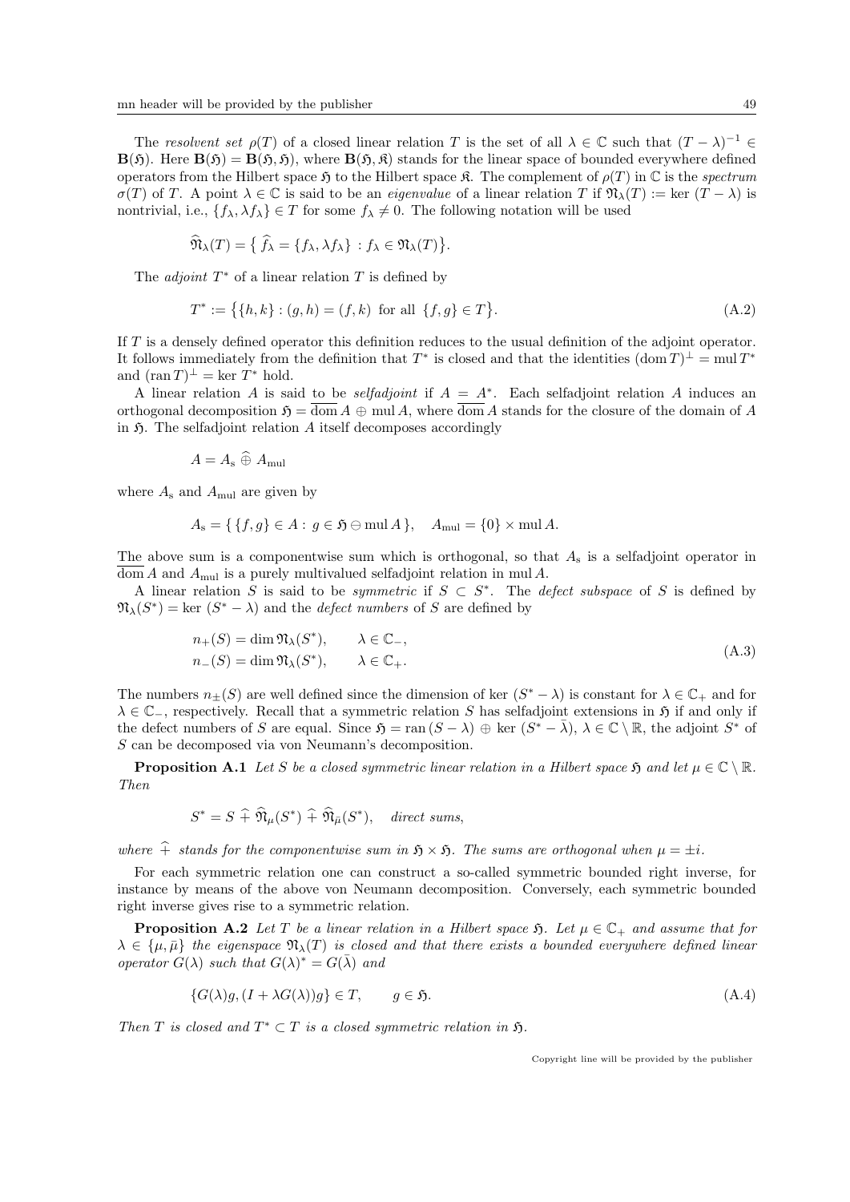The *resolvent set* $\rho(T)$ of a closed linear relation $T$ is the set of all $\lambda \in \mathbb{C}$ such that $(T-\lambda)^{-1} \in \mathbf{B}(\mathfrak{H})$. Here $\mathbf{B}(\mathfrak{H}) = \mathbf{B}(\mathfrak{H}, \mathfrak{H})$, where $\mathbf{B}(\mathfrak{H}, \mathfrak{K})$ stands for the linear space of bounded everywhere defined operators from the Hilbert space $\mathfrak{H}$ to the Hilbert space $\mathfrak{K}$. The complement of $\rho(T)$ in $\mathbb{C}$ is the *spectrum* $\sigma(T)$ of $T$. A point $\lambda \in \mathbb{C}$ is said to be an *eigenvalue* of a linear relation $T$ if $\mathfrak{N}_\lambda(T) := \ker\,(T-\lambda)$ is nontrivial, i.e., $\{f_\lambda, \lambda f_\lambda\} \in T$ for some $f_\lambda \neq 0$. The following notation will be used

$$\widehat{\mathfrak{N}}_\lambda(T) = \big\{\, \widehat{f}_\lambda = \{f_\lambda, \lambda f_\lambda\} \,:\, f_\lambda \in \mathfrak{N}_\lambda(T)\big\}.$$

The *adjoint* $T^*$ of a linear relation $T$ is defined by

$$T^* := \big\{\{h,k\} : (g,h) = (f,k) \text{ for all } \{f,g\} \in T\big\}. \tag{A.2}$$

If $T$ is a densely defined operator this definition reduces to the usual definition of the adjoint operator. It follows immediately from the definition that $T^*$ is closed and that the identities $(\operatorname{dom} T)^\perp = \operatorname{mul} T^*$ and $(\operatorname{ran} T)^\perp = \ker T^*$ hold.

A linear relation $A$ is said to be *selfadjoint* if $A = A^*$. Each selfadjoint relation $A$ induces an orthogonal decomposition $\mathfrak{H} = \overline{\operatorname{dom}}\, A \oplus \operatorname{mul} A$, where $\overline{\operatorname{dom}}\, A$ stands for the closure of the domain of $A$ in $\mathfrak{H}$. The selfadjoint relation $A$ itself decomposes accordingly

$$A = A_{\rm s} \,\widehat{\oplus}\, A_{\rm mul}$$

where $A_{\rm s}$ and $A_{\rm mul}$ are given by

$$A_{\rm s} = \{\, \{f,g\} \in A : \, g \in \mathfrak{H} \ominus \operatorname{mul} A\,\}, \quad A_{\rm mul} = \{0\} \times \operatorname{mul} A.$$

The above sum is a componentwise sum which is orthogonal, so that $A_{\rm s}$ is a selfadjoint operator in $\overline{\operatorname{dom}}\, A$ and $A_{\rm mul}$ is a purely multivalued selfadjoint relation in $\operatorname{mul} A$.

A linear relation $S$ is said to be *symmetric* if $S \subset S^*$. The *defect subspace* of $S$ is defined by $\mathfrak{N}_\lambda(S^*) = \ker\,(S^* - \lambda)$ and the *defect numbers* of $S$ are defined by

$$\begin{aligned} n_+(S) &= \dim \mathfrak{N}_\lambda(S^*), \qquad \lambda \in \mathbb{C}_-, \\ n_-(S) &= \dim \mathfrak{N}_\lambda(S^*), \qquad \lambda \in \mathbb{C}_+. \end{aligned} \tag{A.3}$$

The numbers $n_\pm(S)$ are well defined since the dimension of $\ker\,(S^* - \lambda)$ is constant for $\lambda \in \mathbb{C}_+$ and for $\lambda \in \mathbb{C}_-$, respectively. Recall that a symmetric relation $S$ has selfadjoint extensions in $\mathfrak{H}$ if and only if the defect numbers of $S$ are equal. Since $\mathfrak{H} = \operatorname{ran}\,(S-\lambda) \oplus \ker\,(S^* - \bar\lambda)$, $\lambda \in \mathbb{C} \setminus \mathbb{R}$, the adjoint $S^*$ of $S$ can be decomposed via von Neumann's decomposition.

**Proposition A.1** *Let $S$ be a closed symmetric linear relation in a Hilbert space $\mathfrak{H}$ and let $\mu \in \mathbb{C} \setminus \mathbb{R}$. Then*

$$S^* = S \,\widehat{+}\, \widehat{\mathfrak{N}}_\mu(S^*) \,\widehat{+}\, \widehat{\mathfrak{N}}_{\bar\mu}(S^*), \quad \textit{direct sums},$$

*where $\widehat{+}$ stands for the componentwise sum in $\mathfrak{H} \times \mathfrak{H}$. The sums are orthogonal when $\mu = \pm i$.*

For each symmetric relation one can construct a so-called symmetric bounded right inverse, for instance by means of the above von Neumann decomposition. Conversely, each symmetric bounded right inverse gives rise to a symmetric relation.

**Proposition A.2** *Let $T$ be a linear relation in a Hilbert space $\mathfrak{H}$. Let $\mu \in \mathbb{C}_+$ and assume that for $\lambda \in \{\mu, \bar\mu\}$ the eigenspace $\mathfrak{N}_\lambda(T)$ is closed and that there exists a bounded everywhere defined linear operator $G(\lambda)$ such that $G(\lambda)^* = G(\bar\lambda)$ and*

$$\{G(\lambda)g, (I + \lambda G(\lambda))g\} \in T, \qquad g \in \mathfrak{H}. \tag{A.4}$$

*Then $T$ is closed and $T^* \subset T$ is a closed symmetric relation in $\mathfrak{H}$.*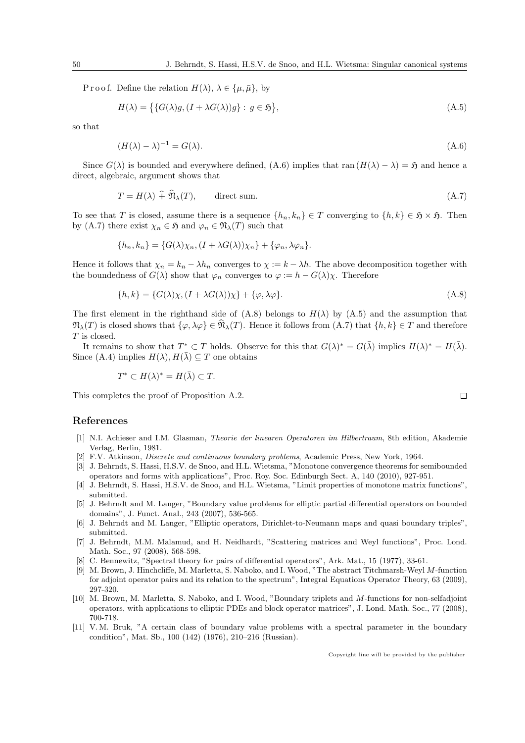Proof. Define the relation $H(\lambda)$, $\lambda \in \{\mu, \bar{\mu}\}$, by

$$H(\lambda) = \big\{\{G(\lambda)g, (I + \lambda G(\lambda))g\} : \, g \in \mathfrak{H}\big\}, \tag{A.5}$$

so that

$$(H(\lambda) - \lambda)^{-1} = G(\lambda). \tag{A.6}$$

Since $G(\lambda)$ is bounded and everywhere defined, (A.6) implies that $\operatorname{ran}(H(\lambda) - \lambda) = \mathfrak{H}$ and hence a direct, algebraic, argument shows that

$$T = H(\lambda) \,\widehat{+}\, \widehat{\mathfrak{N}}_\lambda(T), \qquad \text{direct sum.} \tag{A.7}$$

To see that $T$ is closed, assume there is a sequence $\{h_n, k_n\} \in T$ converging to $\{h, k\} \in \mathfrak{H} \times \mathfrak{H}$. Then by (A.7) there exist $\chi_n \in \mathfrak{H}$ and $\varphi_n \in \mathfrak{N}_\lambda(T)$ such that

$$\{h_n, k_n\} = \{G(\lambda)\chi_n, (I + \lambda G(\lambda))\chi_n\} + \{\varphi_n, \lambda\varphi_n\}.$$

Hence it follows that $\chi_n = k_n - \lambda h_n$ converges to $\chi := k - \lambda h$. The above decomposition together with the boundedness of $G(\lambda)$ show that $\varphi_n$ converges to $\varphi := h - G(\lambda)\chi$. Therefore

$$\{h, k\} = \{G(\lambda)\chi, (I + \lambda G(\lambda))\chi\} + \{\varphi, \lambda\varphi\}. \tag{A.8}$$

The first element in the righthand side of (A.8) belongs to $H(\lambda)$ by (A.5) and the assumption that $\mathfrak{N}_\lambda(T)$ is closed shows that $\{\varphi, \lambda\varphi\} \in \widehat{\mathfrak{N}}_\lambda(T)$. Hence it follows from (A.7) that $\{h, k\} \in T$ and therefore $T$ is closed.

It remains to show that $T^* \subset T$ holds. Observe for this that $G(\lambda)^* = G(\bar{\lambda})$ implies $H(\lambda)^* = H(\bar{\lambda})$. Since (A.4) implies $H(\lambda), H(\bar{\lambda}) \subseteq T$ one obtains

$$T^* \subset H(\lambda)^* = H(\bar{\lambda}) \subset T.$$

This completes the proof of Proposition A.2. □

## References

- [1] N.I. Achieser and I.M. Glasman, *Theorie der linearen Operatoren im Hilbertraum*, 8th edition, Akademie Verlag, Berlin, 1981.
- [2] F.V. Atkinson, *Discrete and continuous boundary problems*, Academic Press, New York, 1964.
- [3] J. Behrndt, S. Hassi, H.S.V. de Snoo, and H.L. Wietsma, "Monotone convergence theorems for semibounded operators and forms with applications", Proc. Roy. Soc. Edinburgh Sect. A, 140 (2010), 927-951.
- [4] J. Behrndt, S. Hassi, H.S.V. de Snoo, and H.L. Wietsma, "Limit properties of monotone matrix functions", submitted.
- [5] J. Behrndt and M. Langer, "Boundary value problems for elliptic partial differential operators on bounded domains", J. Funct. Anal., 243 (2007), 536-565.
- [6] J. Behrndt and M. Langer, "Elliptic operators, Dirichlet-to-Neumann maps and quasi boundary triples", submitted.
- [7] J. Behrndt, M.M. Malamud, and H. Neidhardt, "Scattering matrices and Weyl functions", Proc. Lond. Math. Soc., 97 (2008), 568-598.
- [8] C. Bennewitz, "Spectral theory for pairs of differential operators", Ark. Mat., 15 (1977), 33-61.
- [9] M. Brown, J. Hinchcliffe, M. Marletta, S. Naboko, and I. Wood, "The abstract Titchmarsh-Weyl $M$-function for adjoint operator pairs and its relation to the spectrum", Integral Equations Operator Theory, 63 (2009), 297-320.
- [10] M. Brown, M. Marletta, S. Naboko, and I. Wood, "Boundary triplets and $M$-functions for non-selfadjoint operators, with applications to elliptic PDEs and block operator matrices", J. Lond. Math. Soc., 77 (2008), 700-718.
- [11] V. M. Bruk, "A certain class of boundary value problems with a spectral parameter in the boundary condition", Mat. Sb., 100 (142) (1976), 210–216 (Russian).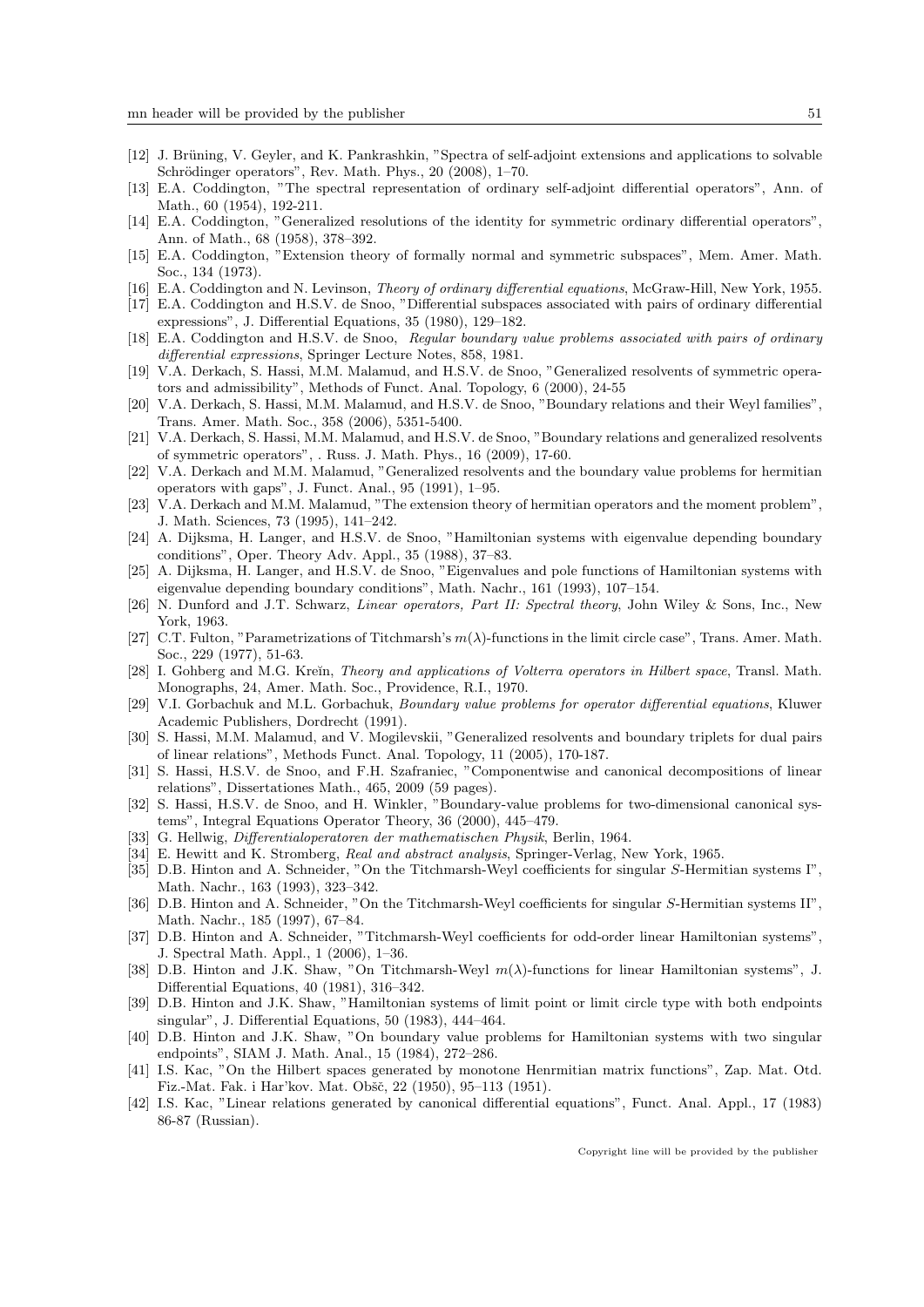[12] J. Brüning, V. Geyler, and K. Pankrashkin, "Spectra of self-adjoint extensions and applications to solvable Schrödinger operators", Rev. Math. Phys., 20 (2008), 1–70.

[13] E.A. Coddington, "The spectral representation of ordinary self-adjoint differential operators", Ann. of Math., 60 (1954), 192-211.

[14] E.A. Coddington, "Generalized resolutions of the identity for symmetric ordinary differential operators", Ann. of Math., 68 (1958), 378–392.

[15] E.A. Coddington, "Extension theory of formally normal and symmetric subspaces", Mem. Amer. Math. Soc., 134 (1973).

[16] E.A. Coddington and N. Levinson, *Theory of ordinary differential equations*, McGraw-Hill, New York, 1955.

[17] E.A. Coddington and H.S.V. de Snoo, "Differential subspaces associated with pairs of ordinary differential expressions", J. Differential Equations, 35 (1980), 129–182.

[18] E.A. Coddington and H.S.V. de Snoo, *Regular boundary value problems associated with pairs of ordinary differential expressions*, Springer Lecture Notes, 858, 1981.

[19] V.A. Derkach, S. Hassi, M.M. Malamud, and H.S.V. de Snoo, "Generalized resolvents of symmetric operators and admissibility", Methods of Funct. Anal. Topology, 6 (2000), 24-55

[20] V.A. Derkach, S. Hassi, M.M. Malamud, and H.S.V. de Snoo, "Boundary relations and their Weyl families", Trans. Amer. Math. Soc., 358 (2006), 5351-5400.

[21] V.A. Derkach, S. Hassi, M.M. Malamud, and H.S.V. de Snoo, "Boundary relations and generalized resolvents of symmetric operators", . Russ. J. Math. Phys., 16 (2009), 17-60.

[22] V.A. Derkach and M.M. Malamud, "Generalized resolvents and the boundary value problems for hermitian operators with gaps", J. Funct. Anal., 95 (1991), 1–95.

[23] V.A. Derkach and M.M. Malamud, "The extension theory of hermitian operators and the moment problem", J. Math. Sciences, 73 (1995), 141–242.

[24] A. Dijksma, H. Langer, and H.S.V. de Snoo, "Hamiltonian systems with eigenvalue depending boundary conditions", Oper. Theory Adv. Appl., 35 (1988), 37–83.

[25] A. Dijksma, H. Langer, and H.S.V. de Snoo, "Eigenvalues and pole functions of Hamiltonian systems with eigenvalue depending boundary conditions", Math. Nachr., 161 (1993), 107–154.

[26] N. Dunford and J.T. Schwarz, *Linear operators, Part II: Spectral theory*, John Wiley & Sons, Inc., New York, 1963.

[27] C.T. Fulton, "Parametrizations of Titchmarsh's $m(\lambda)$-functions in the limit circle case", Trans. Amer. Math. Soc., 229 (1977), 51-63.

[28] I. Gohberg and M.G. Kreĭn, *Theory and applications of Volterra operators in Hilbert space*, Transl. Math. Monographs, 24, Amer. Math. Soc., Providence, R.I., 1970.

[29] V.I. Gorbachuk and M.L. Gorbachuk, *Boundary value problems for operator differential equations*, Kluwer Academic Publishers, Dordrecht (1991).

[30] S. Hassi, M.M. Malamud, and V. Mogilevskii, "Generalized resolvents and boundary triplets for dual pairs of linear relations", Methods Funct. Anal. Topology, 11 (2005), 170-187.

[31] S. Hassi, H.S.V. de Snoo, and F.H. Szafraniec, "Componentwise and canonical decompositions of linear relations", Dissertationes Math., 465, 2009 (59 pages).

[32] S. Hassi, H.S.V. de Snoo, and H. Winkler, "Boundary-value problems for two-dimensional canonical systems", Integral Equations Operator Theory, 36 (2000), 445–479.

[33] G. Hellwig, *Differentialoperatoren der mathematischen Physik*, Berlin, 1964.

[34] E. Hewitt and K. Stromberg, *Real and abstract analysis*, Springer-Verlag, New York, 1965.

[35] D.B. Hinton and A. Schneider, "On the Titchmarsh-Weyl coefficients for singular $S$-Hermitian systems I", Math. Nachr., 163 (1993), 323–342.

[36] D.B. Hinton and A. Schneider, "On the Titchmarsh-Weyl coefficients for singular $S$-Hermitian systems II", Math. Nachr., 185 (1997), 67–84.

[37] D.B. Hinton and A. Schneider, "Titchmarsh-Weyl coefficients for odd-order linear Hamiltonian systems", J. Spectral Math. Appl., 1 (2006), 1–36.

[38] D.B. Hinton and J.K. Shaw, "On Titchmarsh-Weyl $m(\lambda)$-functions for linear Hamiltonian systems", J. Differential Equations, 40 (1981), 316–342.

[39] D.B. Hinton and J.K. Shaw, "Hamiltonian systems of limit point or limit circle type with both endpoints singular", J. Differential Equations, 50 (1983), 444–464.

[40] D.B. Hinton and J.K. Shaw, "On boundary value problems for Hamiltonian systems with two singular endpoints", SIAM J. Math. Anal., 15 (1984), 272–286.

[41] I.S. Kac, "On the Hilbert spaces generated by monotone Henrmitian matrix functions", Zap. Mat. Otd. Fiz.-Mat. Fak. i Har'kov. Mat. Obšč, 22 (1950), 95–113 (1951).

[42] I.S. Kac, "Linear relations generated by canonical differential equations", Funct. Anal. Appl., 17 (1983) 86-87 (Russian).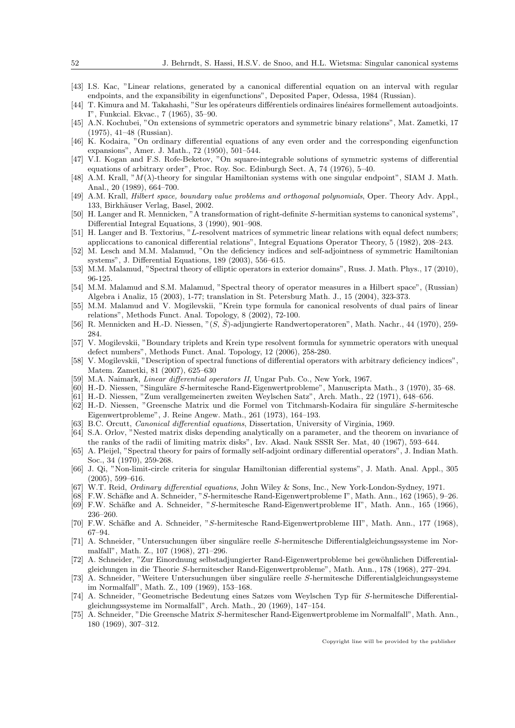[43] I.S. Kac, "Linear relations, generated by a canonical differential equation on an interval with regular endpoints, and the expansibility in eigenfunctions", Deposited Paper, Odessa, 1984 (Russian).

[44] T. Kimura and M. Takahashi, "Sur les opérateurs différentiels ordinaires linéaires formellement autoadjoints. I", Funkcial. Ekvac., 7 (1965), 35–90.

[45] A.N. Kochubei, "On extensions of symmetric operators and symmetric binary relations", Mat. Zametki, 17 (1975), 41–48 (Russian).

[46] K. Kodaira, "On ordinary differential equations of any even order and the corresponding eigenfunction expansions", Amer. J. Math., 72 (1950), 501–544.

[47] V.I. Kogan and F.S. Rofe-Beketov, "On square-integrable solutions of symmetric systems of differential equations of arbitrary order", Proc. Roy. Soc. Edinburgh Sect. A, 74 (1976), 5–40.

[48] A.M. Krall, "$M(\lambda)$-theory for singular Hamiltonian systems with one singular endpoint", SIAM J. Math. Anal., 20 (1989), 664–700.

[49] A.M. Krall, *Hilbert space, boundary value problems and orthogonal polynomials*, Oper. Theory Adv. Appl., 133, Birkhäuser Verlag, Basel, 2002.

[50] H. Langer and R. Mennicken, "A transformation of right-definite $S$-hermitian systems to canonical systems", Differential Integral Equations, 3 (1990), 901–908.

[51] H. Langer and B. Textorius, "$L$-resolvent matrices of symmetric linear relations with equal defect numbers; appliccations to canonical differential relations", Integral Equations Operator Theory, 5 (1982), 208–243.

[52] M. Lesch and M.M. Malamud, "On the deficiency indices and self-adjointness of symmetric Hamiltonian systems", J. Differential Equations, 189 (2003), 556–615.

[53] M.M. Malamud, "Spectral theory of elliptic operators in exterior domains", Russ. J. Math. Phys., 17 (2010), 96-125.

[54] M.M. Malamud and S.M. Malamud, "Spectral theory of operator measures in a Hilbert space", (Russian) Algebra i Analiz, 15 (2003), 1-77; translation in St. Petersburg Math. J., 15 (2004), 323-373.

[55] M.M. Malamud and V. Mogilevskii, "Krein type formula for canonical resolvents of dual pairs of linear relations", Methods Funct. Anal. Topology, 8 (2002), 72-100.

[56] R. Mennicken and H.-D. Niessen, "$(S, \tilde{S})$-adjungierte Randwertoperatoren", Math. Nachr., 44 (1970), 259-284.

[57] V. Mogilevskii, "Boundary triplets and Krein type resolvent formula for symmetric operators with unequal defect numbers", Methods Funct. Anal. Topology, 12 (2006), 258-280.

[58] V. Mogilevskii, "Description of spectral functions of differential operators with arbitrary deficiency indices", Matem. Zametki, 81 (2007), 625–630

[59] M.A. Naimark, *Linear differential operators II*, Ungar Pub. Co., New York, 1967.

[60] H.-D. Niessen, "Singuläre $S$-hermitesche Rand-Eigenwertprobleme", Manuscripta Math., 3 (1970), 35–68.

[61] H.-D. Niessen, "Zum verallgemeinerten zweiten Weylschen Satz", Arch. Math., 22 (1971), 648–656.

[62] H.-D. Niessen, "Greensche Matrix und die Formel von Titchmarsh-Kodaira für singuläre $S$-hermitesche Eigenwertprobleme", J. Reine Angew. Math., 261 (1973), 164–193.

[63] B.C. Orcutt, *Canonical differential equations*, Dissertation, University of Virginia, 1969.

[64] S.A. Orlov, "Nested matrix disks depending analytically on a parameter, and the theorem on invariance of the ranks of the radii of limiting matrix disks", Izv. Akad. Nauk SSSR Ser. Mat, 40 (1967), 593–644.

[65] A. Pleijel, "Spectral theory for pairs of formally self-adjoint ordinary differential operators", J. Indian Math. Soc., 34 (1970), 259-268.

[66] J. Qi, "Non-limit-circle criteria for singular Hamiltonian differential systems", J. Math. Anal. Appl., 305 (2005), 599–616.

[67] W.T. Reid, *Ordinary differential equations*, John Wiley & Sons, Inc., New York-London-Sydney, 1971.

[68] F.W. Schäfke and A. Schneider, "$S$-hermitesche Rand-Eigenwertprobleme I", Math. Ann., 162 (1965), 9–26.

[69] F.W. Schäfke and A. Schneider, "$S$-hermitesche Rand-Eigenwertprobleme II", Math. Ann., 165 (1966), 236–260.

[70] F.W. Schäfke and A. Schneider, "$S$-hermitesche Rand-Eigenwertprobleme III", Math. Ann., 177 (1968), 67–94.

[71] A. Schneider, "Untersuchungen über singuläre reelle $S$-hermitesche Differentialgleichungssysteme im Normalfall", Math. Z., 107 (1968), 271–296.

[72] A. Schneider, "Zur Einordnung selbstadjungierter Rand-Eigenwertprobleme bei gewöhnlichen Differentialgleichungen in die Theorie $S$-hermitescher Rand-Eigenwertprobleme", Math. Ann., 178 (1968), 277–294.

[73] A. Schneider, "Weitere Untersuchungen über singuläre reelle $S$-hermitesche Differentialgleichungssysteme im Normalfall", Math. Z., 109 (1969), 153–168.

[74] A. Schneider, "Geometrische Bedeutung eines Satzes vom Weylschen Typ für $S$-hermitesche Differentialgleichungssysteme im Normalfall", Arch. Math., 20 (1969), 147–154.

[75] A. Schneider, "Die Greensche Matrix $S$-hermitescher Rand-Eigenwertprobleme im Normalfall", Math. Ann., 180 (1969), 307–312.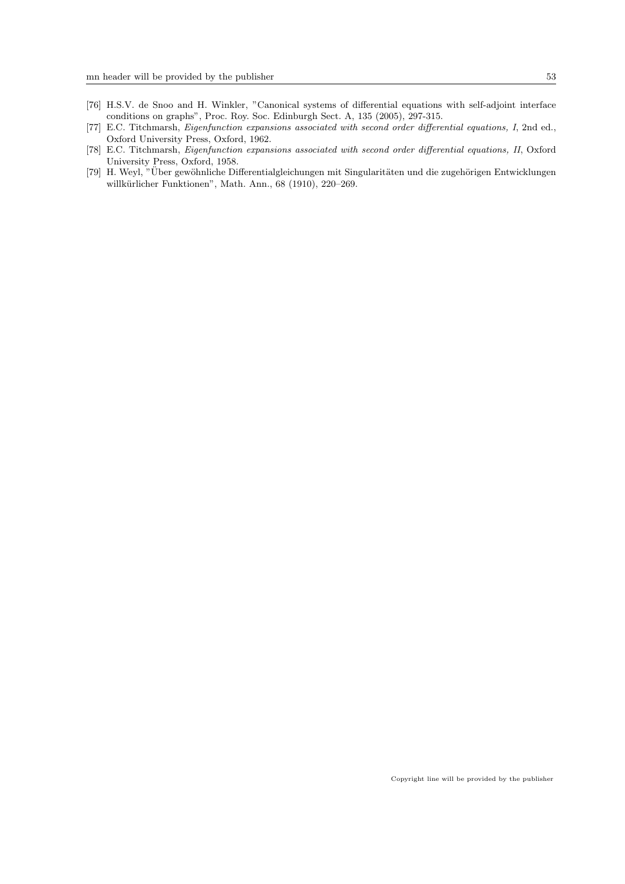[76] H.S.V. de Snoo and H. Winkler, "Canonical systems of differential equations with self-adjoint interface conditions on graphs", Proc. Roy. Soc. Edinburgh Sect. A, 135 (2005), 297-315.

[77] E.C. Titchmarsh, *Eigenfunction expansions associated with second order differential equations, I*, 2nd ed., Oxford University Press, Oxford, 1962.

[78] E.C. Titchmarsh, *Eigenfunction expansions associated with second order differential equations, II*, Oxford University Press, Oxford, 1958.

[79] H. Weyl, "Über gewöhnliche Differentialgleichungen mit Singularitäten und die zugehörigen Entwicklungen willkürlicher Funktionen", Math. Ann., 68 (1910), 220–269.